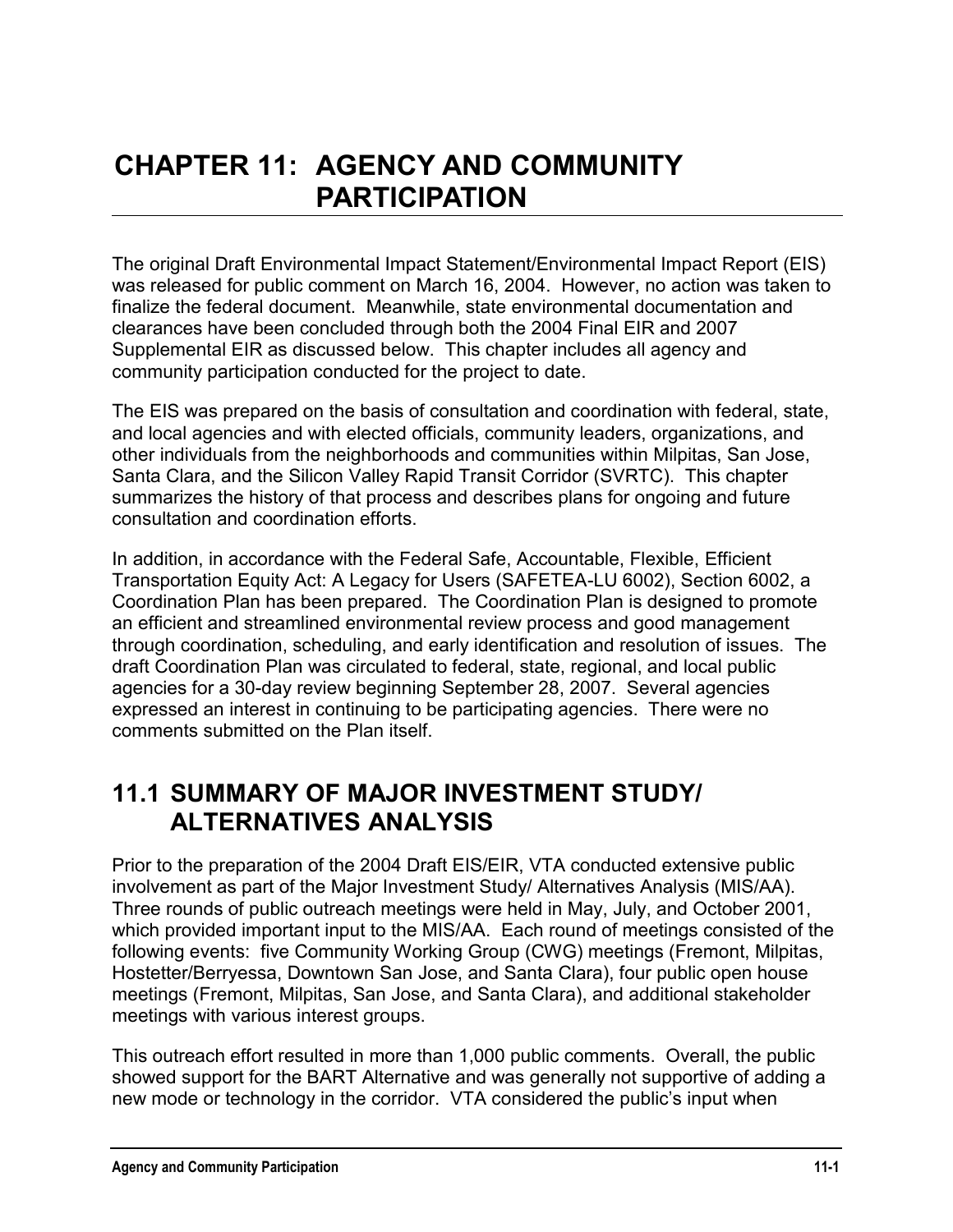# CHAPTER 11: AGENCY AND COMMUNITY PARTICIPATION

The original Draft Environmental Impact Statement/Environmental Impact Report (EIS) was released for public comment on March 16, 2004. However, no action was taken to finalize the federal document. Meanwhile, state environmental documentation and clearances have been concluded through both the 2004 Final EIR and 2007 Supplemental EIR as discussed below. This chapter includes all agency and community participation conducted for the project to date.

The EIS was prepared on the basis of consultation and coordination with federal, state, and local agencies and with elected officials, community leaders, organizations, and other individuals from the neighborhoods and communities within Milpitas, San Jose, Santa Clara, and the Silicon Valley Rapid Transit Corridor (SVRTC). This chapter summarizes the history of that process and describes plans for ongoing and future consultation and coordination efforts.

In addition, in accordance with the Federal Safe, Accountable, Flexible, Efficient Transportation Equity Act: A Legacy for Users (SAFETEA-LU 6002), Section 6002, a Coordination Plan has been prepared. The Coordination Plan is designed to promote an efficient and streamlined environmental review process and good management through coordination, scheduling, and early identification and resolution of issues. The draft Coordination Plan was circulated to federal, state, regional, and local public agencies for a 30-day review beginning September 28, 2007. Several agencies expressed an interest in continuing to be participating agencies. There were no comments submitted on the Plan itself.

## 11.1 SUMMARY OF MAJOR INVESTMENT STUDY/ ALTERNATIVES ANALYSIS

Prior to the preparation of the 2004 Draft EIS/EIR, VTA conducted extensive public involvement as part of the Major Investment Study/ Alternatives Analysis (MIS/AA). Three rounds of public outreach meetings were held in May, July, and October 2001, which provided important input to the MIS/AA. Each round of meetings consisted of the following events: five Community Working Group (CWG) meetings (Fremont, Milpitas, Hostetter/Berryessa, Downtown San Jose, and Santa Clara), four public open house meetings (Fremont, Milpitas, San Jose, and Santa Clara), and additional stakeholder meetings with various interest groups.

This outreach effort resulted in more than 1,000 public comments. Overall, the public showed support for the BART Alternative and was generally not supportive of adding a new mode or technology in the corridor. VTA considered the public's input when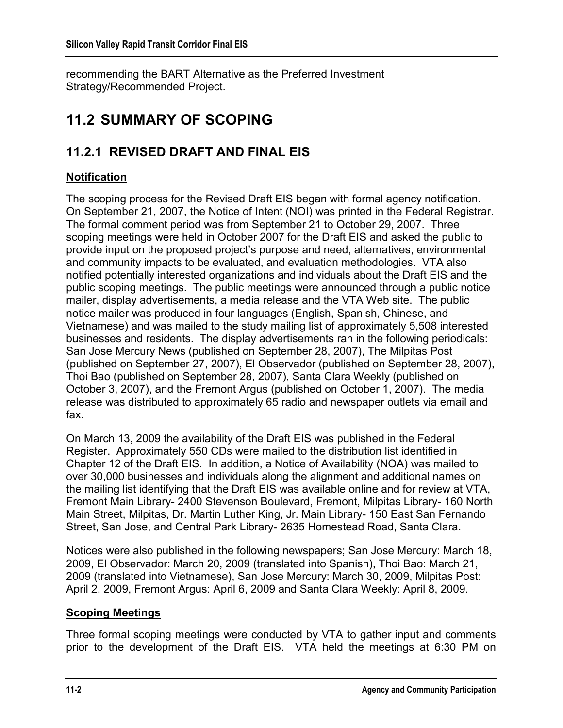recommending the BART Alternative as the Preferred Investment Strategy/Recommended Project.

## 11.2 SUMMARY OF SCOPING

### 11.2.1 REVISED DRAFT AND FINAL EIS

**Notification**

The scoping process for the Revised Draft EIS began with formal agency notification. On September 21, 2007, the Notice of Intent (NOI) was printed in the Federal Registrar. The formal comment period was from September 21 to October 29, 2007. Three scoping meetings were held in October 2007 for the Draft EIS and asked the public to provide input on the proposed project's purpose and need, alternatives, environmental and community impacts to be evaluated, and evaluation methodologies. VTA also notified potentially interested organizations and individuals about the Draft EIS and the public scoping meetings. The public meetings were announced through a public notice mailer, display advertisements, a media release and the VTA Web site. The public notice mailer was produced in four languages (English, Spanish, Chinese, and Vietnamese) and was mailed to the study mailing list of approximately 5,508 interested businesses and residents. The display advertisements ran in the following periodicals: San Jose Mercury News (published on September 28, 2007), The Milpitas Post (published on September 27, 2007), El Observador (published on September 28, 2007), Thoi Bao (published on September 28, 2007), Santa Clara Weekly (published on October 3, 2007), and the Fremont Argus (published on October 1, 2007). The media release was distributed to approximately 65 radio and newspaper outlets via email and fax.

On March 13, 2009 the availability of the Draft EIS was published in the Federal Register. Approximately 550 CDs were mailed to the distribution list identified in Chapter 12 of the Draft EIS. In addition, a Notice of Availability (NOA) was mailed to over 30,000 businesses and individuals along the alignment and additional names on the mailing list identifying that the Draft EIS was available online and for review at VTA, Fremont Main Library- 2400 Stevenson Boulevard, Fremont, Milpitas Library- 160 North Main Street, Milpitas, Dr. Martin Luther King, Jr. Main Library- 150 East San Fernando Street, San Jose, and Central Park Library- 2635 Homestead Road, Santa Clara.

Notices were also published in the following newspapers; San Jose Mercury: March 18, 2009, El Observador: March 20, 2009 (translated into Spanish), Thoi Bao: March 21, 2009 (translated into Vietnamese), San Jose Mercury: March 30, 2009, Milpitas Post: April 2, 2009, Fremont Argus: April 6, 2009 and Santa Clara Weekly: April 8, 2009.

**Scoping Meetings**

Three formal scoping meetings were conducted by VTA to gather input and comments prior to the development of the Draft EIS. VTA held the meetings at 6:30 PM on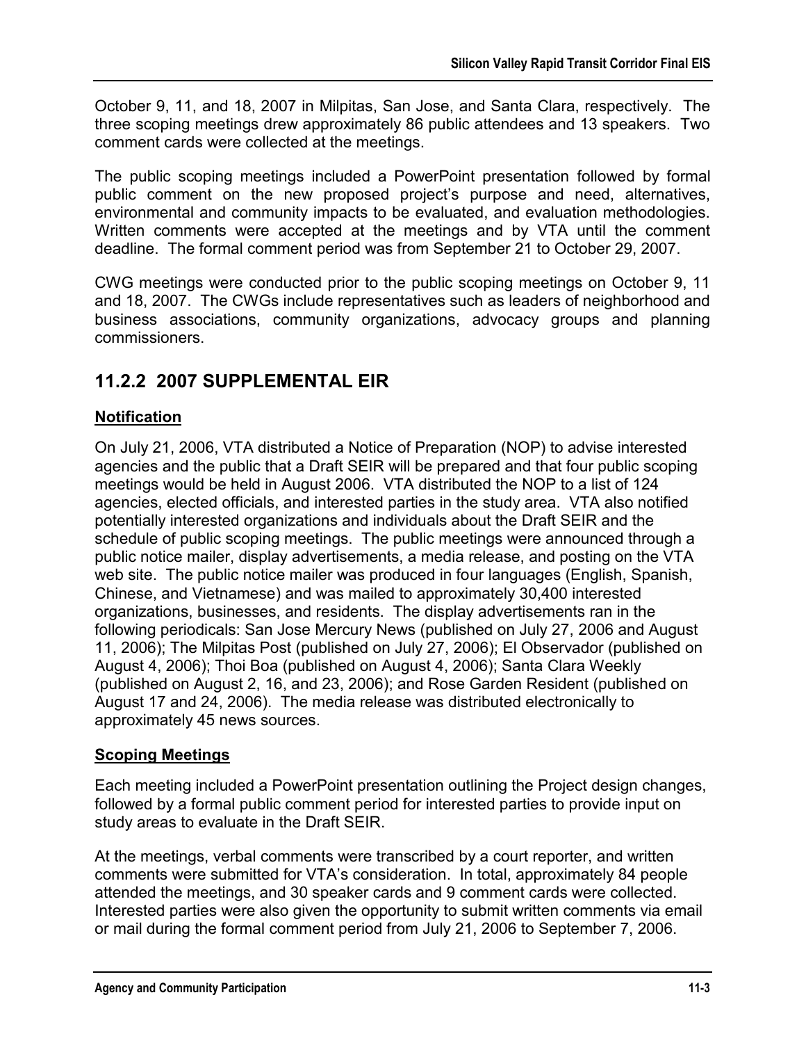October 9, 11, and 18, 2007 in Milpitas, San Jose, and Santa Clara, respectively. The three scoping meetings drew approximately 86 public attendees and 13 speakers. Two comment cards were collected at the meetings.

The public scoping meetings included a PowerPoint presentation followed by formal public comment on the new proposed project's purpose and need, alternatives, environmental and community impacts to be evaluated, and evaluation methodologies. Written comments were accepted at the meetings and by VTA until the comment deadline. The formal comment period was from September 21 to October 29, 2007.

CWG meetings were conducted prior to the public scoping meetings on October 9, 11 and 18, 2007. The CWGs include representatives such as leaders of neighborhood and business associations, community organizations, advocacy groups and planning commissioners.

## 11.2.2 2007 SUPPLEMENTAL EIR

**Notification**

On July 21, 2006, VTA distributed a Notice of Preparation (NOP) to advise interested agencies and the public that a Draft SEIR will be prepared and that four public scoping meetings would be held in August 2006. VTA distributed the NOP to a list of 124 agencies, elected officials, and interested parties in the study area. VTA also notified potentially interested organizations and individuals about the Draft SEIR and the schedule of public scoping meetings. The public meetings were announced through a public notice mailer, display advertisements, a media release, and posting on the VTA web site. The public notice mailer was produced in four languages (English, Spanish, Chinese, and Vietnamese) and was mailed to approximately 30,400 interested organizations, businesses, and residents. The display advertisements ran in the following periodicals: San Jose Mercury News (published on July 27, 2006 and August 11, 2006); The Milpitas Post (published on July 27, 2006); El Observador (published on August 4, 2006); Thoi Boa (published on August 4, 2006); Santa Clara Weekly (published on August 2, 16, and 23, 2006); and Rose Garden Resident (published on August 17 and 24, 2006). The media release was distributed electronically to approximately 45 news sources.

**Scoping Meetings**

Each meeting included a PowerPoint presentation outlining the Project design changes, followed by a formal public comment period for interested parties to provide input on study areas to evaluate in the Draft SEIR.

At the meetings, verbal comments were transcribed by a court reporter, and written comments were submitted for VTA's consideration. In total, approximately 84 people attended the meetings, and 30 speaker cards and 9 comment cards were collected. Interested parties were also given the opportunity to submit written comments via email or mail during the formal comment period from July 21, 2006 to September 7, 2006.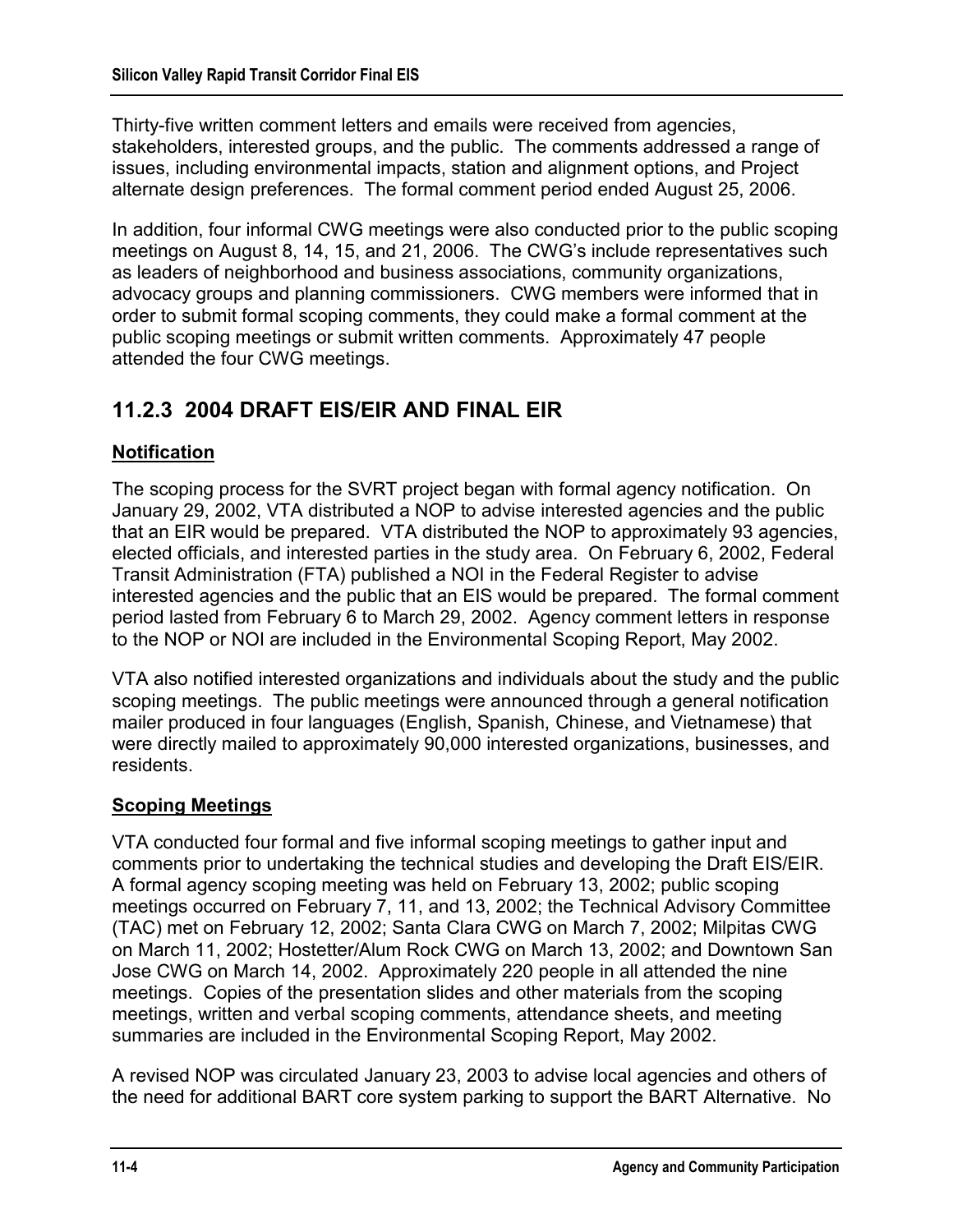Thirty-five written comment letters and emails were received from agencies, stakeholders, interested groups, and the public. The comments addressed a range of issues, including environmental impacts, station and alignment options, and Project alternate design preferences. The formal comment period ended August 25, 2006.

In addition, four informal CWG meetings were also conducted prior to the public scoping meetings on August 8, 14, 15, and 21, 2006. The CWG's include representatives such as leaders of neighborhood and business associations, community organizations, advocacy groups and planning commissioners. CWG members were informed that in order to submit formal scoping comments, they could make a formal comment at the public scoping meetings or submit written comments. Approximately 47 people attended the four CWG meetings.

## 11.2.3 2004 DRAFT EIS/EIR AND FINAL EIR

**Notification**

The scoping process for the SVRT project began with formal agency notification. On January 29, 2002, VTA distributed a NOP to advise interested agencies and the public that an EIR would be prepared. VTA distributed the NOP to approximately 93 agencies, elected officials, and interested parties in the study area. On February 6, 2002, Federal Transit Administration (FTA) published a NOI in the Federal Register to advise interested agencies and the public that an EIS would be prepared. The formal comment period lasted from February 6 to March 29, 2002. Agency comment letters in response to the NOP or NOI are included in the Environmental Scoping Report, May 2002.

VTA also notified interested organizations and individuals about the study and the public scoping meetings. The public meetings were announced through a general notification mailer produced in four languages (English, Spanish, Chinese, and Vietnamese) that were directly mailed to approximately 90,000 interested organizations, businesses, and residents.

**Scoping Meetings**

VTA conducted four formal and five informal scoping meetings to gather input and comments prior to undertaking the technical studies and developing the Draft EIS/EIR. A formal agency scoping meeting was held on February 13, 2002; public scoping meetings occurred on February 7, 11, and 13, 2002; the Technical Advisory Committee (TAC) met on February 12, 2002; Santa Clara CWG on March 7, 2002; Milpitas CWG on March 11, 2002; Hostetter/Alum Rock CWG on March 13, 2002; and Downtown San Jose CWG on March 14, 2002. Approximately 220 people in all attended the nine meetings. Copies of the presentation slides and other materials from the scoping meetings, written and verbal scoping comments, attendance sheets, and meeting summaries are included in the Environmental Scoping Report, May 2002.

A revised NOP was circulated January 23, 2003 to advise local agencies and others of the need for additional BART core system parking to support the BART Alternative. No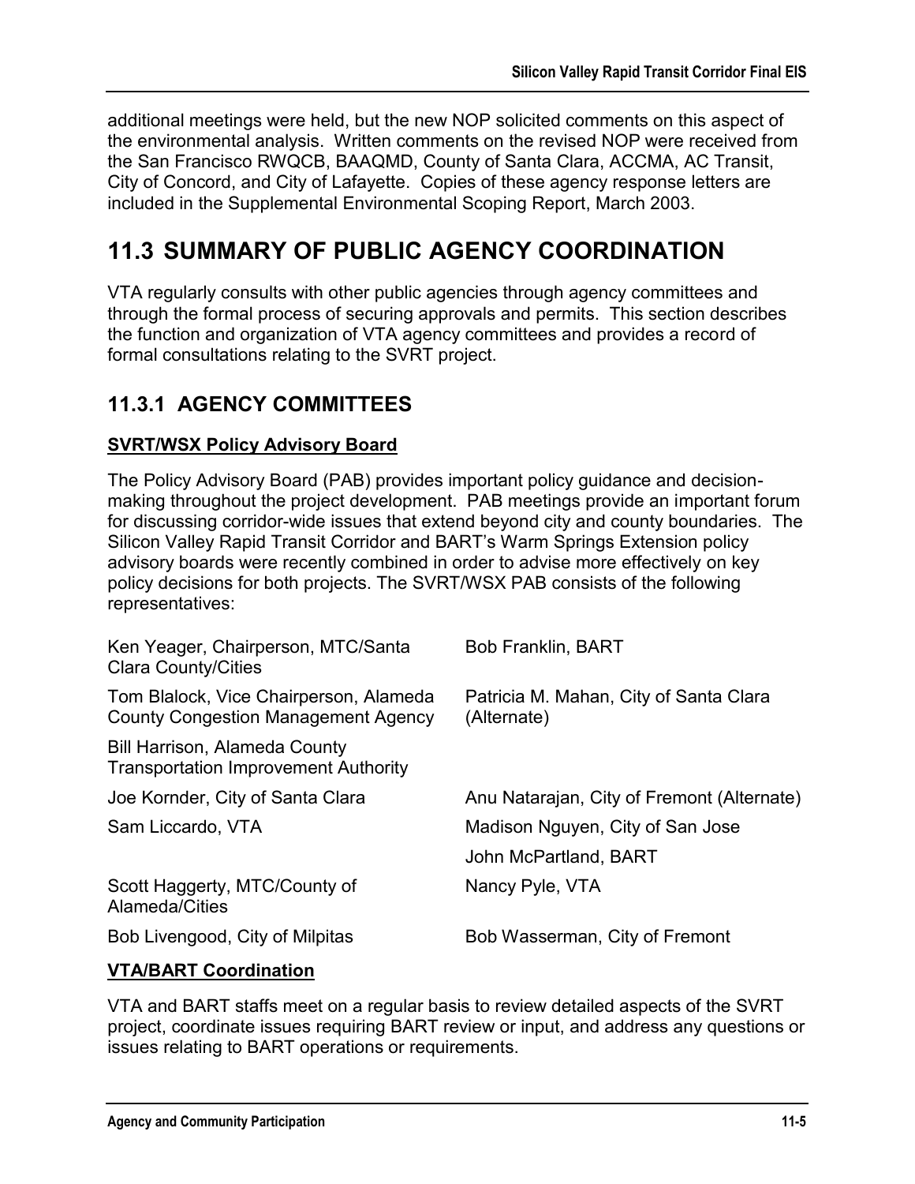additional meetings were held, but the new NOP solicited comments on this aspect of the environmental analysis. Written comments on the revised NOP were received from the San Francisco RWQCB, BAAQMD, County of Santa Clara, ACCMA, AC Transit, City of Concord, and City of Lafayette. Copies of these agency response letters are included in the Supplemental Environmental Scoping Report, March 2003.

# 11.3 SUMMARY OF PUBLIC AGENCY COORDINATION

VTA regularly consults with other public agencies through agency committees and through the formal process of securing approvals and permits. This section describes the function and organization of VTA agency committees and provides a record of formal consultations relating to the SVRT project.

## 11.3.1 AGENCY COMMITTEES

**SVRT/WSX Policy Advisory Board**

The Policy Advisory Board (PAB) provides important policy guidance and decision-making throughout the project development. PAB meetings provide an important forum for discussing corridor-wide issues that extend beyond city and county boundaries. The Silicon Valley Rapid Transit Corridor and BART's Warm Springs Extension policy advisory boards were recently combined in order to advise more effectively on key policy decisions for both projects. The SVRT/WSX PAB consists of the following representatives:

Ken Yeager, Chairperson, MTC/Santa Clara County/Cities

Tom Blalock, Vice Chairperson, Alameda County Congestion Management Agency

Bill Harrison, Alameda County Transportation Improvement Authority

Joe Kornder, City of Santa Clara

Sam Liccardo, VTA

Scott Haggerty, MTC/County of Alameda/Cities

Bob Livengood, City of Milpitas

Bob Franklin, BART

Patricia M. Mahan, City of Santa Clara (Alternate)

Anu Natarajan, City of Fremont (Alternate)

Madison Nguyen, City of San Jose

John McPartland, BART

Nancy Pyle, VTA

Bob Wasserman, City of Fremont

**VTA/BART Coordination**

VTA and BART staffs meet on a regular basis to review detailed aspects of the SVRT project, coordinate issues requiring BART review or input, and address any questions or issues relating to BART operations or requirements.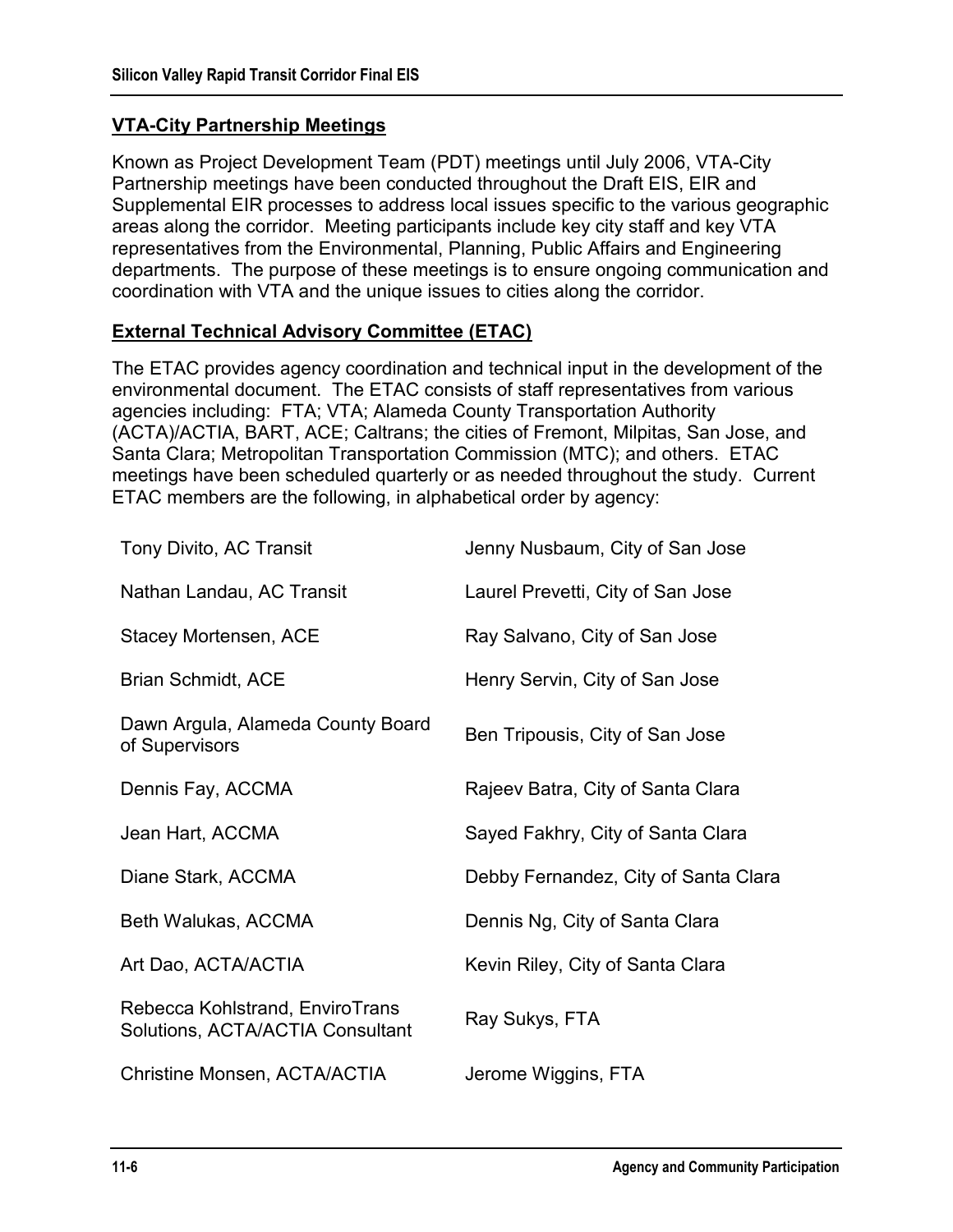### VTA-City Partnership Meetings

Known as Project Development Team (PDT) meetings until July 2006, VTA-City Partnership meetings have been conducted throughout the Draft EIS, EIR and Supplemental EIR processes to address local issues specific to the various geographic areas along the corridor. Meeting participants include key city staff and key VTA representatives from the Environmental, Planning, Public Affairs and Engineering departments. The purpose of these meetings is to ensure ongoing communication and coordination with VTA and the unique issues to cities along the corridor.

### External Technical Advisory Committee (ETAC)

The ETAC provides agency coordination and technical input in the development of the environmental document. The ETAC consists of staff representatives from various agencies including: FTA; VTA; Alameda County Transportation Authority (ACTA)/ACTIA, BART, ACE; Caltrans; the cities of Fremont, Milpitas, San Jose, and Santa Clara; Metropolitan Transportation Commission (MTC); and others. ETAC meetings have been scheduled quarterly or as needed throughout the study. Current ETAC members are the following, in alphabetical order by agency:

- Tony Divito, AC Transit
- Nathan Landau, AC Transit
- Stacey Mortensen, ACE
- Brian Schmidt, ACE
- Dawn Argula, Alameda County Board of Supervisors
- Dennis Fay, ACCMA
- Jean Hart, ACCMA
- Diane Stark, ACCMA
- Beth Walukas, ACCMA
- Art Dao, ACTA/ACTIA
- Rebecca Kohlstrand, EnviroTrans Solutions, ACTA/ACTIA Consultant
- Christine Monsen, ACTA/ACTIA
- Jenny Nusbaum, City of San Jose
- Laurel Prevetti, City of San Jose
- Ray Salvano, City of San Jose
- Henry Servin, City of San Jose
- Ben Tripousis, City of San Jose
- Rajeev Batra, City of Santa Clara
- Sayed Fakhry, City of Santa Clara
- Debby Fernandez, City of Santa Clara
- Dennis Ng, City of Santa Clara
- Kevin Riley, City of Santa Clara
- Ray Sukys, FTA
- Jerome Wiggins, FTA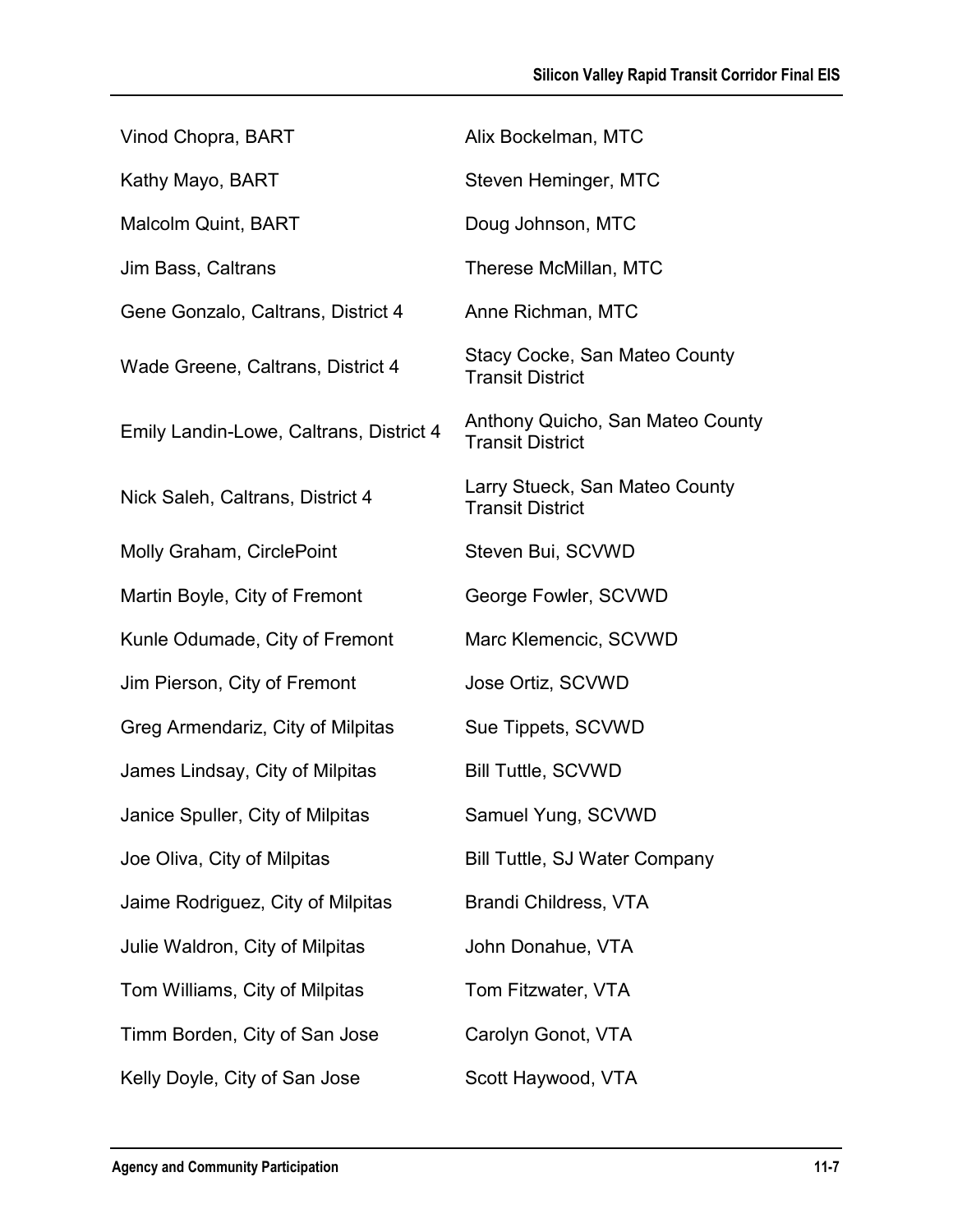Vinod Chopra, BART

Kathy Mayo, BART

Malcolm Quint, BART

Jim Bass, Caltrans

Gene Gonzalo, Caltrans, District 4

Wade Greene, Caltrans, District 4

Emily Landin-Lowe, Caltrans, District 4

Nick Saleh, Caltrans, District 4

Molly Graham, CirclePoint

Martin Boyle, City of Fremont

Kunle Odumade, City of Fremont

Jim Pierson, City of Fremont

Greg Armendariz, City of Milpitas

James Lindsay, City of Milpitas

Janice Spuller, City of Milpitas

Joe Oliva, City of Milpitas

Jaime Rodriguez, City of Milpitas

Julie Waldron, City of Milpitas

Tom Williams, City of Milpitas

Timm Borden, City of San Jose

Kelly Doyle, City of San Jose

Alix Bockelman, MTC

Steven Heminger, MTC

Doug Johnson, MTC

Therese McMillan, MTC

Anne Richman, MTC

Stacy Cocke, San Mateo County Transit District

Anthony Quicho, San Mateo County Transit District

Larry Stueck, San Mateo County Transit District

Steven Bui, SCVWD

George Fowler, SCVWD

Marc Klemencic, SCVWD

Jose Ortiz, SCVWD

Sue Tippets, SCVWD

Bill Tuttle, SCVWD

Samuel Yung, SCVWD

Bill Tuttle, SJ Water Company

Brandi Childress, VTA

John Donahue, VTA

Tom Fitzwater, VTA

Carolyn Gonot, VTA

Scott Haywood, VTA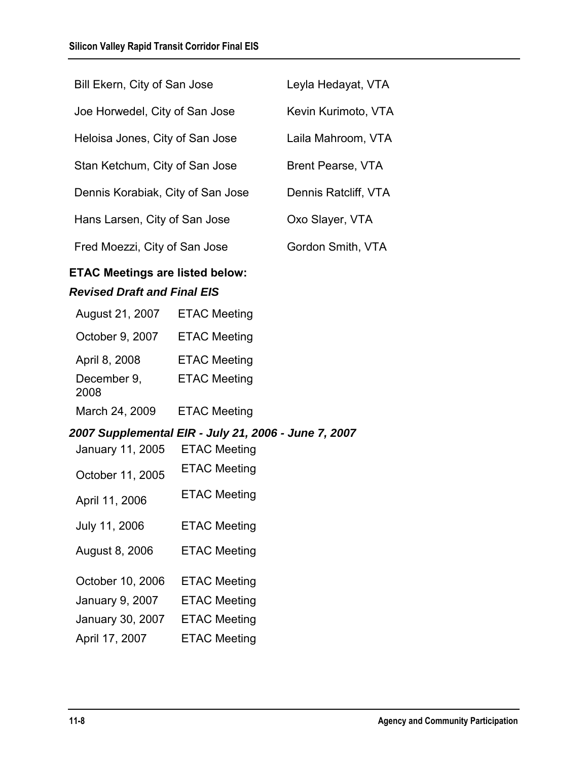| | |
|---|---|
| Bill Ekern, City of San Jose | Leyla Hedayat, VTA |
| Joe Horwedel, City of San Jose | Kevin Kurimoto, VTA |
| Heloisa Jones, City of San Jose | Laila Mahroom, VTA |
| Stan Ketchum, City of San Jose | Brent Pearse, VTA |
| Dennis Korabiak, City of San Jose | Dennis Ratcliff, VTA |
| Hans Larsen, City of San Jose | Oxo Slayer, VTA |
| Fred Moezzi, City of San Jose | Gordon Smith, VTA |

**ETAC Meetings are listed below:**

***Revised Draft and Final EIS***

| | |
|---|---|
| August 21, 2007 | ETAC Meeting |
| October 9, 2007 | ETAC Meeting |
| April 8, 2008 | ETAC Meeting |
| December 9, 2008 | ETAC Meeting |
| March 24, 2009 | ETAC Meeting |

***2007 Supplemental EIR - July 21, 2006 - June 7, 2007***

| | |
|---|---|
| January 11, 2005 | ETAC Meeting |
| October 11, 2005 | ETAC Meeting |
| April 11, 2006 | ETAC Meeting |
| July 11, 2006 | ETAC Meeting |
| August 8, 2006 | ETAC Meeting |
| October 10, 2006 | ETAC Meeting |
| January 9, 2007 | ETAC Meeting |
| January 30, 2007 | ETAC Meeting |
| April 17, 2007 | ETAC Meeting |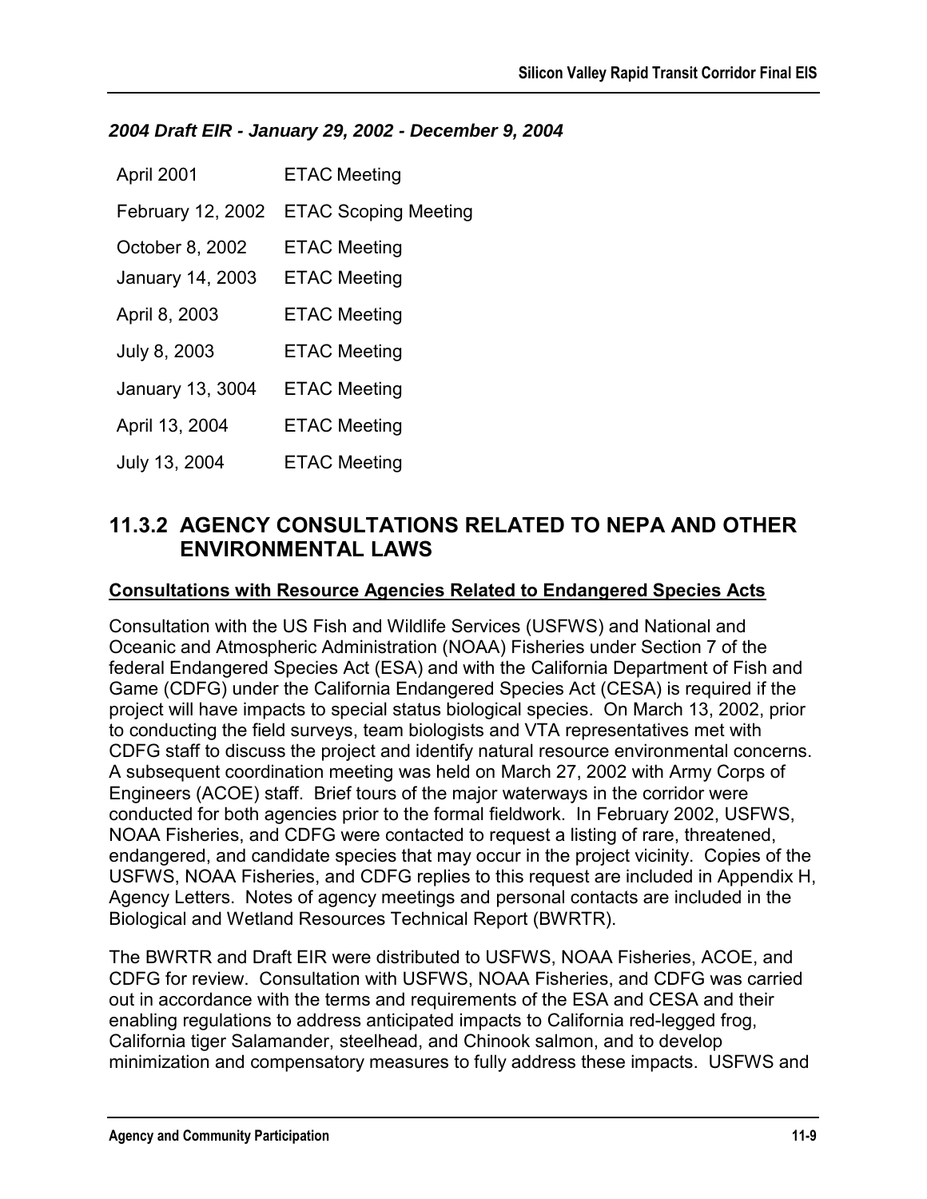*2004 Draft EIR - January 29, 2002 - December 9, 2004*

| | |
|---|---|
| April 2001 | ETAC Meeting |
| February 12, 2002 | ETAC Scoping Meeting |
| October 8, 2002 | ETAC Meeting |
| January 14, 2003 | ETAC Meeting |
| April 8, 2003 | ETAC Meeting |
| July 8, 2003 | ETAC Meeting |
| January 13, 3004 | ETAC Meeting |
| April 13, 2004 | ETAC Meeting |
| July 13, 2004 | ETAC Meeting |

## 11.3.2 AGENCY CONSULTATIONS RELATED TO NEPA AND OTHER ENVIRONMENTAL LAWS

**Consultations with Resource Agencies Related to Endangered Species Acts**

Consultation with the US Fish and Wildlife Services (USFWS) and National and Oceanic and Atmospheric Administration (NOAA) Fisheries under Section 7 of the federal Endangered Species Act (ESA) and with the California Department of Fish and Game (CDFG) under the California Endangered Species Act (CESA) is required if the project will have impacts to special status biological species. On March 13, 2002, prior to conducting the field surveys, team biologists and VTA representatives met with CDFG staff to discuss the project and identify natural resource environmental concerns. A subsequent coordination meeting was held on March 27, 2002 with Army Corps of Engineers (ACOE) staff. Brief tours of the major waterways in the corridor were conducted for both agencies prior to the formal fieldwork. In February 2002, USFWS, NOAA Fisheries, and CDFG were contacted to request a listing of rare, threatened, endangered, and candidate species that may occur in the project vicinity. Copies of the USFWS, NOAA Fisheries, and CDFG replies to this request are included in Appendix H, Agency Letters. Notes of agency meetings and personal contacts are included in the Biological and Wetland Resources Technical Report (BWRTR).

The BWRTR and Draft EIR were distributed to USFWS, NOAA Fisheries, ACOE, and CDFG for review. Consultation with USFWS, NOAA Fisheries, and CDFG was carried out in accordance with the terms and requirements of the ESA and CESA and their enabling regulations to address anticipated impacts to California red-legged frog, California tiger Salamander, steelhead, and Chinook salmon, and to develop minimization and compensatory measures to fully address these impacts. USFWS and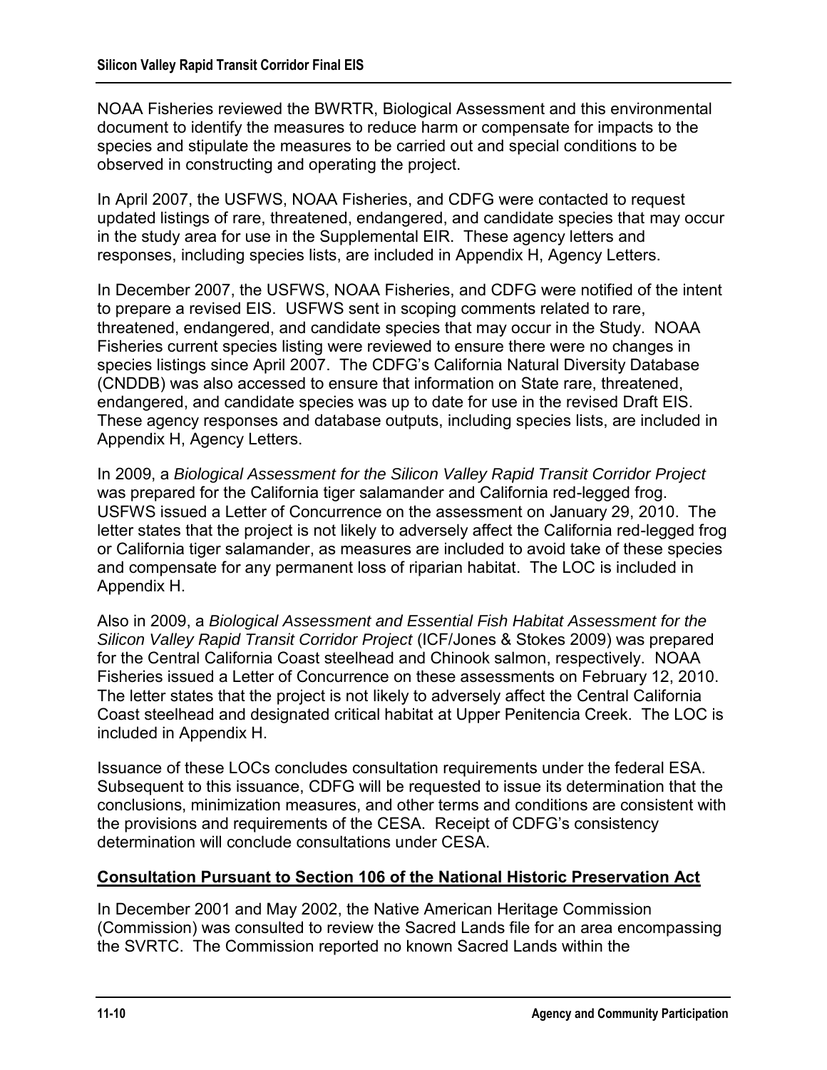NOAA Fisheries reviewed the BWRTR, Biological Assessment and this environmental document to identify the measures to reduce harm or compensate for impacts to the species and stipulate the measures to be carried out and special conditions to be observed in constructing and operating the project.

In April 2007, the USFWS, NOAA Fisheries, and CDFG were contacted to request updated listings of rare, threatened, endangered, and candidate species that may occur in the study area for use in the Supplemental EIR. These agency letters and responses, including species lists, are included in Appendix H, Agency Letters.

In December 2007, the USFWS, NOAA Fisheries, and CDFG were notified of the intent to prepare a revised EIS. USFWS sent in scoping comments related to rare, threatened, endangered, and candidate species that may occur in the Study. NOAA Fisheries current species listing were reviewed to ensure there were no changes in species listings since April 2007. The CDFG's California Natural Diversity Database (CNDDB) was also accessed to ensure that information on State rare, threatened, endangered, and candidate species was up to date for use in the revised Draft EIS. These agency responses and database outputs, including species lists, are included in Appendix H, Agency Letters.

In 2009, a *Biological Assessment for the Silicon Valley Rapid Transit Corridor Project* was prepared for the California tiger salamander and California red-legged frog. USFWS issued a Letter of Concurrence on the assessment on January 29, 2010. The letter states that the project is not likely to adversely affect the California red-legged frog or California tiger salamander, as measures are included to avoid take of these species and compensate for any permanent loss of riparian habitat. The LOC is included in Appendix H.

Also in 2009, a *Biological Assessment and Essential Fish Habitat Assessment for the Silicon Valley Rapid Transit Corridor Project* (ICF/Jones & Stokes 2009) was prepared for the Central California Coast steelhead and Chinook salmon, respectively. NOAA Fisheries issued a Letter of Concurrence on these assessments on February 12, 2010. The letter states that the project is not likely to adversely affect the Central California Coast steelhead and designated critical habitat at Upper Penitencia Creek. The LOC is included in Appendix H.

Issuance of these LOCs concludes consultation requirements under the federal ESA. Subsequent to this issuance, CDFG will be requested to issue its determination that the conclusions, minimization measures, and other terms and conditions are consistent with the provisions and requirements of the CESA. Receipt of CDFG's consistency determination will conclude consultations under CESA.

## Consultation Pursuant to Section 106 of the National Historic Preservation Act

In December 2001 and May 2002, the Native American Heritage Commission (Commission) was consulted to review the Sacred Lands file for an area encompassing the SVRTC. The Commission reported no known Sacred Lands within the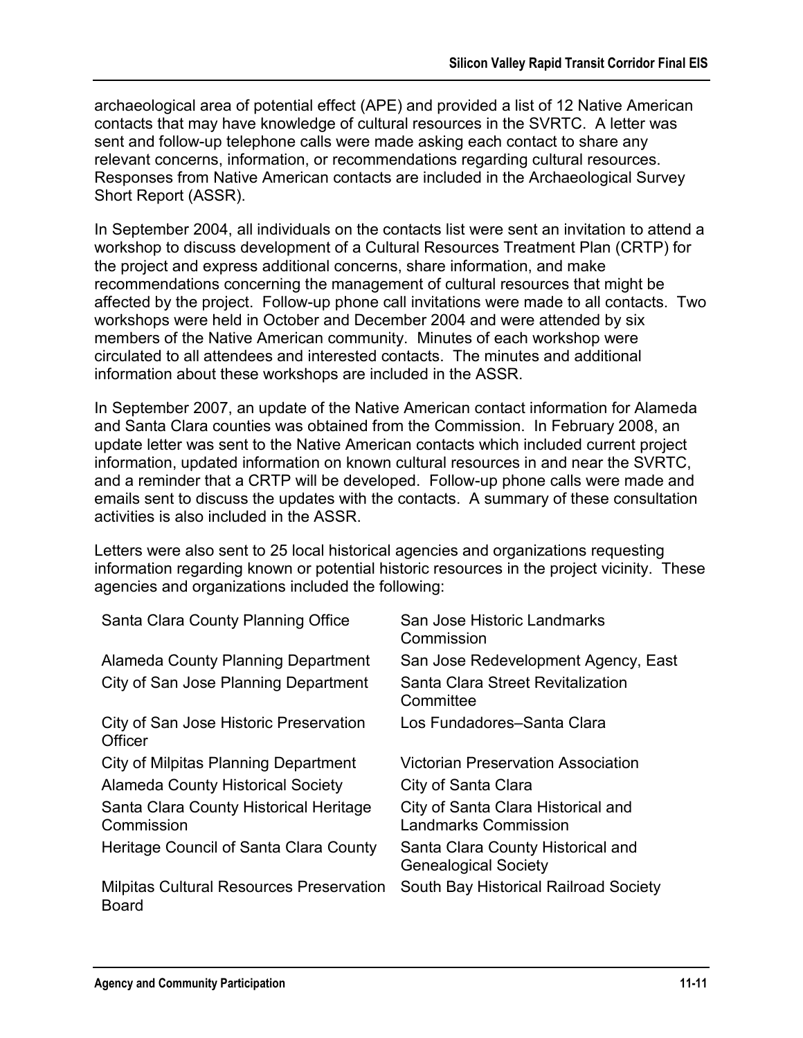archaeological area of potential effect (APE) and provided a list of 12 Native American contacts that may have knowledge of cultural resources in the SVRTC. A letter was sent and follow-up telephone calls were made asking each contact to share any relevant concerns, information, or recommendations regarding cultural resources. Responses from Native American contacts are included in the Archaeological Survey Short Report (ASSR).

In September 2004, all individuals on the contacts list were sent an invitation to attend a workshop to discuss development of a Cultural Resources Treatment Plan (CRTP) for the project and express additional concerns, share information, and make recommendations concerning the management of cultural resources that might be affected by the project. Follow-up phone call invitations were made to all contacts. Two workshops were held in October and December 2004 and were attended by six members of the Native American community. Minutes of each workshop were circulated to all attendees and interested contacts. The minutes and additional information about these workshops are included in the ASSR.

In September 2007, an update of the Native American contact information for Alameda and Santa Clara counties was obtained from the Commission. In February 2008, an update letter was sent to the Native American contacts which included current project information, updated information on known cultural resources in and near the SVRTC, and a reminder that a CRTP will be developed. Follow-up phone calls were made and emails sent to discuss the updates with the contacts. A summary of these consultation activities is also included in the ASSR.

Letters were also sent to 25 local historical agencies and organizations requesting information regarding known or potential historic resources in the project vicinity. These agencies and organizations included the following:

| | |
|---|---|
| Santa Clara County Planning Office | San Jose Historic Landmarks Commission |
| Alameda County Planning Department | San Jose Redevelopment Agency, East |
| City of San Jose Planning Department | Santa Clara Street Revitalization Committee |
| City of San Jose Historic Preservation Officer | Los Fundadores–Santa Clara |
| City of Milpitas Planning Department | Victorian Preservation Association |
| Alameda County Historical Society | City of Santa Clara |
| Santa Clara County Historical Heritage Commission | City of Santa Clara Historical and Landmarks Commission |
| Heritage Council of Santa Clara County | Santa Clara County Historical and Genealogical Society |
| Milpitas Cultural Resources Preservation Board | South Bay Historical Railroad Society |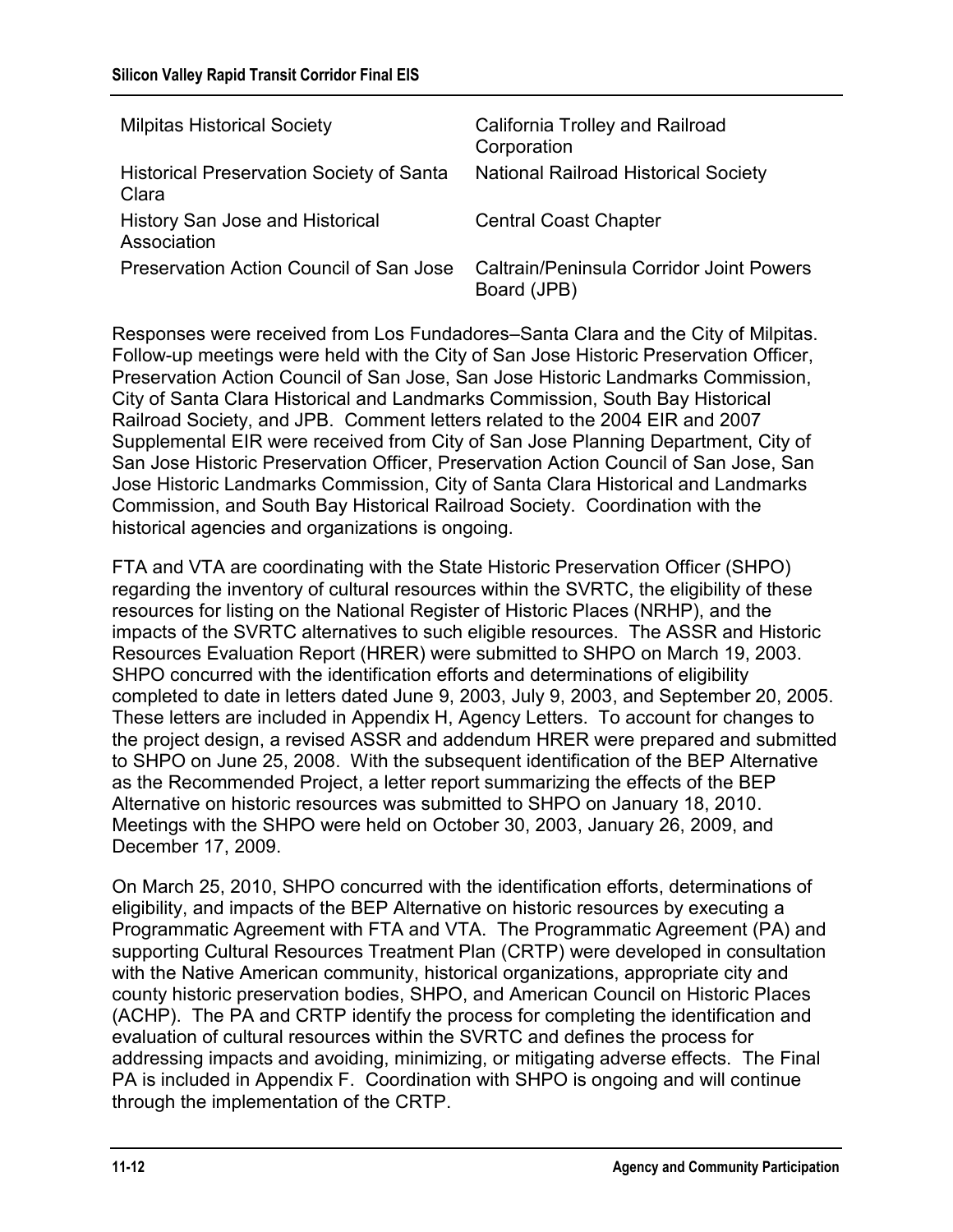| | |
|---|---|
| Milpitas Historical Society | California Trolley and Railroad Corporation |
| Historical Preservation Society of Santa Clara | National Railroad Historical Society |
| History San Jose and Historical Association | Central Coast Chapter |
| Preservation Action Council of San Jose | Caltrain/Peninsula Corridor Joint Powers Board (JPB) |

Responses were received from Los Fundadores–Santa Clara and the City of Milpitas. Follow-up meetings were held with the City of San Jose Historic Preservation Officer, Preservation Action Council of San Jose, San Jose Historic Landmarks Commission, City of Santa Clara Historical and Landmarks Commission, South Bay Historical Railroad Society, and JPB. Comment letters related to the 2004 EIR and 2007 Supplemental EIR were received from City of San Jose Planning Department, City of San Jose Historic Preservation Officer, Preservation Action Council of San Jose, San Jose Historic Landmarks Commission, City of Santa Clara Historical and Landmarks Commission, and South Bay Historical Railroad Society. Coordination with the historical agencies and organizations is ongoing.

FTA and VTA are coordinating with the State Historic Preservation Officer (SHPO) regarding the inventory of cultural resources within the SVRTC, the eligibility of these resources for listing on the National Register of Historic Places (NRHP), and the impacts of the SVRTC alternatives to such eligible resources. The ASSR and Historic Resources Evaluation Report (HRER) were submitted to SHPO on March 19, 2003. SHPO concurred with the identification efforts and determinations of eligibility completed to date in letters dated June 9, 2003, July 9, 2003, and September 20, 2005. These letters are included in Appendix H, Agency Letters. To account for changes to the project design, a revised ASSR and addendum HRER were prepared and submitted to SHPO on June 25, 2008. With the subsequent identification of the BEP Alternative as the Recommended Project, a letter report summarizing the effects of the BEP Alternative on historic resources was submitted to SHPO on January 18, 2010. Meetings with the SHPO were held on October 30, 2003, January 26, 2009, and December 17, 2009.

On March 25, 2010, SHPO concurred with the identification efforts, determinations of eligibility, and impacts of the BEP Alternative on historic resources by executing a Programmatic Agreement with FTA and VTA. The Programmatic Agreement (PA) and supporting Cultural Resources Treatment Plan (CRTP) were developed in consultation with the Native American community, historical organizations, appropriate city and county historic preservation bodies, SHPO, and American Council on Historic Places (ACHP). The PA and CRTP identify the process for completing the identification and evaluation of cultural resources within the SVRTC and defines the process for addressing impacts and avoiding, minimizing, or mitigating adverse effects. The Final PA is included in Appendix F. Coordination with SHPO is ongoing and will continue through the implementation of the CRTP.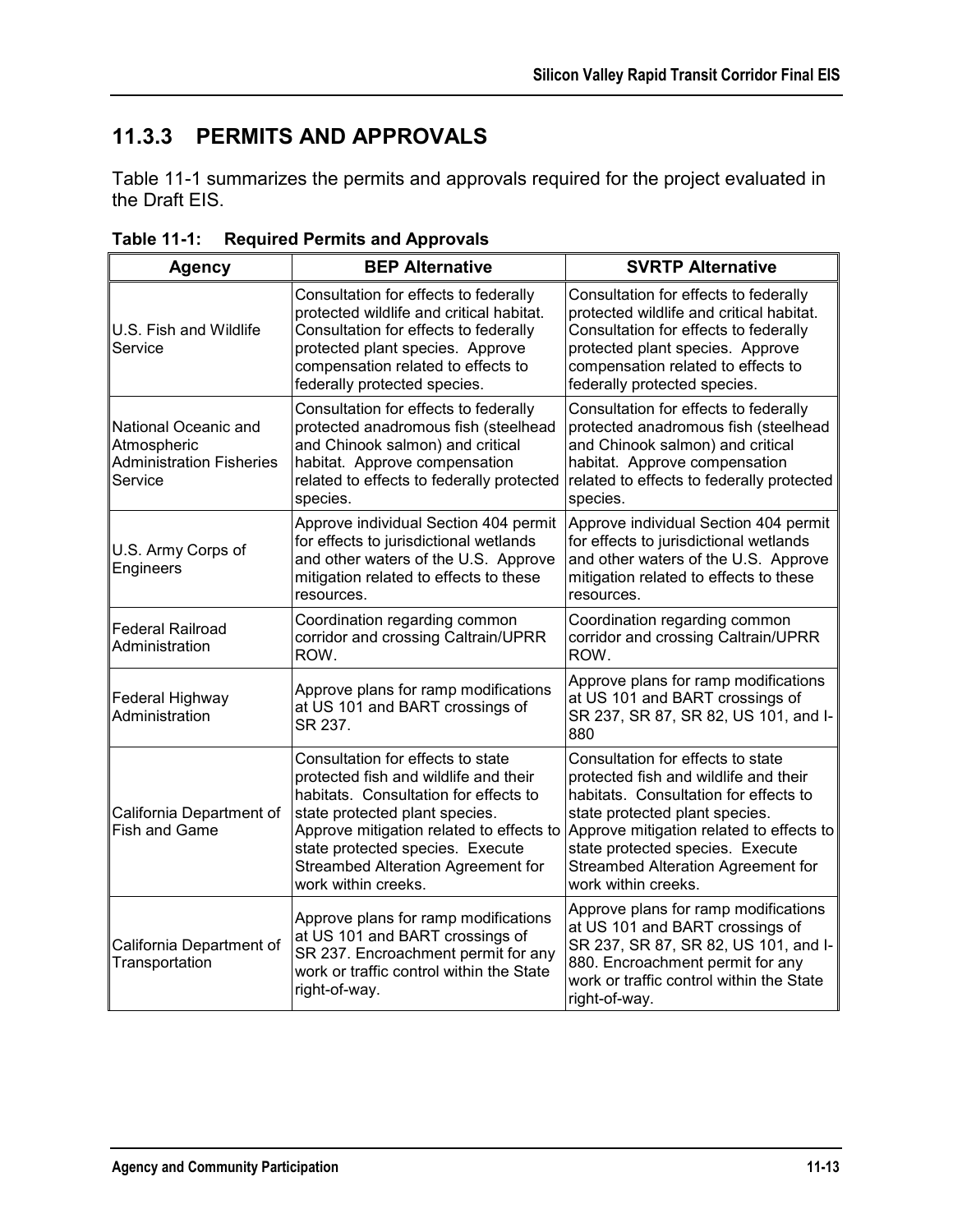## 11.3.3 PERMITS AND APPROVALS

Table 11-1 summarizes the permits and approvals required for the project evaluated in the Draft EIS.

**Table 11-1: Required Permits and Approvals**

| Agency | BEP Alternative | SVRTP Alternative |
|---|---|---|
| U.S. Fish and Wildlife Service | Consultation for effects to federally protected wildlife and critical habitat. Consultation for effects to federally protected plant species. Approve compensation related to effects to federally protected species. | Consultation for effects to federally protected wildlife and critical habitat. Consultation for effects to federally protected plant species. Approve compensation related to effects to federally protected species. |
| National Oceanic and Atmospheric Administration Fisheries Service | Consultation for effects to federally protected anadromous fish (steelhead and Chinook salmon) and critical habitat. Approve compensation related to effects to federally protected species. | Consultation for effects to federally protected anadromous fish (steelhead and Chinook salmon) and critical habitat. Approve compensation related to effects to federally protected species. |
| U.S. Army Corps of Engineers | Approve individual Section 404 permit for effects to jurisdictional wetlands and other waters of the U.S. Approve mitigation related to effects to these resources. | Approve individual Section 404 permit for effects to jurisdictional wetlands and other waters of the U.S. Approve mitigation related to effects to these resources. |
| Federal Railroad Administration | Coordination regarding common corridor and crossing Caltrain/UPRR ROW. | Coordination regarding common corridor and crossing Caltrain/UPRR ROW. |
| Federal Highway Administration | Approve plans for ramp modifications at US 101 and BART crossings of SR 237. | Approve plans for ramp modifications at US 101 and BART crossings of SR 237, SR 87, SR 82, US 101, and I-880 |
| California Department of Fish and Game | Consultation for effects to state protected fish and wildlife and their habitats. Consultation for effects to state protected plant species. Approve mitigation related to effects to state protected species. Execute Streambed Alteration Agreement for work within creeks. | Consultation for effects to state protected fish and wildlife and their habitats. Consultation for effects to state protected plant species. Approve mitigation related to effects to state protected species. Execute Streambed Alteration Agreement for work within creeks. |
| California Department of Transportation | Approve plans for ramp modifications at US 101 and BART crossings of SR 237. Encroachment permit for any work or traffic control within the State right-of-way. | Approve plans for ramp modifications at US 101 and BART crossings of SR 237, SR 87, SR 82, US 101, and I-880. Encroachment permit for any work or traffic control within the State right-of-way. |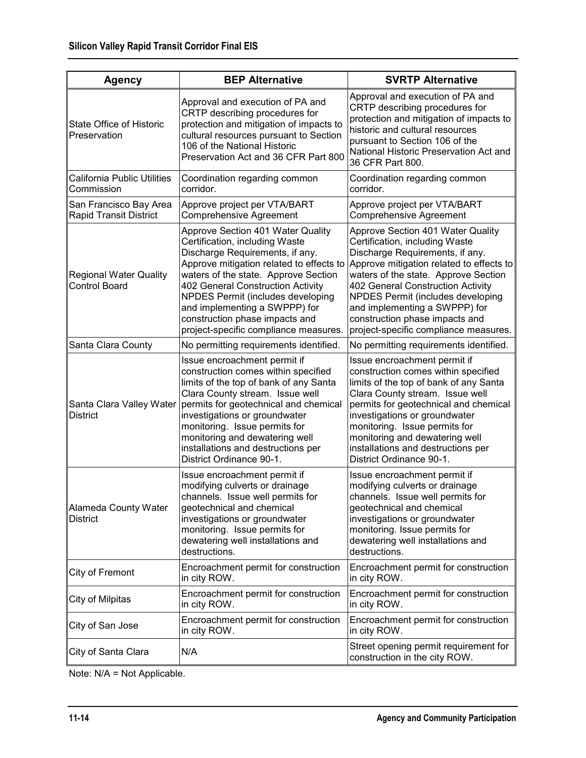| Agency | BEP Alternative | SVRTP Alternative |
| --- | --- | --- |
| State Office of Historic Preservation | Approval and execution of PA and CRTP describing procedures for protection and mitigation of impacts to cultural resources pursuant to Section 106 of the National Historic Preservation Act and 36 CFR Part 800 | Approval and execution of PA and CRTP describing procedures for protection and mitigation of impacts to historic and cultural resources pursuant to Section 106 of the National Historic Preservation Act and 36 CFR Part 800. |
| California Public Utilities Commission | Coordination regarding common corridor. | Coordination regarding common corridor. |
| San Francisco Bay Area Rapid Transit District | Approve project per VTA/BART Comprehensive Agreement | Approve project per VTA/BART Comprehensive Agreement |
| Regional Water Quality Control Board | Approve Section 401 Water Quality Certification, including Waste Discharge Requirements, if any. Approve mitigation related to effects to waters of the state. Approve Section 402 General Construction Activity NPDES Permit (includes developing and implementing a SWPPP) for construction phase impacts and project-specific compliance measures. | Approve Section 401 Water Quality Certification, including Waste Discharge Requirements, if any. Approve mitigation related to effects to waters of the state. Approve Section 402 General Construction Activity NPDES Permit (includes developing and implementing a SWPPP) for construction phase impacts and project-specific compliance measures. |
| Santa Clara County | No permitting requirements identified. | No permitting requirements identified. |
| Santa Clara Valley Water District | Issue encroachment permit if construction comes within specified limits of the top of bank of any Santa Clara County stream. Issue well permits for geotechnical and chemical investigations or groundwater monitoring. Issue permits for monitoring and dewatering well installations and destructions per District Ordinance 90-1. | Issue encroachment permit if construction comes within specified limits of the top of bank of any Santa Clara County stream. Issue well permits for geotechnical and chemical investigations or groundwater monitoring. Issue permits for monitoring and dewatering well installations and destructions per District Ordinance 90-1. |
| Alameda County Water District | Issue encroachment permit if modifying culverts or drainage channels. Issue well permits for geotechnical and chemical investigations or groundwater monitoring. Issue permits for dewatering well installations and destructions. | Issue encroachment permit if modifying culverts or drainage channels. Issue well permits for geotechnical and chemical investigations or groundwater monitoring. Issue permits for dewatering well installations and destructions. |
| City of Fremont | Encroachment permit for construction in city ROW. | Encroachment permit for construction in city ROW. |
| City of Milpitas | Encroachment permit for construction in city ROW. | Encroachment permit for construction in city ROW. |
| City of San Jose | Encroachment permit for construction in city ROW. | Encroachment permit for construction in city ROW. |
| City of Santa Clara | N/A | Street opening permit requirement for construction in the city ROW. |

Note: N/A = Not Applicable.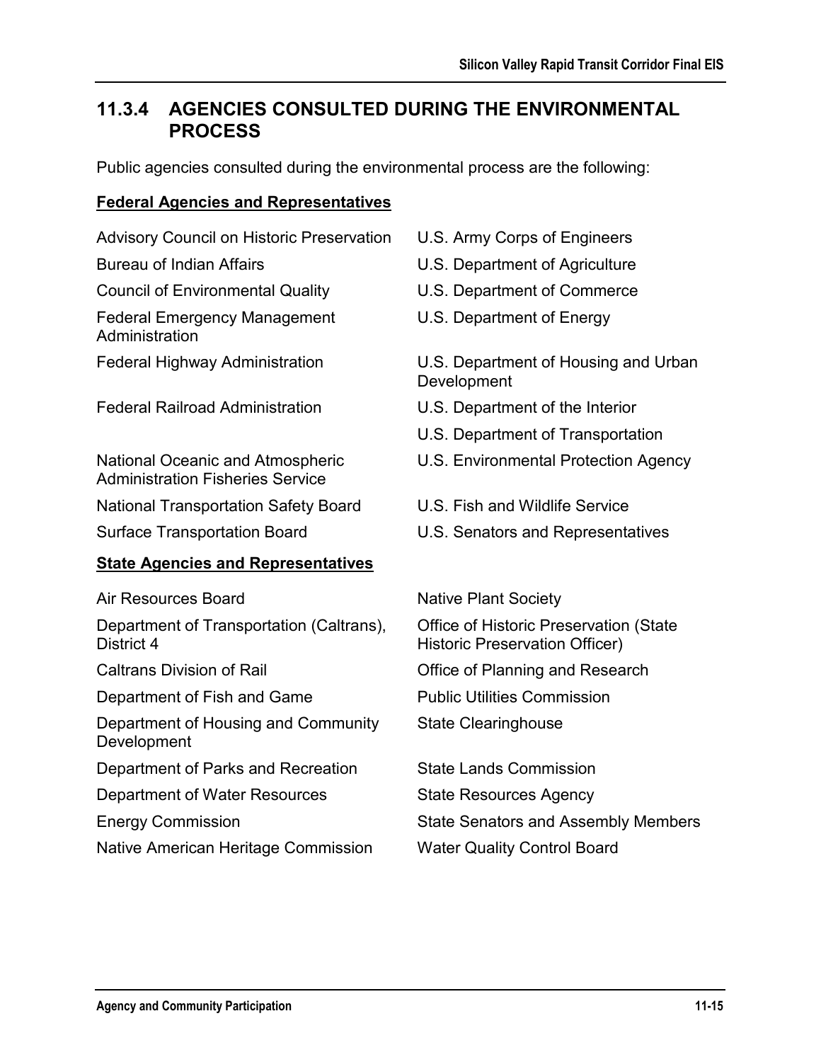## 11.3.4 AGENCIES CONSULTED DURING THE ENVIRONMENTAL PROCESS

Public agencies consulted during the environmental process are the following:

**Federal Agencies and Representatives**

- Advisory Council on Historic Preservation
- Bureau of Indian Affairs
- Council of Environmental Quality
- Federal Emergency Management Administration
- Federal Highway Administration
- Federal Railroad Administration
- National Oceanic and Atmospheric Administration Fisheries Service
- National Transportation Safety Board
- Surface Transportation Board
- U.S. Army Corps of Engineers
- U.S. Department of Agriculture
- U.S. Department of Commerce
- U.S. Department of Energy
- U.S. Department of Housing and Urban Development
- U.S. Department of the Interior
- U.S. Department of Transportation
- U.S. Environmental Protection Agency
- U.S. Fish and Wildlife Service
- U.S. Senators and Representatives

**State Agencies and Representatives**

- Air Resources Board
- Department of Transportation (Caltrans), District 4
- Caltrans Division of Rail
- Department of Fish and Game
- Department of Housing and Community Development
- Department of Parks and Recreation
- Department of Water Resources
- Energy Commission
- Native American Heritage Commission
- Native Plant Society
- Office of Historic Preservation (State Historic Preservation Officer)
- Office of Planning and Research
- Public Utilities Commission
- State Clearinghouse
- State Lands Commission
- State Resources Agency
- State Senators and Assembly Members
- Water Quality Control Board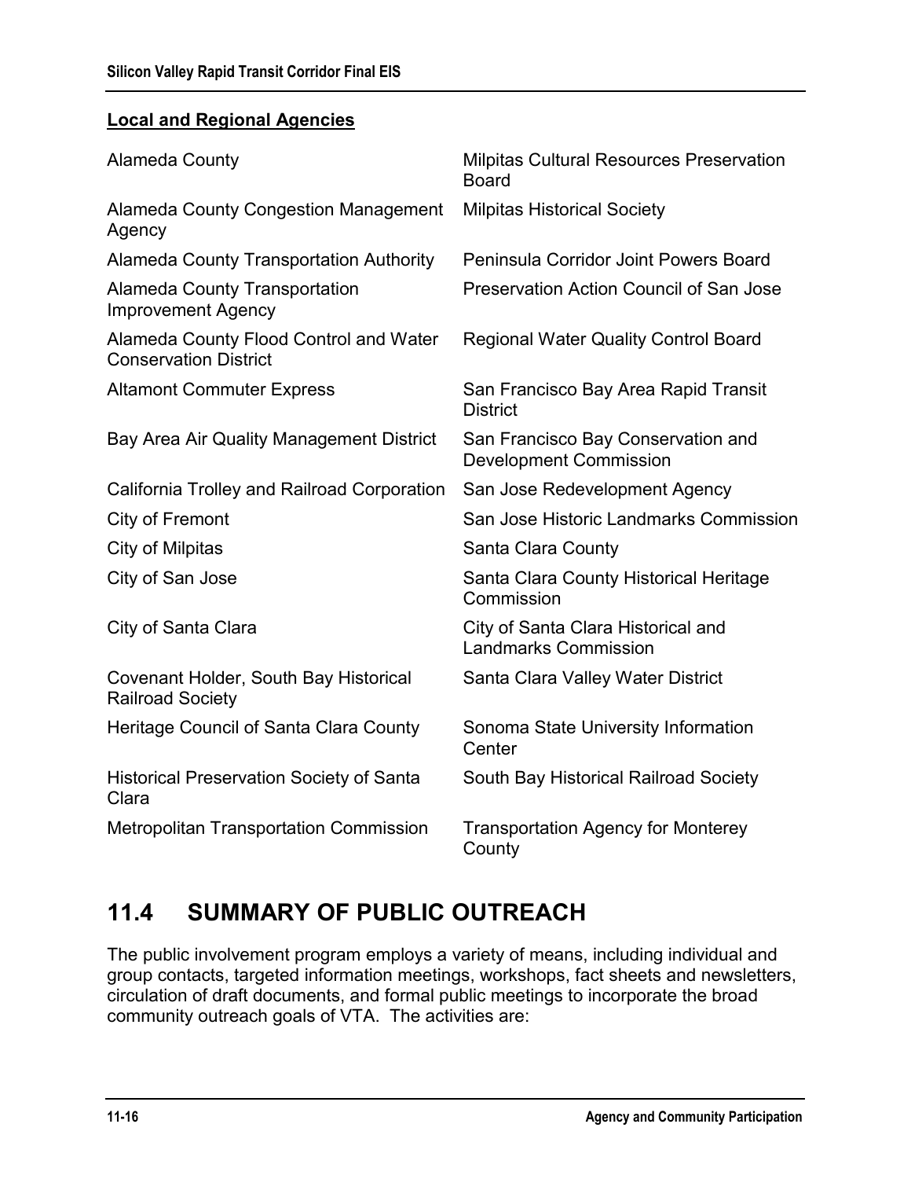**Local and Regional Agencies**

Alameda County

Alameda County Congestion Management Agency

Alameda County Transportation Authority

Alameda County Transportation Improvement Agency

Alameda County Flood Control and Water Conservation District

Altamont Commuter Express

Bay Area Air Quality Management District

California Trolley and Railroad Corporation

City of Fremont

City of Milpitas

City of San Jose

City of Santa Clara

Covenant Holder, South Bay Historical Railroad Society

Heritage Council of Santa Clara County

Historical Preservation Society of Santa Clara

Metropolitan Transportation Commission

Milpitas Cultural Resources Preservation Board

Milpitas Historical Society

Peninsula Corridor Joint Powers Board

Preservation Action Council of San Jose

Regional Water Quality Control Board

San Francisco Bay Area Rapid Transit District

San Francisco Bay Conservation and Development Commission

San Jose Redevelopment Agency

San Jose Historic Landmarks Commission

Santa Clara County

Santa Clara County Historical Heritage Commission

City of Santa Clara Historical and Landmarks Commission

Santa Clara Valley Water District

Sonoma State University Information Center

South Bay Historical Railroad Society

Transportation Agency for Monterey County

## 11.4 SUMMARY OF PUBLIC OUTREACH

The public involvement program employs a variety of means, including individual and group contacts, targeted information meetings, workshops, fact sheets and newsletters, circulation of draft documents, and formal public meetings to incorporate the broad community outreach goals of VTA. The activities are: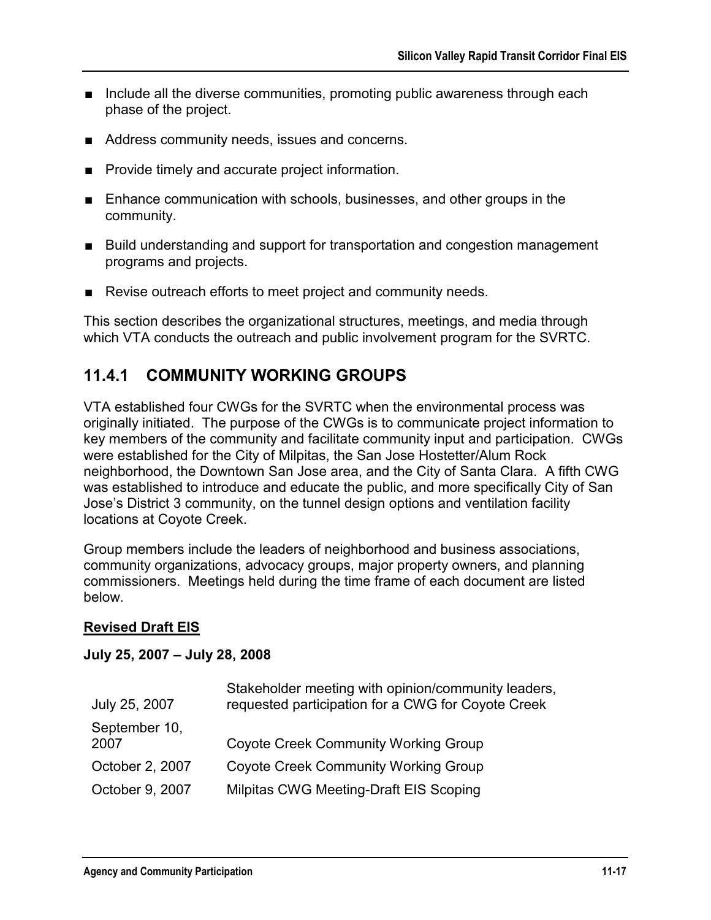- Include all the diverse communities, promoting public awareness through each phase of the project.
- Address community needs, issues and concerns.
- Provide timely and accurate project information.
- Enhance communication with schools, businesses, and other groups in the community.
- Build understanding and support for transportation and congestion management programs and projects.
- Revise outreach efforts to meet project and community needs.

This section describes the organizational structures, meetings, and media through which VTA conducts the outreach and public involvement program for the SVRTC.

## 11.4.1 COMMUNITY WORKING GROUPS

VTA established four CWGs for the SVRTC when the environmental process was originally initiated. The purpose of the CWGs is to communicate project information to key members of the community and facilitate community input and participation. CWGs were established for the City of Milpitas, the San Jose Hostetter/Alum Rock neighborhood, the Downtown San Jose area, and the City of Santa Clara. A fifth CWG was established to introduce and educate the public, and more specifically City of San Jose's District 3 community, on the tunnel design options and ventilation facility locations at Coyote Creek.

Group members include the leaders of neighborhood and business associations, community organizations, advocacy groups, major property owners, and planning commissioners. Meetings held during the time frame of each document are listed below.

**Revised Draft EIS**

**July 25, 2007 – July 28, 2008**

| | |
|---|---|
| July 25, 2007 | Stakeholder meeting with opinion/community leaders, requested participation for a CWG for Coyote Creek |
| September 10, 2007 | Coyote Creek Community Working Group |
| October 2, 2007 | Coyote Creek Community Working Group |
| October 9, 2007 | Milpitas CWG Meeting-Draft EIS Scoping |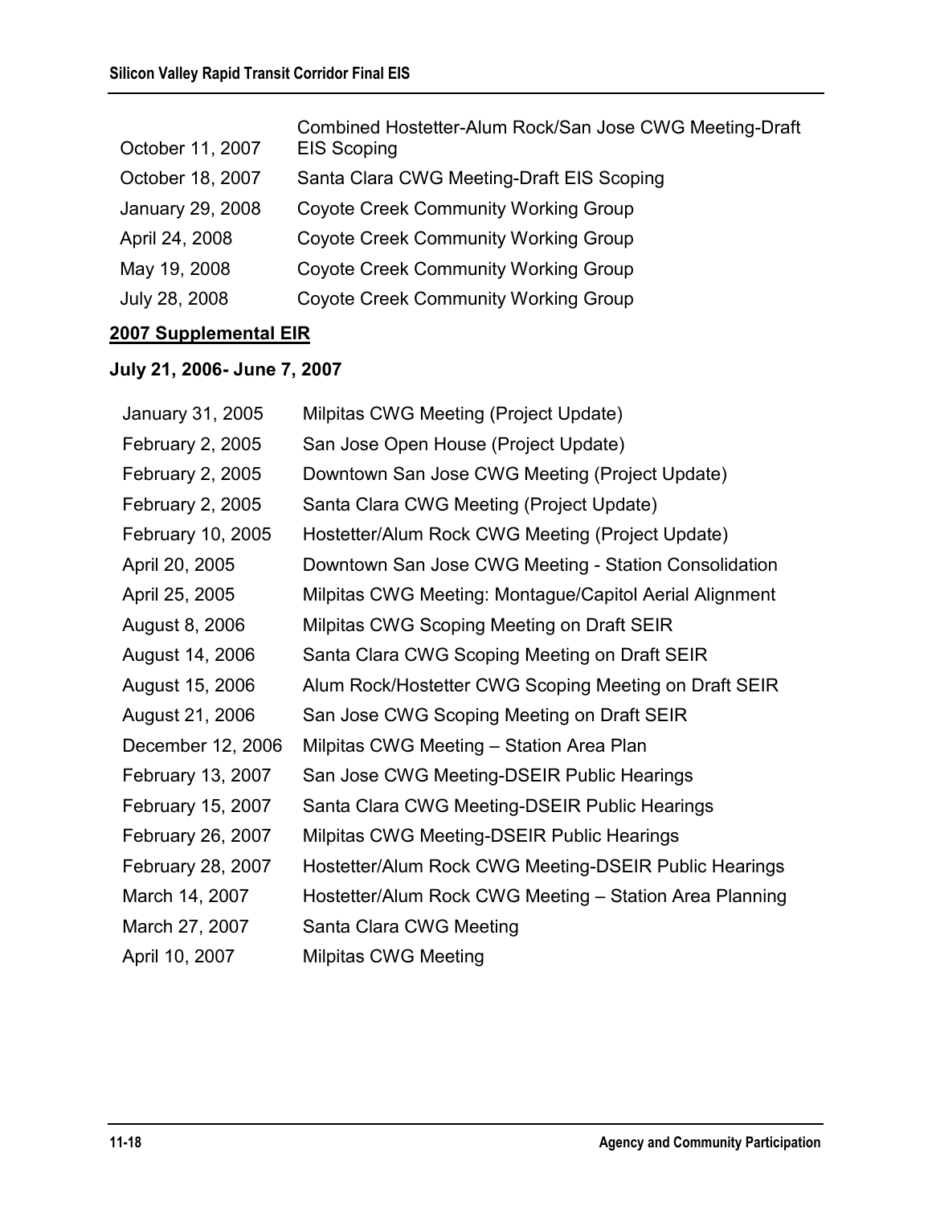| | |
|---|---|
| October 11, 2007 | Combined Hostetter-Alum Rock/San Jose CWG Meeting-Draft EIS Scoping |
| October 18, 2007 | Santa Clara CWG Meeting-Draft EIS Scoping |
| January 29, 2008 | Coyote Creek Community Working Group |
| April 24, 2008 | Coyote Creek Community Working Group |
| May 19, 2008 | Coyote Creek Community Working Group |
| July 28, 2008 | Coyote Creek Community Working Group |

**2007 Supplemental EIR**

**July 21, 2006- June 7, 2007**

| | |
|---|---|
| January 31, 2005 | Milpitas CWG Meeting (Project Update) |
| February 2, 2005 | San Jose Open House (Project Update) |
| February 2, 2005 | Downtown San Jose CWG Meeting (Project Update) |
| February 2, 2005 | Santa Clara CWG Meeting (Project Update) |
| February 10, 2005 | Hostetter/Alum Rock CWG Meeting (Project Update) |
| April 20, 2005 | Downtown San Jose CWG Meeting - Station Consolidation |
| April 25, 2005 | Milpitas CWG Meeting: Montague/Capitol Aerial Alignment |
| August 8, 2006 | Milpitas CWG Scoping Meeting on Draft SEIR |
| August 14, 2006 | Santa Clara CWG Scoping Meeting on Draft SEIR |
| August 15, 2006 | Alum Rock/Hostetter CWG Scoping Meeting on Draft SEIR |
| August 21, 2006 | San Jose CWG Scoping Meeting on Draft SEIR |
| December 12, 2006 | Milpitas CWG Meeting – Station Area Plan |
| February 13, 2007 | San Jose CWG Meeting-DSEIR Public Hearings |
| February 15, 2007 | Santa Clara CWG Meeting-DSEIR Public Hearings |
| February 26, 2007 | Milpitas CWG Meeting-DSEIR Public Hearings |
| February 28, 2007 | Hostetter/Alum Rock CWG Meeting-DSEIR Public Hearings |
| March 14, 2007 | Hostetter/Alum Rock CWG Meeting – Station Area Planning |
| March 27, 2007 | Santa Clara CWG Meeting |
| April 10, 2007 | Milpitas CWG Meeting |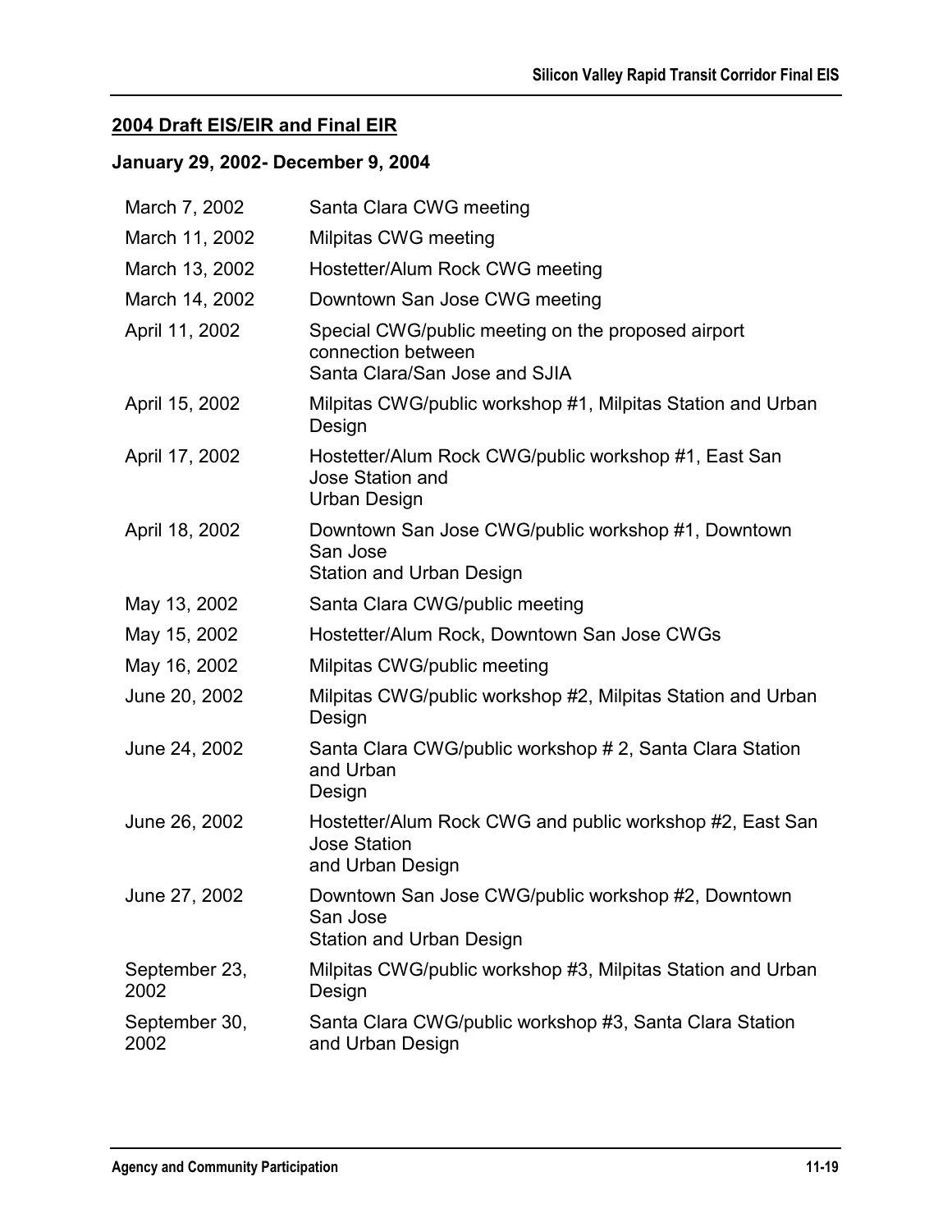## 2004 Draft EIS/EIR and Final EIR

### January 29, 2002- December 9, 2004

| | |
|---|---|
| March 7, 2002 | Santa Clara CWG meeting |
| March 11, 2002 | Milpitas CWG meeting |
| March 13, 2002 | Hostetter/Alum Rock CWG meeting |
| March 14, 2002 | Downtown San Jose CWG meeting |
| April 11, 2002 | Special CWG/public meeting on the proposed airport connection between Santa Clara/San Jose and SJIA |
| April 15, 2002 | Milpitas CWG/public workshop #1, Milpitas Station and Urban Design |
| April 17, 2002 | Hostetter/Alum Rock CWG/public workshop #1, East San Jose Station and Urban Design |
| April 18, 2002 | Downtown San Jose CWG/public workshop #1, Downtown San Jose Station and Urban Design |
| May 13, 2002 | Santa Clara CWG/public meeting |
| May 15, 2002 | Hostetter/Alum Rock, Downtown San Jose CWGs |
| May 16, 2002 | Milpitas CWG/public meeting |
| June 20, 2002 | Milpitas CWG/public workshop #2, Milpitas Station and Urban Design |
| June 24, 2002 | Santa Clara CWG/public workshop # 2, Santa Clara Station and Urban Design |
| June 26, 2002 | Hostetter/Alum Rock CWG and public workshop #2, East San Jose Station and Urban Design |
| June 27, 2002 | Downtown San Jose CWG/public workshop #2, Downtown San Jose Station and Urban Design |
| September 23, 2002 | Milpitas CWG/public workshop #3, Milpitas Station and Urban Design |
| September 30, 2002 | Santa Clara CWG/public workshop #3, Santa Clara Station and Urban Design |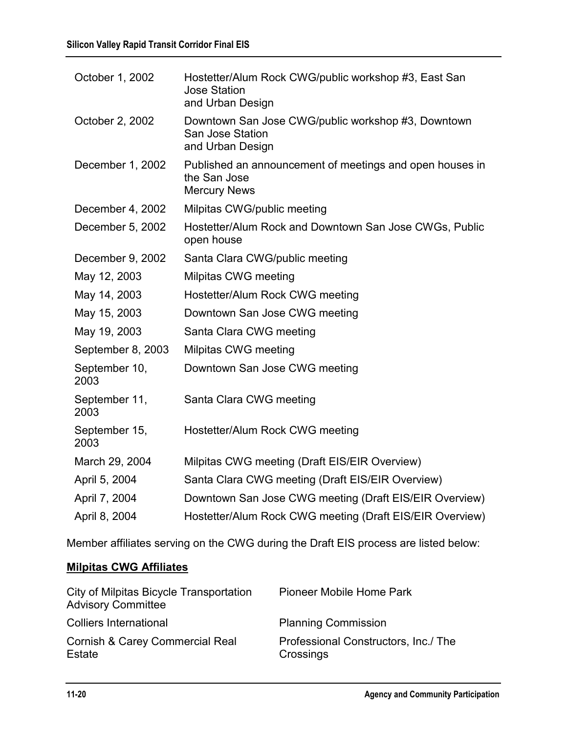| | |
|---|---|
| October 1, 2002 | Hostetter/Alum Rock CWG/public workshop #3, East San Jose Station and Urban Design |
| October 2, 2002 | Downtown San Jose CWG/public workshop #3, Downtown San Jose Station and Urban Design |
| December 1, 2002 | Published an announcement of meetings and open houses in the San Jose Mercury News |
| December 4, 2002 | Milpitas CWG/public meeting |
| December 5, 2002 | Hostetter/Alum Rock and Downtown San Jose CWGs, Public open house |
| December 9, 2002 | Santa Clara CWG/public meeting |
| May 12, 2003 | Milpitas CWG meeting |
| May 14, 2003 | Hostetter/Alum Rock CWG meeting |
| May 15, 2003 | Downtown San Jose CWG meeting |
| May 19, 2003 | Santa Clara CWG meeting |
| September 8, 2003 | Milpitas CWG meeting |
| September 10, 2003 | Downtown San Jose CWG meeting |
| September 11, 2003 | Santa Clara CWG meeting |
| September 15, 2003 | Hostetter/Alum Rock CWG meeting |
| March 29, 2004 | Milpitas CWG meeting (Draft EIS/EIR Overview) |
| April 5, 2004 | Santa Clara CWG meeting (Draft EIS/EIR Overview) |
| April 7, 2004 | Downtown San Jose CWG meeting (Draft EIS/EIR Overview) |
| April 8, 2004 | Hostetter/Alum Rock CWG meeting (Draft EIS/EIR Overview) |

Member affiliates serving on the CWG during the Draft EIS process are listed below:

**Milpitas CWG Affiliates**

| | |
|---|---|
| City of Milpitas Bicycle Transportation Advisory Committee | Pioneer Mobile Home Park |
| Colliers International | Planning Commission |
| Cornish & Carey Commercial Real Estate | Professional Constructors, Inc./ The Crossings |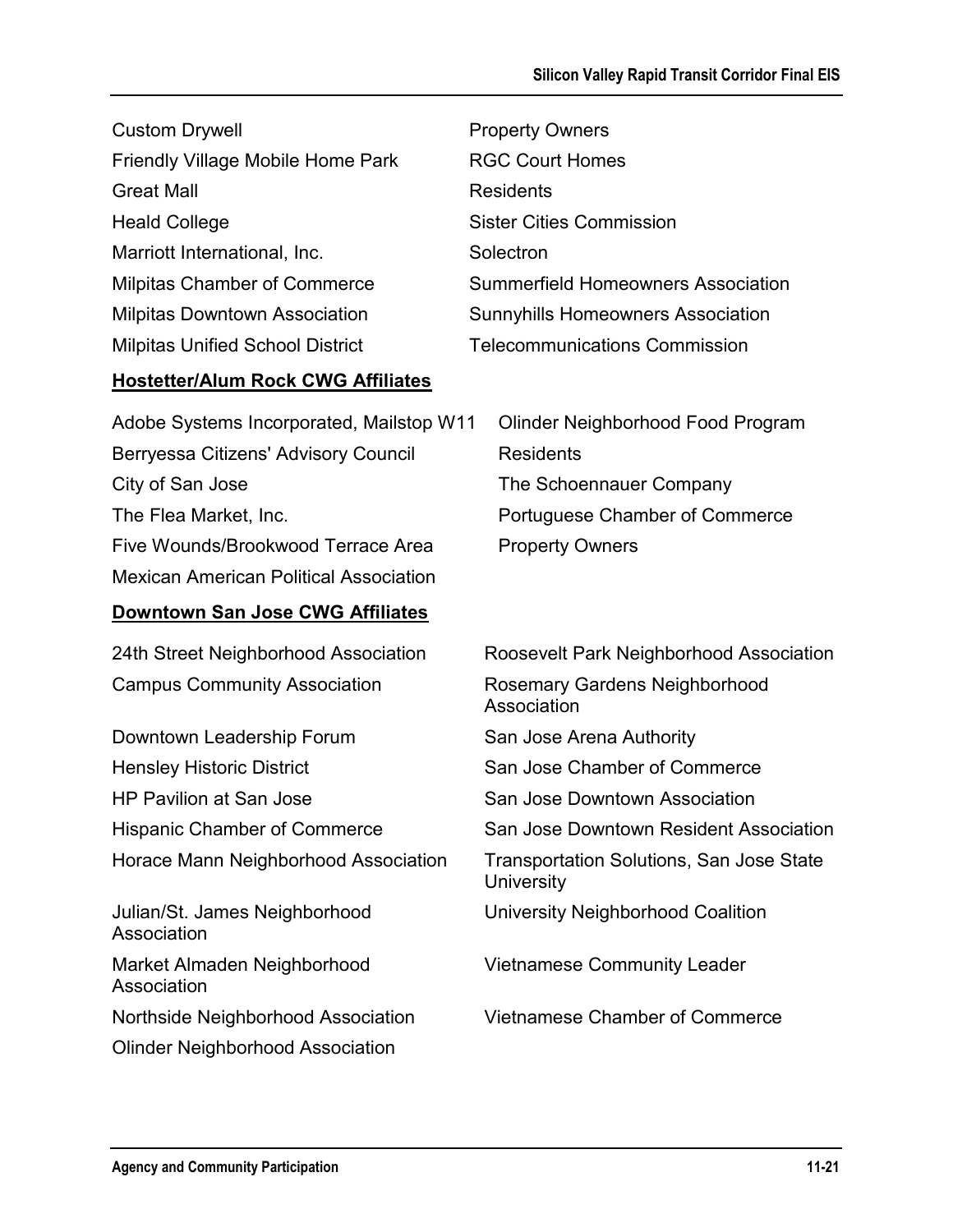Custom Drywell

Friendly Village Mobile Home Park

Great Mall

Heald College

Marriott International, Inc.

Milpitas Chamber of Commerce

Milpitas Downtown Association

Milpitas Unified School District

Property Owners

RGC Court Homes

Residents

Sister Cities Commission

Solectron

Summerfield Homeowners Association

Sunnyhills Homeowners Association

Telecommunications Commission

**Hostetter/Alum Rock CWG Affiliates**

Adobe Systems Incorporated, Mailstop W11

Berryessa Citizens' Advisory Council

City of San Jose

The Flea Market, Inc.

Five Wounds/Brookwood Terrace Area

Mexican American Political Association

Olinder Neighborhood Food Program

Residents

The Schoennauer Company

Portuguese Chamber of Commerce

Property Owners

**Downtown San Jose CWG Affiliates**

24th Street Neighborhood Association

Campus Community Association

Downtown Leadership Forum

Hensley Historic District

HP Pavilion at San Jose

Hispanic Chamber of Commerce

Horace Mann Neighborhood Association

Julian/St. James Neighborhood Association

Market Almaden Neighborhood Association

Northside Neighborhood Association

Olinder Neighborhood Association

Roosevelt Park Neighborhood Association

Rosemary Gardens Neighborhood Association

San Jose Arena Authority

San Jose Chamber of Commerce

San Jose Downtown Association

San Jose Downtown Resident Association

Transportation Solutions, San Jose State University

University Neighborhood Coalition

Vietnamese Community Leader

Vietnamese Chamber of Commerce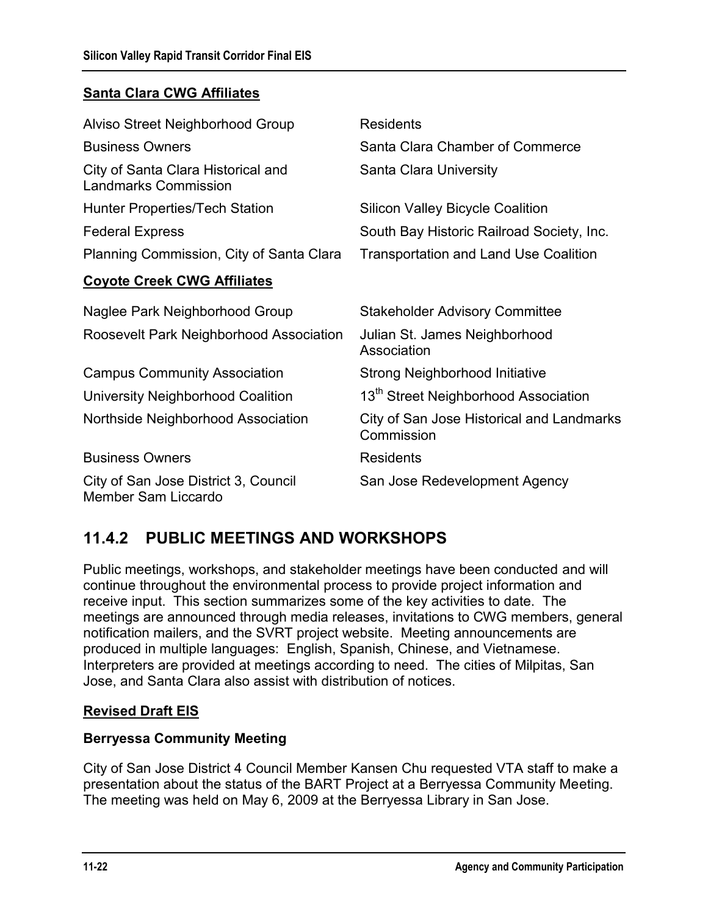**Santa Clara CWG Affiliates**

Alviso Street Neighborhood Group

Business Owners

City of Santa Clara Historical and Landmarks Commission

Hunter Properties/Tech Station

Federal Express

Planning Commission, City of Santa Clara

Residents

Santa Clara Chamber of Commerce

Santa Clara University

Silicon Valley Bicycle Coalition

South Bay Historic Railroad Society, Inc.

Transportation and Land Use Coalition

**Coyote Creek CWG Affiliates**

Naglee Park Neighborhood Group

Roosevelt Park Neighborhood Association

Campus Community Association

University Neighborhood Coalition

Northside Neighborhood Association

Business Owners

City of San Jose District 3, Council Member Sam Liccardo

Stakeholder Advisory Committee

Julian St. James Neighborhood Association

Strong Neighborhood Initiative

13th Street Neighborhood Association

City of San Jose Historical and Landmarks Commission

Residents

San Jose Redevelopment Agency

## 11.4.2 PUBLIC MEETINGS AND WORKSHOPS

Public meetings, workshops, and stakeholder meetings have been conducted and will continue throughout the environmental process to provide project information and receive input. This section summarizes some of the key activities to date. The meetings are announced through media releases, invitations to CWG members, general notification mailers, and the SVRT project website. Meeting announcements are produced in multiple languages: English, Spanish, Chinese, and Vietnamese. Interpreters are provided at meetings according to need. The cities of Milpitas, San Jose, and Santa Clara also assist with distribution of notices.

**Revised Draft EIS**

**Berryessa Community Meeting**

City of San Jose District 4 Council Member Kansen Chu requested VTA staff to make a presentation about the status of the BART Project at a Berryessa Community Meeting. The meeting was held on May 6, 2009 at the Berryessa Library in San Jose.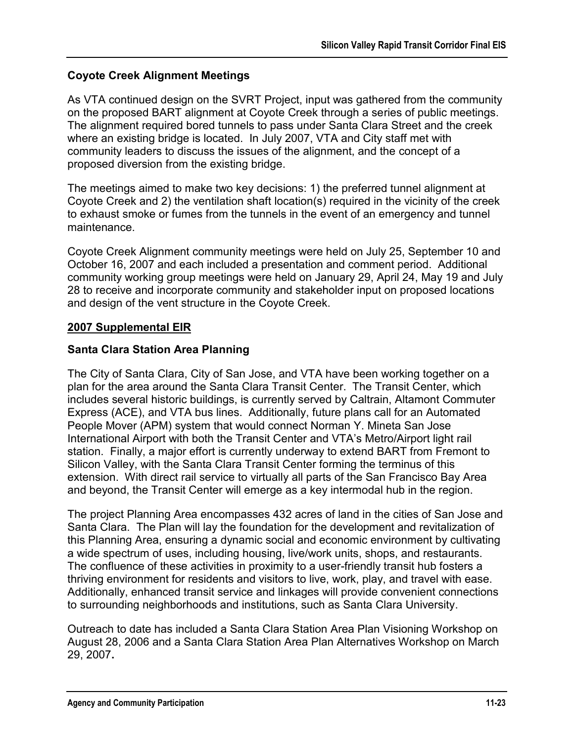### Coyote Creek Alignment Meetings

As VTA continued design on the SVRT Project, input was gathered from the community on the proposed BART alignment at Coyote Creek through a series of public meetings. The alignment required bored tunnels to pass under Santa Clara Street and the creek where an existing bridge is located. In July 2007, VTA and City staff met with community leaders to discuss the issues of the alignment, and the concept of a proposed diversion from the existing bridge.

The meetings aimed to make two key decisions: 1) the preferred tunnel alignment at Coyote Creek and 2) the ventilation shaft location(s) required in the vicinity of the creek to exhaust smoke or fumes from the tunnels in the event of an emergency and tunnel maintenance.

Coyote Creek Alignment community meetings were held on July 25, September 10 and October 16, 2007 and each included a presentation and comment period. Additional community working group meetings were held on January 29, April 24, May 19 and July 28 to receive and incorporate community and stakeholder input on proposed locations and design of the vent structure in the Coyote Creek.

## 2007 Supplemental EIR

### Santa Clara Station Area Planning

The City of Santa Clara, City of San Jose, and VTA have been working together on a plan for the area around the Santa Clara Transit Center. The Transit Center, which includes several historic buildings, is currently served by Caltrain, Altamont Commuter Express (ACE), and VTA bus lines. Additionally, future plans call for an Automated People Mover (APM) system that would connect Norman Y. Mineta San Jose International Airport with both the Transit Center and VTA's Metro/Airport light rail station. Finally, a major effort is currently underway to extend BART from Fremont to Silicon Valley, with the Santa Clara Transit Center forming the terminus of this extension. With direct rail service to virtually all parts of the San Francisco Bay Area and beyond, the Transit Center will emerge as a key intermodal hub in the region.

The project Planning Area encompasses 432 acres of land in the cities of San Jose and Santa Clara. The Plan will lay the foundation for the development and revitalization of this Planning Area, ensuring a dynamic social and economic environment by cultivating a wide spectrum of uses, including housing, live/work units, shops, and restaurants. The confluence of these activities in proximity to a user-friendly transit hub fosters a thriving environment for residents and visitors to live, work, play, and travel with ease. Additionally, enhanced transit service and linkages will provide convenient connections to surrounding neighborhoods and institutions, such as Santa Clara University.

Outreach to date has included a Santa Clara Station Area Plan Visioning Workshop on August 28, 2006 and a Santa Clara Station Area Plan Alternatives Workshop on March 29, 2007**.**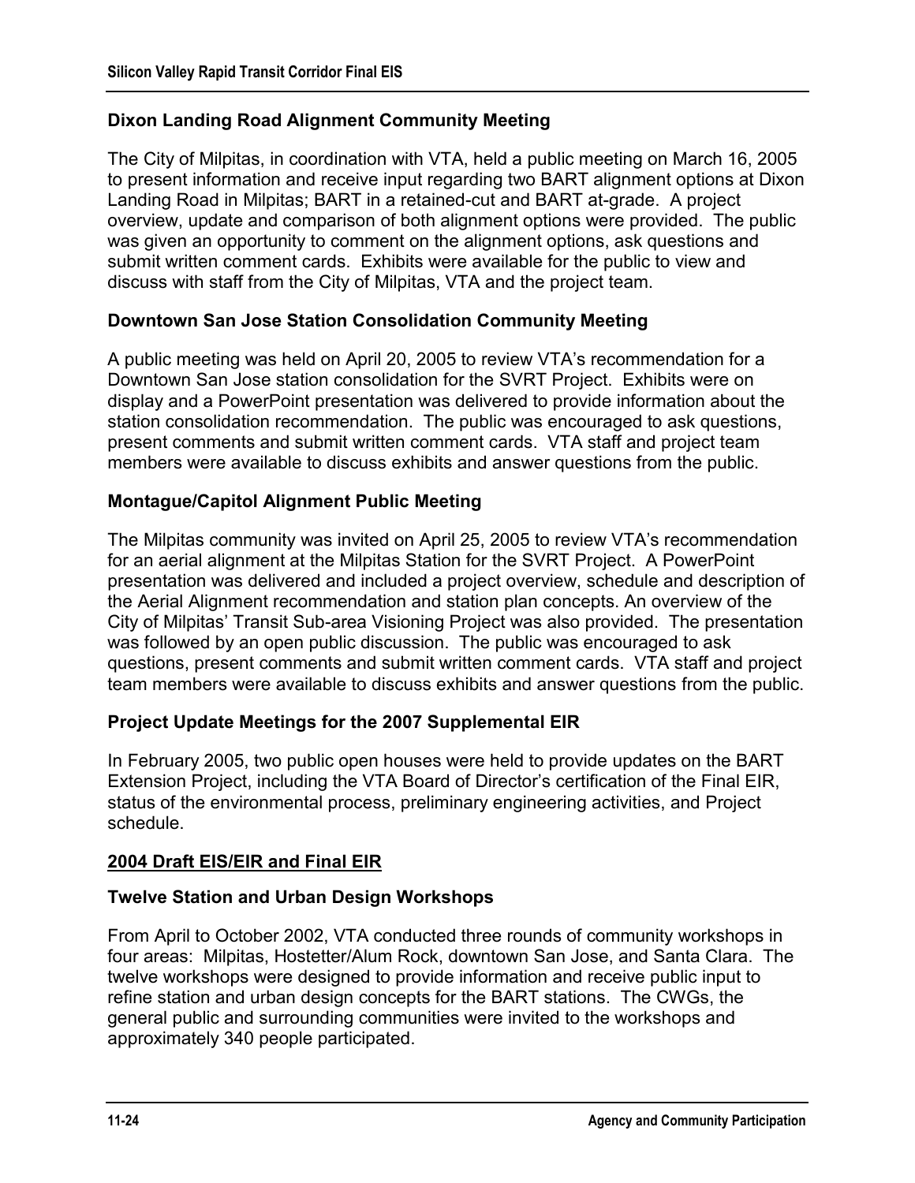### Dixon Landing Road Alignment Community Meeting

The City of Milpitas, in coordination with VTA, held a public meeting on March 16, 2005 to present information and receive input regarding two BART alignment options at Dixon Landing Road in Milpitas; BART in a retained-cut and BART at-grade. A project overview, update and comparison of both alignment options were provided. The public was given an opportunity to comment on the alignment options, ask questions and submit written comment cards. Exhibits were available for the public to view and discuss with staff from the City of Milpitas, VTA and the project team.

### Downtown San Jose Station Consolidation Community Meeting

A public meeting was held on April 20, 2005 to review VTA's recommendation for a Downtown San Jose station consolidation for the SVRT Project. Exhibits were on display and a PowerPoint presentation was delivered to provide information about the station consolidation recommendation. The public was encouraged to ask questions, present comments and submit written comment cards. VTA staff and project team members were available to discuss exhibits and answer questions from the public.

### Montague/Capitol Alignment Public Meeting

The Milpitas community was invited on April 25, 2005 to review VTA's recommendation for an aerial alignment at the Milpitas Station for the SVRT Project. A PowerPoint presentation was delivered and included a project overview, schedule and description of the Aerial Alignment recommendation and station plan concepts. An overview of the City of Milpitas' Transit Sub-area Visioning Project was also provided. The presentation was followed by an open public discussion. The public was encouraged to ask questions, present comments and submit written comment cards. VTA staff and project team members were available to discuss exhibits and answer questions from the public.

### Project Update Meetings for the 2007 Supplemental EIR

In February 2005, two public open houses were held to provide updates on the BART Extension Project, including the VTA Board of Director's certification of the Final EIR, status of the environmental process, preliminary engineering activities, and Project schedule.

## 2004 Draft EIS/EIR and Final EIR

### Twelve Station and Urban Design Workshops

From April to October 2002, VTA conducted three rounds of community workshops in four areas: Milpitas, Hostetter/Alum Rock, downtown San Jose, and Santa Clara. The twelve workshops were designed to provide information and receive public input to refine station and urban design concepts for the BART stations. The CWGs, the general public and surrounding communities were invited to the workshops and approximately 340 people participated.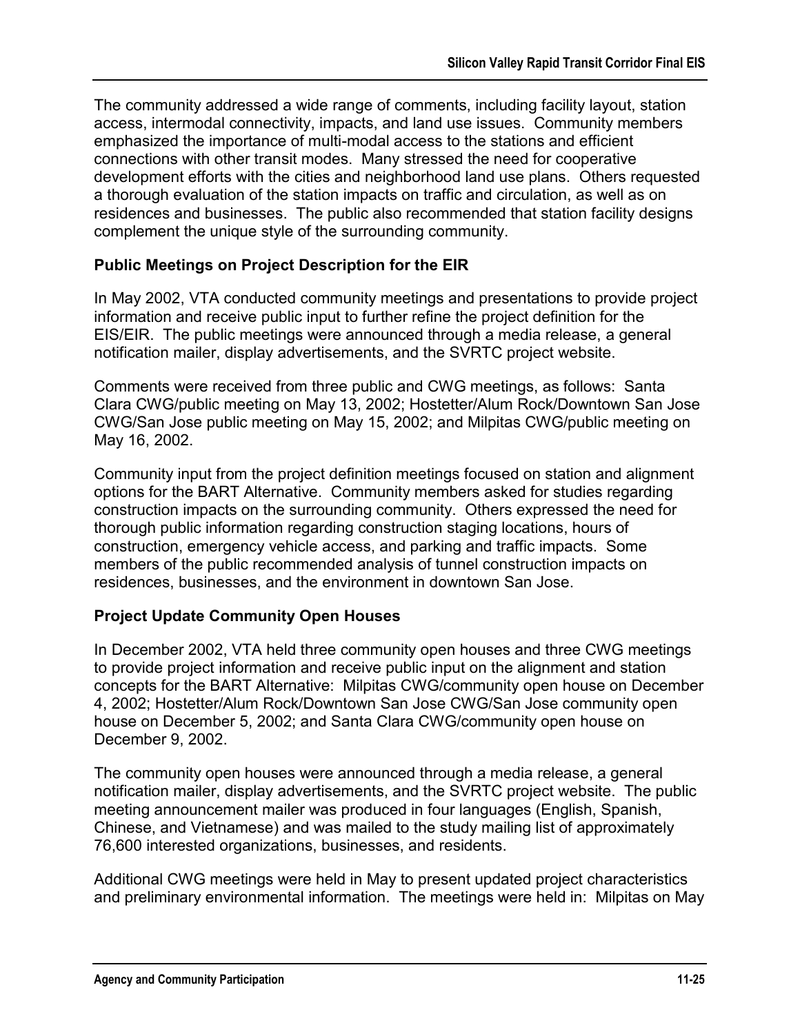The community addressed a wide range of comments, including facility layout, station access, intermodal connectivity, impacts, and land use issues. Community members emphasized the importance of multi-modal access to the stations and efficient connections with other transit modes. Many stressed the need for cooperative development efforts with the cities and neighborhood land use plans. Others requested a thorough evaluation of the station impacts on traffic and circulation, as well as on residences and businesses. The public also recommended that station facility designs complement the unique style of the surrounding community.

### Public Meetings on Project Description for the EIR

In May 2002, VTA conducted community meetings and presentations to provide project information and receive public input to further refine the project definition for the EIS/EIR. The public meetings were announced through a media release, a general notification mailer, display advertisements, and the SVRTC project website.

Comments were received from three public and CWG meetings, as follows: Santa Clara CWG/public meeting on May 13, 2002; Hostetter/Alum Rock/Downtown San Jose CWG/San Jose public meeting on May 15, 2002; and Milpitas CWG/public meeting on May 16, 2002.

Community input from the project definition meetings focused on station and alignment options for the BART Alternative. Community members asked for studies regarding construction impacts on the surrounding community. Others expressed the need for thorough public information regarding construction staging locations, hours of construction, emergency vehicle access, and parking and traffic impacts. Some members of the public recommended analysis of tunnel construction impacts on residences, businesses, and the environment in downtown San Jose.

### Project Update Community Open Houses

In December 2002, VTA held three community open houses and three CWG meetings to provide project information and receive public input on the alignment and station concepts for the BART Alternative: Milpitas CWG/community open house on December 4, 2002; Hostetter/Alum Rock/Downtown San Jose CWG/San Jose community open house on December 5, 2002; and Santa Clara CWG/community open house on December 9, 2002.

The community open houses were announced through a media release, a general notification mailer, display advertisements, and the SVRTC project website. The public meeting announcement mailer was produced in four languages (English, Spanish, Chinese, and Vietnamese) and was mailed to the study mailing list of approximately 76,600 interested organizations, businesses, and residents.

Additional CWG meetings were held in May to present updated project characteristics and preliminary environmental information. The meetings were held in: Milpitas on May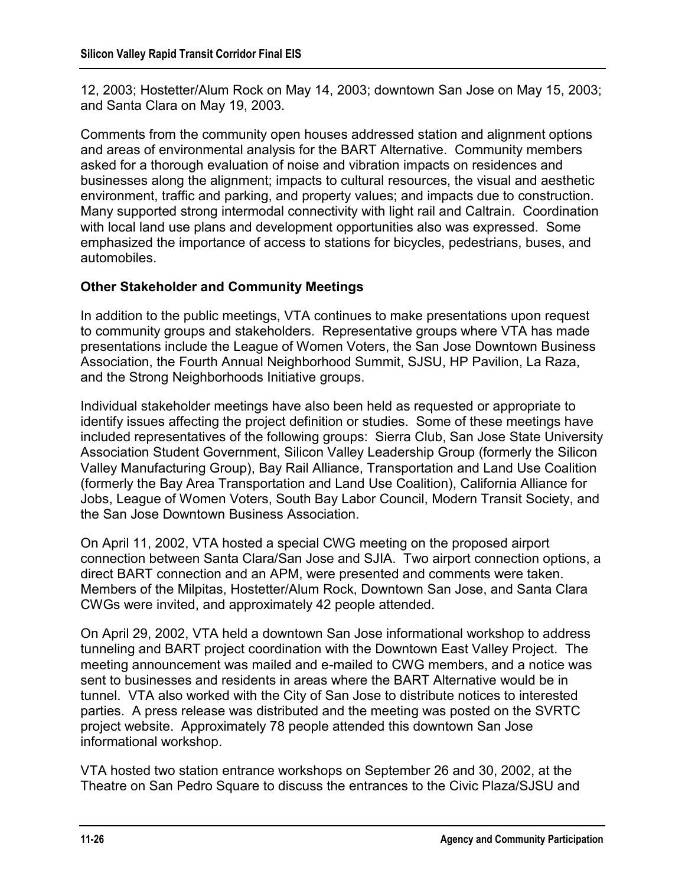12, 2003; Hostetter/Alum Rock on May 14, 2003; downtown San Jose on May 15, 2003; and Santa Clara on May 19, 2003.

Comments from the community open houses addressed station and alignment options and areas of environmental analysis for the BART Alternative. Community members asked for a thorough evaluation of noise and vibration impacts on residences and businesses along the alignment; impacts to cultural resources, the visual and aesthetic environment, traffic and parking, and property values; and impacts due to construction. Many supported strong intermodal connectivity with light rail and Caltrain. Coordination with local land use plans and development opportunities also was expressed. Some emphasized the importance of access to stations for bicycles, pedestrians, buses, and automobiles.

**Other Stakeholder and Community Meetings**

In addition to the public meetings, VTA continues to make presentations upon request to community groups and stakeholders. Representative groups where VTA has made presentations include the League of Women Voters, the San Jose Downtown Business Association, the Fourth Annual Neighborhood Summit, SJSU, HP Pavilion, La Raza, and the Strong Neighborhoods Initiative groups.

Individual stakeholder meetings have also been held as requested or appropriate to identify issues affecting the project definition or studies. Some of these meetings have included representatives of the following groups: Sierra Club, San Jose State University Association Student Government, Silicon Valley Leadership Group (formerly the Silicon Valley Manufacturing Group), Bay Rail Alliance, Transportation and Land Use Coalition (formerly the Bay Area Transportation and Land Use Coalition), California Alliance for Jobs, League of Women Voters, South Bay Labor Council, Modern Transit Society, and the San Jose Downtown Business Association.

On April 11, 2002, VTA hosted a special CWG meeting on the proposed airport connection between Santa Clara/San Jose and SJIA. Two airport connection options, a direct BART connection and an APM, were presented and comments were taken. Members of the Milpitas, Hostetter/Alum Rock, Downtown San Jose, and Santa Clara CWGs were invited, and approximately 42 people attended.

On April 29, 2002, VTA held a downtown San Jose informational workshop to address tunneling and BART project coordination with the Downtown East Valley Project. The meeting announcement was mailed and e-mailed to CWG members, and a notice was sent to businesses and residents in areas where the BART Alternative would be in tunnel. VTA also worked with the City of San Jose to distribute notices to interested parties. A press release was distributed and the meeting was posted on the SVRTC project website. Approximately 78 people attended this downtown San Jose informational workshop.

VTA hosted two station entrance workshops on September 26 and 30, 2002, at the Theatre on San Pedro Square to discuss the entrances to the Civic Plaza/SJSU and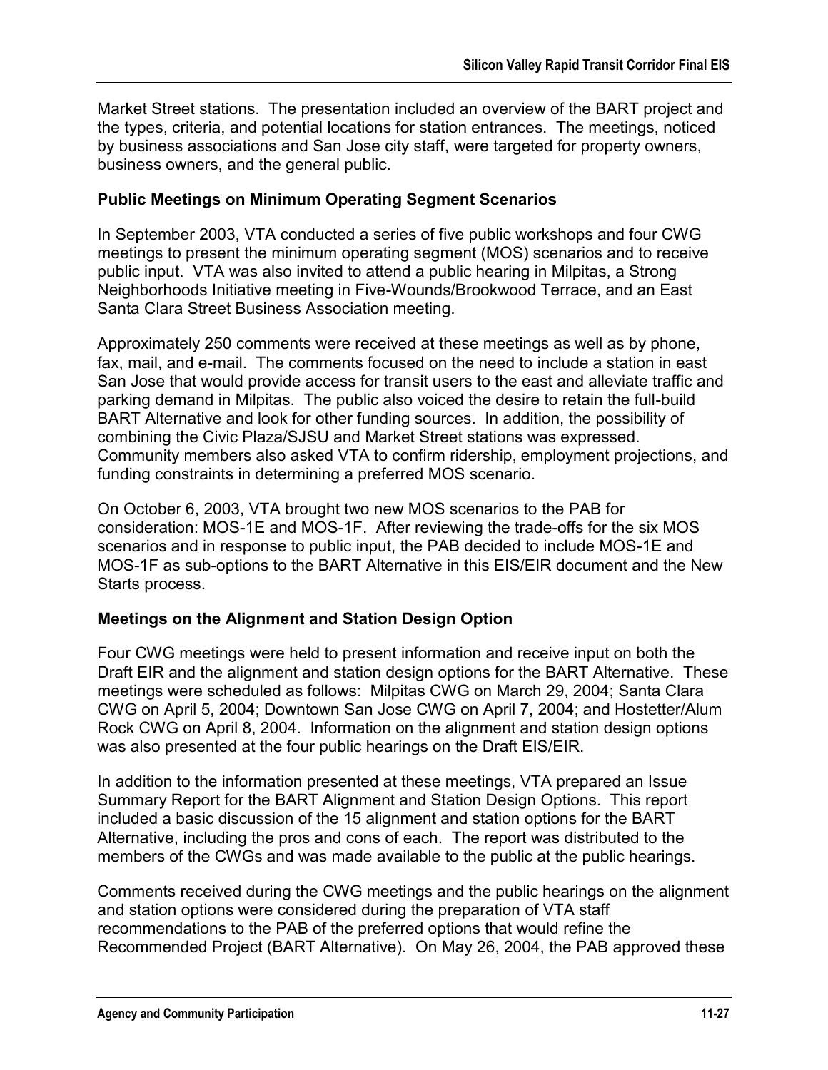Market Street stations. The presentation included an overview of the BART project and the types, criteria, and potential locations for station entrances. The meetings, noticed by business associations and San Jose city staff, were targeted for property owners, business owners, and the general public.

### Public Meetings on Minimum Operating Segment Scenarios

In September 2003, VTA conducted a series of five public workshops and four CWG meetings to present the minimum operating segment (MOS) scenarios and to receive public input. VTA was also invited to attend a public hearing in Milpitas, a Strong Neighborhoods Initiative meeting in Five-Wounds/Brookwood Terrace, and an East Santa Clara Street Business Association meeting.

Approximately 250 comments were received at these meetings as well as by phone, fax, mail, and e-mail. The comments focused on the need to include a station in east San Jose that would provide access for transit users to the east and alleviate traffic and parking demand in Milpitas. The public also voiced the desire to retain the full-build BART Alternative and look for other funding sources. In addition, the possibility of combining the Civic Plaza/SJSU and Market Street stations was expressed. Community members also asked VTA to confirm ridership, employment projections, and funding constraints in determining a preferred MOS scenario.

On October 6, 2003, VTA brought two new MOS scenarios to the PAB for consideration: MOS-1E and MOS-1F. After reviewing the trade-offs for the six MOS scenarios and in response to public input, the PAB decided to include MOS-1E and MOS-1F as sub-options to the BART Alternative in this EIS/EIR document and the New Starts process.

### Meetings on the Alignment and Station Design Option

Four CWG meetings were held to present information and receive input on both the Draft EIR and the alignment and station design options for the BART Alternative. These meetings were scheduled as follows: Milpitas CWG on March 29, 2004; Santa Clara CWG on April 5, 2004; Downtown San Jose CWG on April 7, 2004; and Hostetter/Alum Rock CWG on April 8, 2004. Information on the alignment and station design options was also presented at the four public hearings on the Draft EIS/EIR.

In addition to the information presented at these meetings, VTA prepared an Issue Summary Report for the BART Alignment and Station Design Options. This report included a basic discussion of the 15 alignment and station options for the BART Alternative, including the pros and cons of each. The report was distributed to the members of the CWGs and was made available to the public at the public hearings.

Comments received during the CWG meetings and the public hearings on the alignment and station options were considered during the preparation of VTA staff recommendations to the PAB of the preferred options that would refine the Recommended Project (BART Alternative). On May 26, 2004, the PAB approved these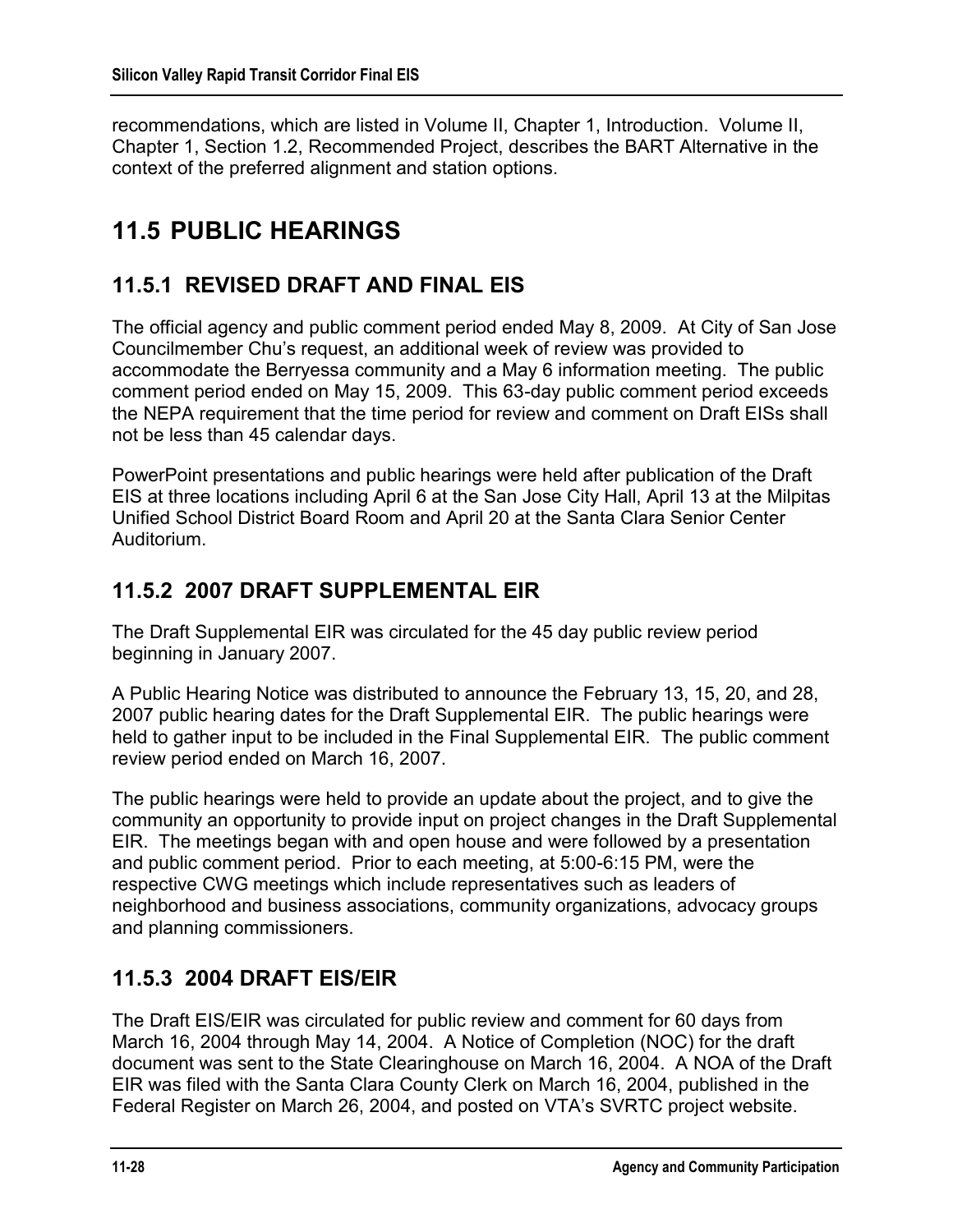recommendations, which are listed in Volume II, Chapter 1, Introduction. Volume II, Chapter 1, Section 1.2, Recommended Project, describes the BART Alternative in the context of the preferred alignment and station options.

## 11.5 PUBLIC HEARINGS

### 11.5.1 REVISED DRAFT AND FINAL EIS

The official agency and public comment period ended May 8, 2009. At City of San Jose Councilmember Chu's request, an additional week of review was provided to accommodate the Berryessa community and a May 6 information meeting. The public comment period ended on May 15, 2009. This 63-day public comment period exceeds the NEPA requirement that the time period for review and comment on Draft EISs shall not be less than 45 calendar days.

PowerPoint presentations and public hearings were held after publication of the Draft EIS at three locations including April 6 at the San Jose City Hall, April 13 at the Milpitas Unified School District Board Room and April 20 at the Santa Clara Senior Center Auditorium.

### 11.5.2 2007 DRAFT SUPPLEMENTAL EIR

The Draft Supplemental EIR was circulated for the 45 day public review period beginning in January 2007.

A Public Hearing Notice was distributed to announce the February 13, 15, 20, and 28, 2007 public hearing dates for the Draft Supplemental EIR. The public hearings were held to gather input to be included in the Final Supplemental EIR. The public comment review period ended on March 16, 2007.

The public hearings were held to provide an update about the project, and to give the community an opportunity to provide input on project changes in the Draft Supplemental EIR. The meetings began with and open house and were followed by a presentation and public comment period. Prior to each meeting, at 5:00-6:15 PM, were the respective CWG meetings which include representatives such as leaders of neighborhood and business associations, community organizations, advocacy groups and planning commissioners.

### 11.5.3 2004 DRAFT EIS/EIR

The Draft EIS/EIR was circulated for public review and comment for 60 days from March 16, 2004 through May 14, 2004. A Notice of Completion (NOC) for the draft document was sent to the State Clearinghouse on March 16, 2004. A NOA of the Draft EIR was filed with the Santa Clara County Clerk on March 16, 2004, published in the Federal Register on March 26, 2004, and posted on VTA's SVRTC project website.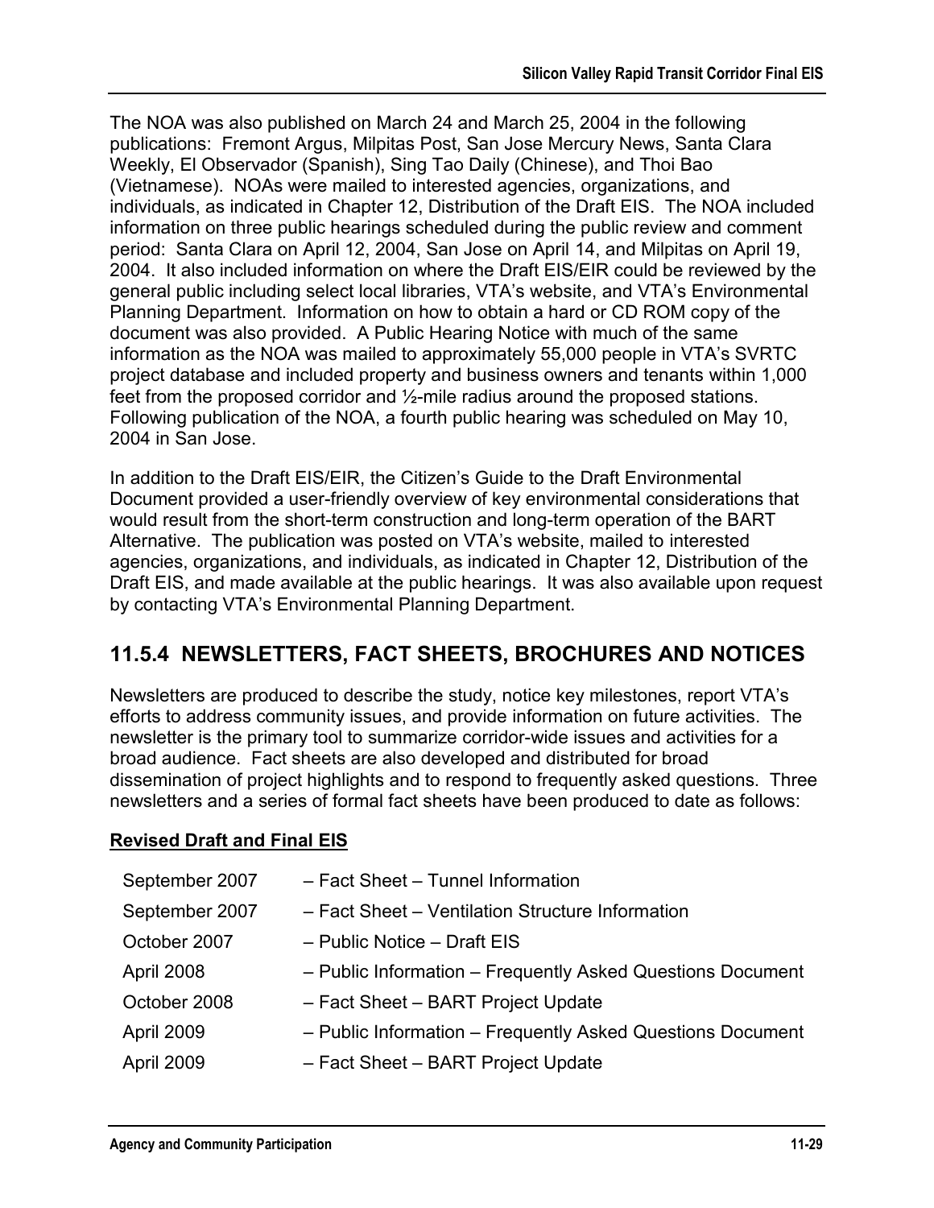The NOA was also published on March 24 and March 25, 2004 in the following publications: Fremont Argus, Milpitas Post, San Jose Mercury News, Santa Clara Weekly, El Observador (Spanish), Sing Tao Daily (Chinese), and Thoi Bao (Vietnamese). NOAs were mailed to interested agencies, organizations, and individuals, as indicated in Chapter 12, Distribution of the Draft EIS. The NOA included information on three public hearings scheduled during the public review and comment period: Santa Clara on April 12, 2004, San Jose on April 14, and Milpitas on April 19, 2004. It also included information on where the Draft EIS/EIR could be reviewed by the general public including select local libraries, VTA's website, and VTA's Environmental Planning Department. Information on how to obtain a hard or CD ROM copy of the document was also provided. A Public Hearing Notice with much of the same information as the NOA was mailed to approximately 55,000 people in VTA's SVRTC project database and included property and business owners and tenants within 1,000 feet from the proposed corridor and ½-mile radius around the proposed stations. Following publication of the NOA, a fourth public hearing was scheduled on May 10, 2004 in San Jose.

In addition to the Draft EIS/EIR, the Citizen's Guide to the Draft Environmental Document provided a user-friendly overview of key environmental considerations that would result from the short-term construction and long-term operation of the BART Alternative. The publication was posted on VTA's website, mailed to interested agencies, organizations, and individuals, as indicated in Chapter 12, Distribution of the Draft EIS, and made available at the public hearings. It was also available upon request by contacting VTA's Environmental Planning Department.

## 11.5.4 NEWSLETTERS, FACT SHEETS, BROCHURES AND NOTICES

Newsletters are produced to describe the study, notice key milestones, report VTA's efforts to address community issues, and provide information on future activities. The newsletter is the primary tool to summarize corridor-wide issues and activities for a broad audience. Fact sheets are also developed and distributed for broad dissemination of project highlights and to respond to frequently asked questions. Three newsletters and a series of formal fact sheets have been produced to date as follows:

**Revised Draft and Final EIS**

| | |
|---|---|
| September 2007 | – Fact Sheet – Tunnel Information |
| September 2007 | – Fact Sheet – Ventilation Structure Information |
| October 2007 | – Public Notice – Draft EIS |
| April 2008 | – Public Information – Frequently Asked Questions Document |
| October 2008 | – Fact Sheet – BART Project Update |
| April 2009 | – Public Information – Frequently Asked Questions Document |
| April 2009 | – Fact Sheet – BART Project Update |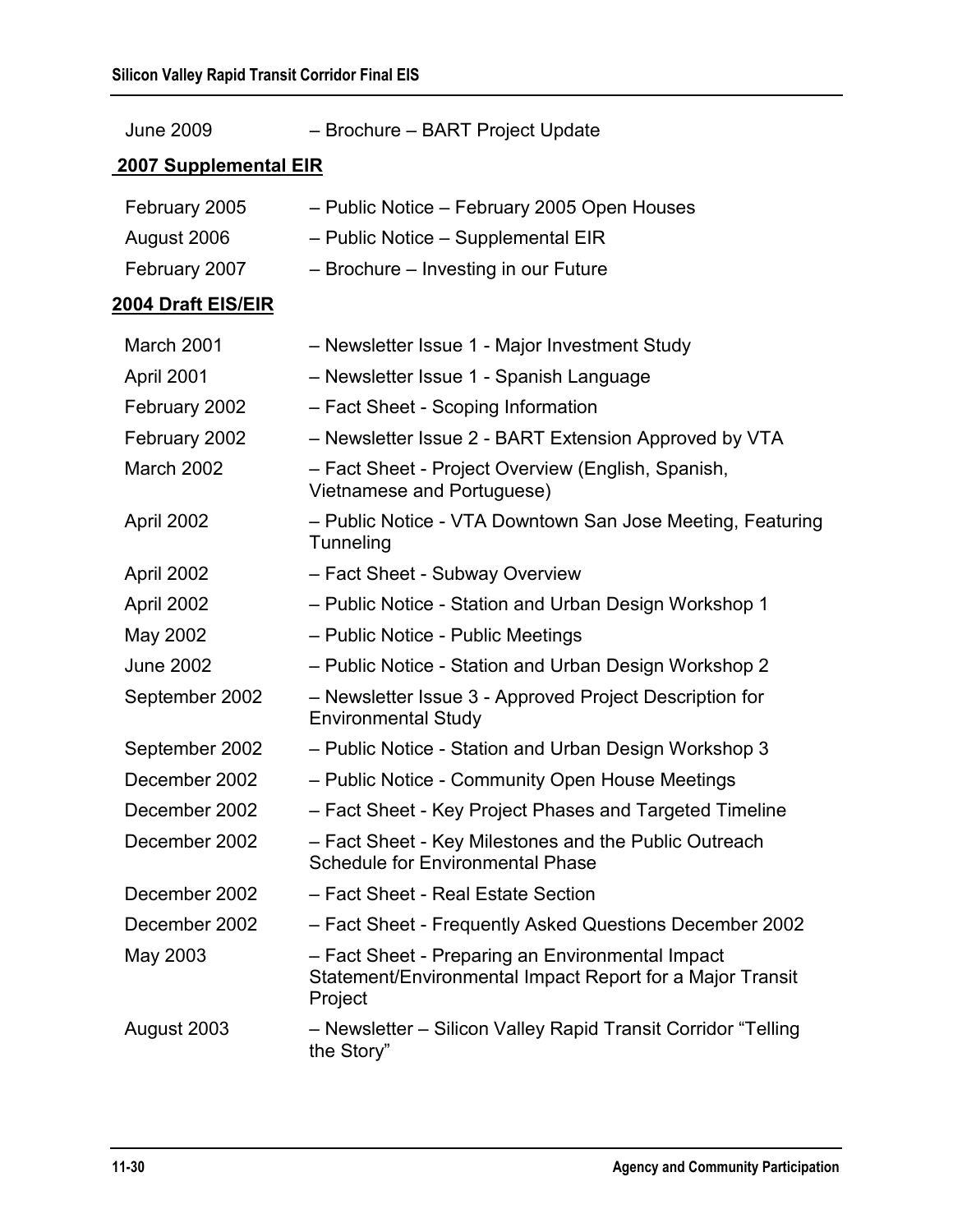June 2009 – Brochure – BART Project Update

**2007 Supplemental EIR**

February 2005 – Public Notice – February 2005 Open Houses

August 2006 – Public Notice – Supplemental EIR

February 2007 – Brochure – Investing in our Future

**2004 Draft EIS/EIR**

March 2001 – Newsletter Issue 1 - Major Investment Study

April 2001 – Newsletter Issue 1 - Spanish Language

February 2002 – Fact Sheet - Scoping Information

February 2002 – Newsletter Issue 2 - BART Extension Approved by VTA

March 2002 – Fact Sheet - Project Overview (English, Spanish, Vietnamese and Portuguese)

April 2002 – Public Notice - VTA Downtown San Jose Meeting, Featuring Tunneling

April 2002 – Fact Sheet - Subway Overview

April 2002 – Public Notice - Station and Urban Design Workshop 1

May 2002 – Public Notice - Public Meetings

June 2002 – Public Notice - Station and Urban Design Workshop 2

September 2002 – Newsletter Issue 3 - Approved Project Description for Environmental Study

September 2002 – Public Notice - Station and Urban Design Workshop 3

December 2002 – Public Notice - Community Open House Meetings

December 2002 – Fact Sheet - Key Project Phases and Targeted Timeline

December 2002 – Fact Sheet - Key Milestones and the Public Outreach Schedule for Environmental Phase

December 2002 – Fact Sheet - Real Estate Section

December 2002 – Fact Sheet - Frequently Asked Questions December 2002

May 2003 – Fact Sheet - Preparing an Environmental Impact Statement/Environmental Impact Report for a Major Transit Project

August 2003 – Newsletter – Silicon Valley Rapid Transit Corridor "Telling the Story"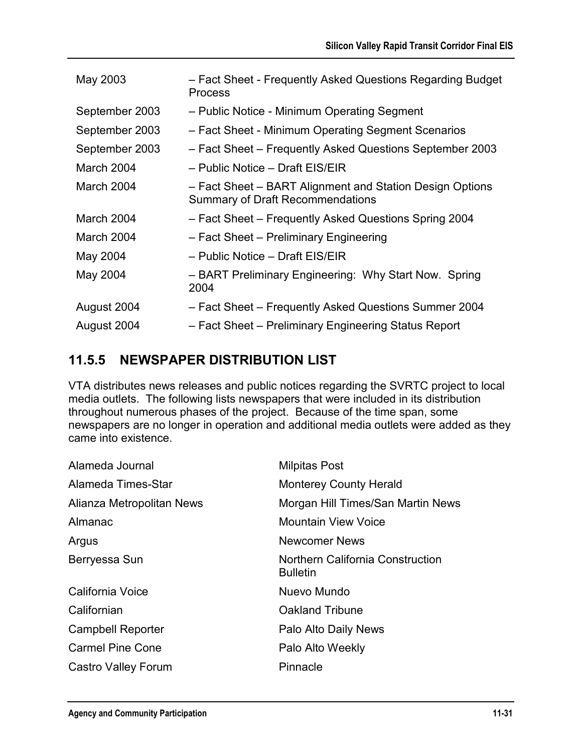| | |
|---|---|
| May 2003 | – Fact Sheet - Frequently Asked Questions Regarding Budget Process |
| September 2003 | – Public Notice - Minimum Operating Segment |
| September 2003 | – Fact Sheet - Minimum Operating Segment Scenarios |
| September 2003 | – Fact Sheet – Frequently Asked Questions September 2003 |
| March 2004 | – Public Notice – Draft EIS/EIR |
| March 2004 | – Fact Sheet – BART Alignment and Station Design Options Summary of Draft Recommendations |
| March 2004 | – Fact Sheet – Frequently Asked Questions Spring 2004 |
| March 2004 | – Fact Sheet – Preliminary Engineering |
| May 2004 | – Public Notice – Draft EIS/EIR |
| May 2004 | – BART Preliminary Engineering: Why Start Now. Spring 2004 |
| August 2004 | – Fact Sheet – Frequently Asked Questions Summer 2004 |
| August 2004 | – Fact Sheet – Preliminary Engineering Status Report |

## 11.5.5 NEWSPAPER DISTRIBUTION LIST

VTA distributes news releases and public notices regarding the SVRTC project to local media outlets. The following lists newspapers that were included in its distribution throughout numerous phases of the project. Because of the time span, some newspapers are no longer in operation and additional media outlets were added as they came into existence.

Alameda Journal
Alameda Times-Star
Alianza Metropolitan News
Almanac
Argus
Berryessa Sun
California Voice
Californian
Campbell Reporter
Carmel Pine Cone
Castro Valley Forum
Milpitas Post
Monterey County Herald
Morgan Hill Times/San Martin News
Mountain View Voice
Newcomer News
Northern California Construction Bulletin
Nuevo Mundo
Oakland Tribune
Palo Alto Daily News
Palo Alto Weekly
Pinnacle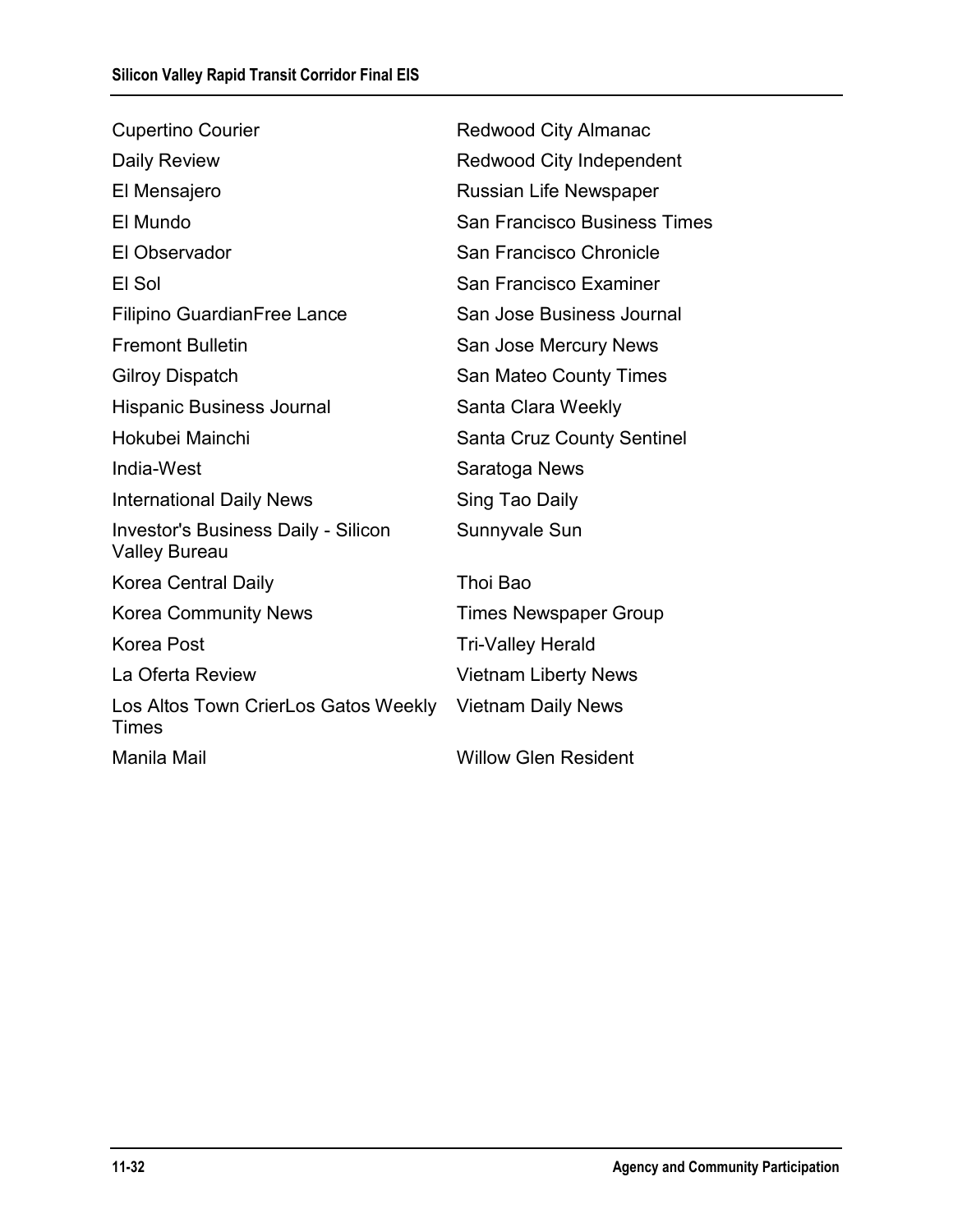Cupertino Courier

Daily Review

El Mensajero

El Mundo

El Observador

El Sol

Filipino GuardianFree Lance

Fremont Bulletin

Gilroy Dispatch

Hispanic Business Journal

Hokubei Mainchi

India-West

International Daily News

Investor's Business Daily - Silicon Valley Bureau

Korea Central Daily

Korea Community News

Korea Post

La Oferta Review

Los Altos Town CrierLos Gatos Weekly Times

Manila Mail

Redwood City Almanac

Redwood City Independent

Russian Life Newspaper

San Francisco Business Times

San Francisco Chronicle

San Francisco Examiner

San Jose Business Journal

San Jose Mercury News

San Mateo County Times

Santa Clara Weekly

Santa Cruz County Sentinel

Saratoga News

Sing Tao Daily

Sunnyvale Sun

Thoi Bao

Times Newspaper Group

Tri-Valley Herald

Vietnam Liberty News

Vietnam Daily News

Willow Glen Resident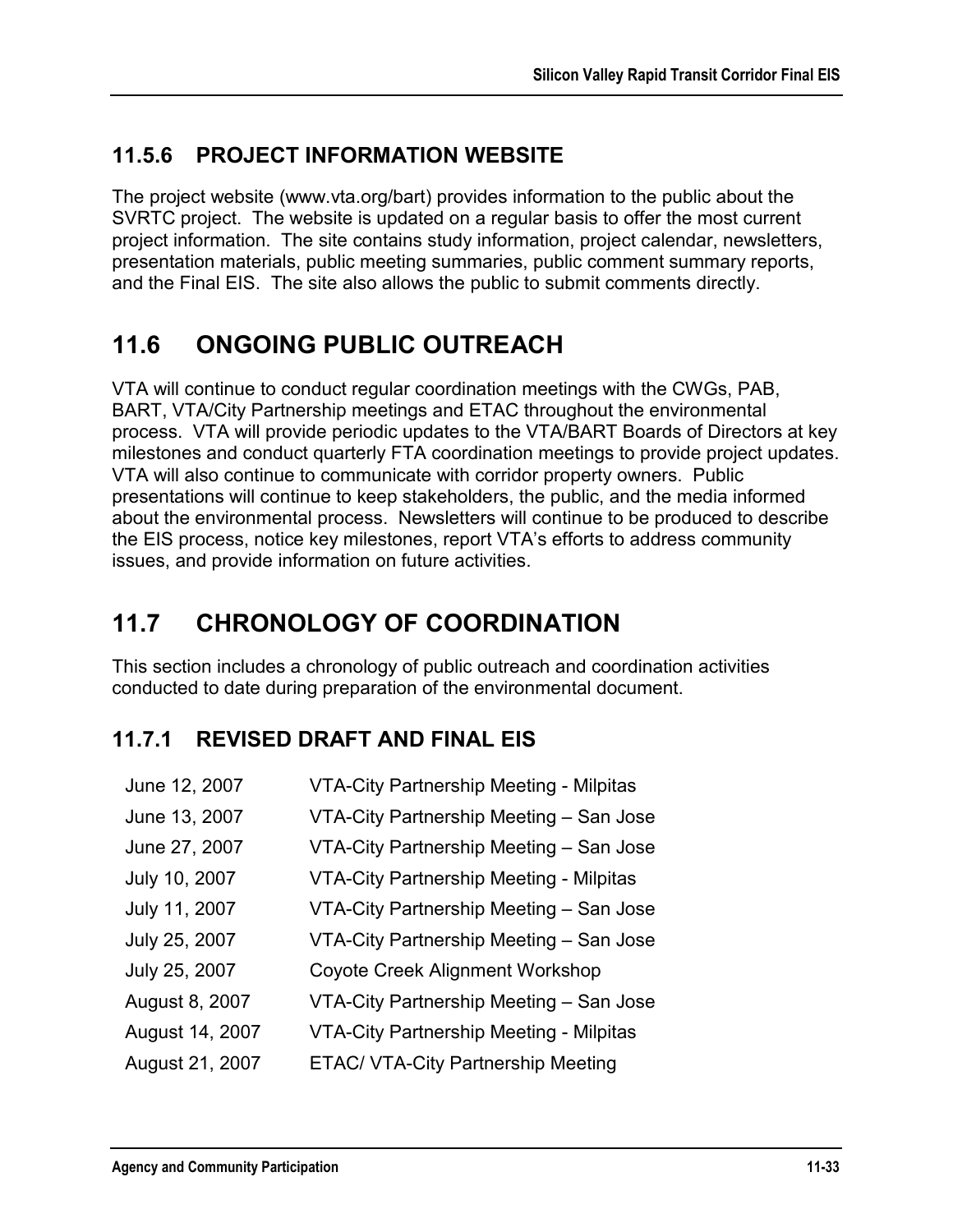### 11.5.6 PROJECT INFORMATION WEBSITE

The project website (www.vta.org/bart) provides information to the public about the SVRTC project. The website is updated on a regular basis to offer the most current project information. The site contains study information, project calendar, newsletters, presentation materials, public meeting summaries, public comment summary reports, and the Final EIS. The site also allows the public to submit comments directly.

## 11.6 ONGOING PUBLIC OUTREACH

VTA will continue to conduct regular coordination meetings with the CWGs, PAB, BART, VTA/City Partnership meetings and ETAC throughout the environmental process. VTA will provide periodic updates to the VTA/BART Boards of Directors at key milestones and conduct quarterly FTA coordination meetings to provide project updates. VTA will also continue to communicate with corridor property owners. Public presentations will continue to keep stakeholders, the public, and the media informed about the environmental process. Newsletters will continue to be produced to describe the EIS process, notice key milestones, report VTA's efforts to address community issues, and provide information on future activities.

## 11.7 CHRONOLOGY OF COORDINATION

This section includes a chronology of public outreach and coordination activities conducted to date during preparation of the environmental document.

### 11.7.1 REVISED DRAFT AND FINAL EIS

| | |
|---|---|
| June 12, 2007 | VTA-City Partnership Meeting - Milpitas |
| June 13, 2007 | VTA-City Partnership Meeting – San Jose |
| June 27, 2007 | VTA-City Partnership Meeting – San Jose |
| July 10, 2007 | VTA-City Partnership Meeting - Milpitas |
| July 11, 2007 | VTA-City Partnership Meeting – San Jose |
| July 25, 2007 | VTA-City Partnership Meeting – San Jose |
| July 25, 2007 | Coyote Creek Alignment Workshop |
| August 8, 2007 | VTA-City Partnership Meeting – San Jose |
| August 14, 2007 | VTA-City Partnership Meeting - Milpitas |
| August 21, 2007 | ETAC/ VTA-City Partnership Meeting |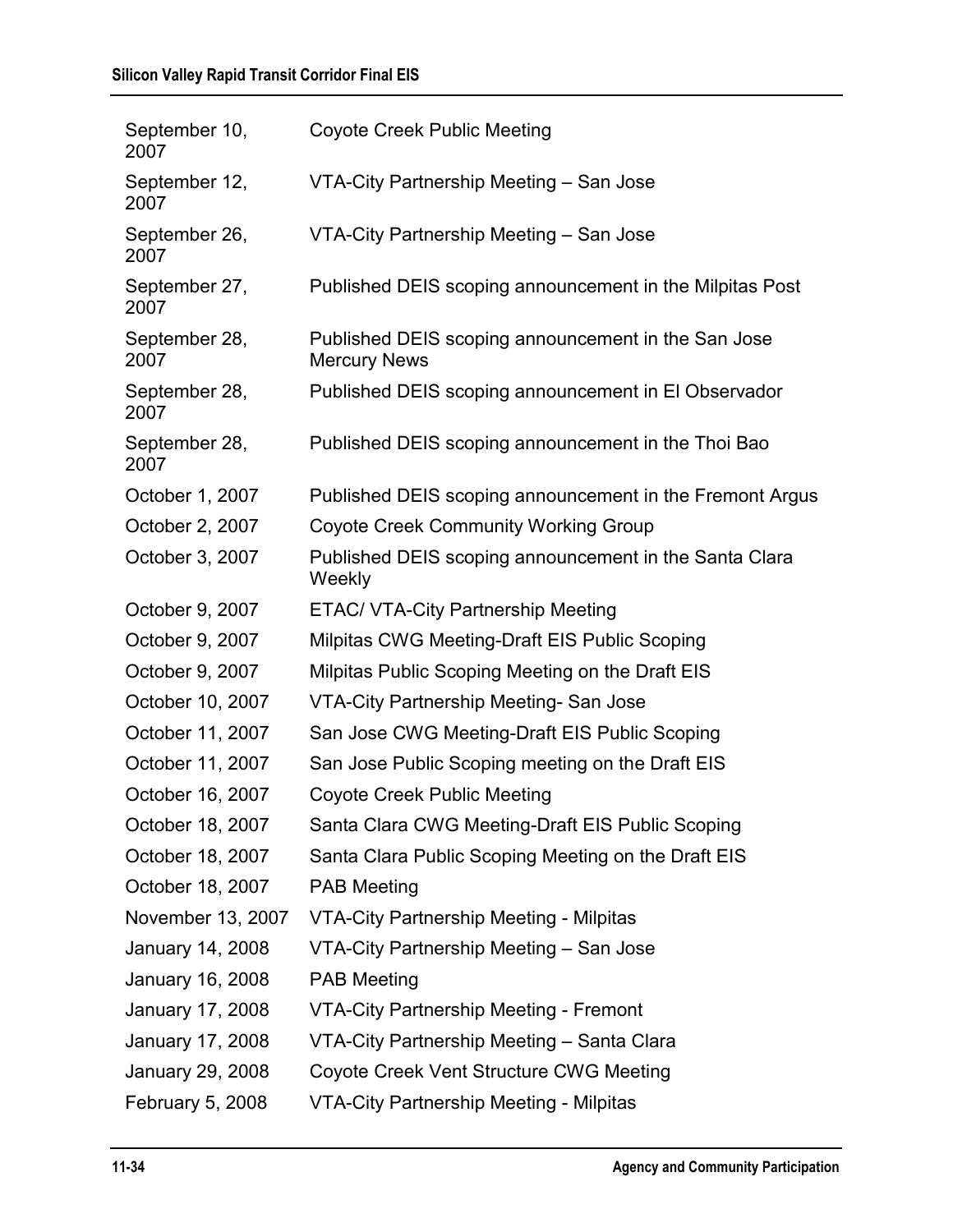| | |
|---|---|
| September 10, 2007 | Coyote Creek Public Meeting |
| September 12, 2007 | VTA-City Partnership Meeting – San Jose |
| September 26, 2007 | VTA-City Partnership Meeting – San Jose |
| September 27, 2007 | Published DEIS scoping announcement in the Milpitas Post |
| September 28, 2007 | Published DEIS scoping announcement in the San Jose Mercury News |
| September 28, 2007 | Published DEIS scoping announcement in El Observador |
| September 28, 2007 | Published DEIS scoping announcement in the Thoi Bao |
| October 1, 2007 | Published DEIS scoping announcement in the Fremont Argus |
| October 2, 2007 | Coyote Creek Community Working Group |
| October 3, 2007 | Published DEIS scoping announcement in the Santa Clara Weekly |
| October 9, 2007 | ETAC/ VTA-City Partnership Meeting |
| October 9, 2007 | Milpitas CWG Meeting-Draft EIS Public Scoping |
| October 9, 2007 | Milpitas Public Scoping Meeting on the Draft EIS |
| October 10, 2007 | VTA-City Partnership Meeting- San Jose |
| October 11, 2007 | San Jose CWG Meeting-Draft EIS Public Scoping |
| October 11, 2007 | San Jose Public Scoping meeting on the Draft EIS |
| October 16, 2007 | Coyote Creek Public Meeting |
| October 18, 2007 | Santa Clara CWG Meeting-Draft EIS Public Scoping |
| October 18, 2007 | Santa Clara Public Scoping Meeting on the Draft EIS |
| October 18, 2007 | PAB Meeting |
| November 13, 2007 | VTA-City Partnership Meeting - Milpitas |
| January 14, 2008 | VTA-City Partnership Meeting – San Jose |
| January 16, 2008 | PAB Meeting |
| January 17, 2008 | VTA-City Partnership Meeting - Fremont |
| January 17, 2008 | VTA-City Partnership Meeting – Santa Clara |
| January 29, 2008 | Coyote Creek Vent Structure CWG Meeting |
| February 5, 2008 | VTA-City Partnership Meeting - Milpitas |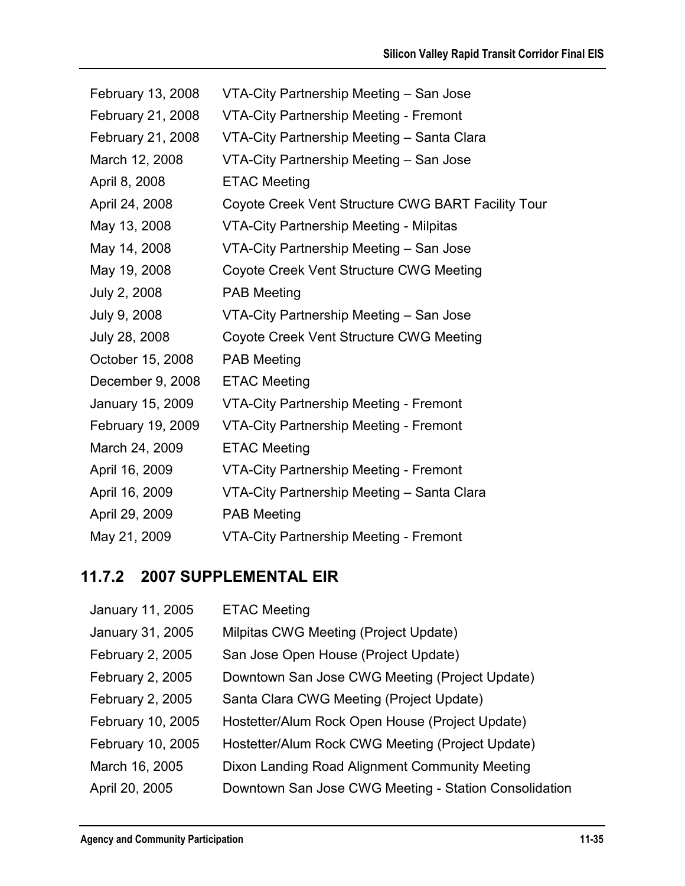| | |
|---|---|
| February 13, 2008 | VTA-City Partnership Meeting – San Jose |
| February 21, 2008 | VTA-City Partnership Meeting - Fremont |
| February 21, 2008 | VTA-City Partnership Meeting – Santa Clara |
| March 12, 2008 | VTA-City Partnership Meeting – San Jose |
| April 8, 2008 | ETAC Meeting |
| April 24, 2008 | Coyote Creek Vent Structure CWG BART Facility Tour |
| May 13, 2008 | VTA-City Partnership Meeting - Milpitas |
| May 14, 2008 | VTA-City Partnership Meeting – San Jose |
| May 19, 2008 | Coyote Creek Vent Structure CWG Meeting |
| July 2, 2008 | PAB Meeting |
| July 9, 2008 | VTA-City Partnership Meeting – San Jose |
| July 28, 2008 | Coyote Creek Vent Structure CWG Meeting |
| October 15, 2008 | PAB Meeting |
| December 9, 2008 | ETAC Meeting |
| January 15, 2009 | VTA-City Partnership Meeting - Fremont |
| February 19, 2009 | VTA-City Partnership Meeting - Fremont |
| March 24, 2009 | ETAC Meeting |
| April 16, 2009 | VTA-City Partnership Meeting - Fremont |
| April 16, 2009 | VTA-City Partnership Meeting – Santa Clara |
| April 29, 2009 | PAB Meeting |
| May 21, 2009 | VTA-City Partnership Meeting - Fremont |

### 11.7.2 2007 SUPPLEMENTAL EIR

| | |
|---|---|
| January 11, 2005 | ETAC Meeting |
| January 31, 2005 | Milpitas CWG Meeting (Project Update) |
| February 2, 2005 | San Jose Open House (Project Update) |
| February 2, 2005 | Downtown San Jose CWG Meeting (Project Update) |
| February 2, 2005 | Santa Clara CWG Meeting (Project Update) |
| February 10, 2005 | Hostetter/Alum Rock Open House (Project Update) |
| February 10, 2005 | Hostetter/Alum Rock CWG Meeting (Project Update) |
| March 16, 2005 | Dixon Landing Road Alignment Community Meeting |
| April 20, 2005 | Downtown San Jose CWG Meeting - Station Consolidation |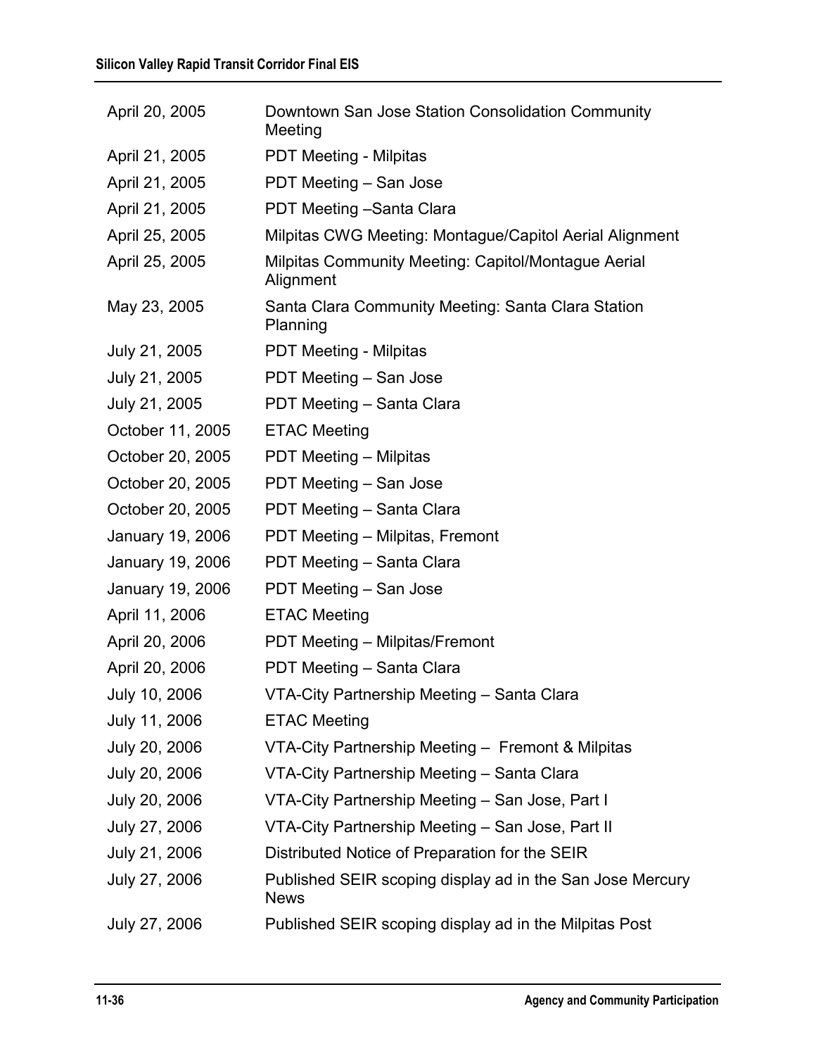| | |
|---|---|
| April 20, 2005 | Downtown San Jose Station Consolidation Community Meeting |
| April 21, 2005 | PDT Meeting - Milpitas |
| April 21, 2005 | PDT Meeting – San Jose |
| April 21, 2005 | PDT Meeting –Santa Clara |
| April 25, 2005 | Milpitas CWG Meeting: Montague/Capitol Aerial Alignment |
| April 25, 2005 | Milpitas Community Meeting: Capitol/Montague Aerial Alignment |
| May 23, 2005 | Santa Clara Community Meeting: Santa Clara Station Planning |
| July 21, 2005 | PDT Meeting - Milpitas |
| July 21, 2005 | PDT Meeting – San Jose |
| July 21, 2005 | PDT Meeting – Santa Clara |
| October 11, 2005 | ETAC Meeting |
| October 20, 2005 | PDT Meeting – Milpitas |
| October 20, 2005 | PDT Meeting – San Jose |
| October 20, 2005 | PDT Meeting – Santa Clara |
| January 19, 2006 | PDT Meeting – Milpitas, Fremont |
| January 19, 2006 | PDT Meeting – Santa Clara |
| January 19, 2006 | PDT Meeting – San Jose |
| April 11, 2006 | ETAC Meeting |
| April 20, 2006 | PDT Meeting – Milpitas/Fremont |
| April 20, 2006 | PDT Meeting – Santa Clara |
| July 10, 2006 | VTA-City Partnership Meeting – Santa Clara |
| July 11, 2006 | ETAC Meeting |
| July 20, 2006 | VTA-City Partnership Meeting – Fremont & Milpitas |
| July 20, 2006 | VTA-City Partnership Meeting – Santa Clara |
| July 20, 2006 | VTA-City Partnership Meeting – San Jose, Part I |
| July 27, 2006 | VTA-City Partnership Meeting – San Jose, Part II |
| July 21, 2006 | Distributed Notice of Preparation for the SEIR |
| July 27, 2006 | Published SEIR scoping display ad in the San Jose Mercury News |
| July 27, 2006 | Published SEIR scoping display ad in the Milpitas Post |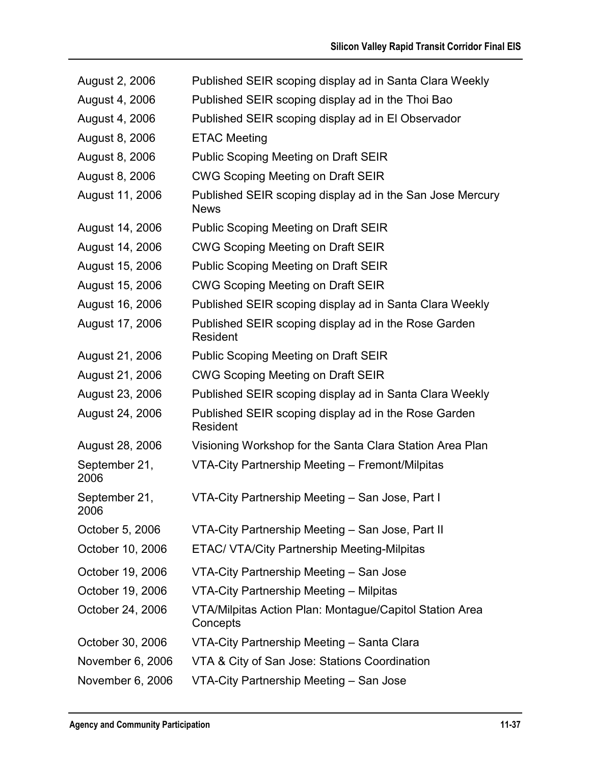| | |
|---|---|
| August 2, 2006 | Published SEIR scoping display ad in Santa Clara Weekly |
| August 4, 2006 | Published SEIR scoping display ad in the Thoi Bao |
| August 4, 2006 | Published SEIR scoping display ad in El Observador |
| August 8, 2006 | ETAC Meeting |
| August 8, 2006 | Public Scoping Meeting on Draft SEIR |
| August 8, 2006 | CWG Scoping Meeting on Draft SEIR |
| August 11, 2006 | Published SEIR scoping display ad in the San Jose Mercury News |
| August 14, 2006 | Public Scoping Meeting on Draft SEIR |
| August 14, 2006 | CWG Scoping Meeting on Draft SEIR |
| August 15, 2006 | Public Scoping Meeting on Draft SEIR |
| August 15, 2006 | CWG Scoping Meeting on Draft SEIR |
| August 16, 2006 | Published SEIR scoping display ad in Santa Clara Weekly |
| August 17, 2006 | Published SEIR scoping display ad in the Rose Garden Resident |
| August 21, 2006 | Public Scoping Meeting on Draft SEIR |
| August 21, 2006 | CWG Scoping Meeting on Draft SEIR |
| August 23, 2006 | Published SEIR scoping display ad in Santa Clara Weekly |
| August 24, 2006 | Published SEIR scoping display ad in the Rose Garden Resident |
| August 28, 2006 | Visioning Workshop for the Santa Clara Station Area Plan |
| September 21, 2006 | VTA-City Partnership Meeting – Fremont/Milpitas |
| September 21, 2006 | VTA-City Partnership Meeting – San Jose, Part I |
| October 5, 2006 | VTA-City Partnership Meeting – San Jose, Part II |
| October 10, 2006 | ETAC/ VTA/City Partnership Meeting-Milpitas |
| October 19, 2006 | VTA-City Partnership Meeting – San Jose |
| October 19, 2006 | VTA-City Partnership Meeting – Milpitas |
| October 24, 2006 | VTA/Milpitas Action Plan: Montague/Capitol Station Area Concepts |
| October 30, 2006 | VTA-City Partnership Meeting – Santa Clara |
| November 6, 2006 | VTA & City of San Jose: Stations Coordination |
| November 6, 2006 | VTA-City Partnership Meeting – San Jose |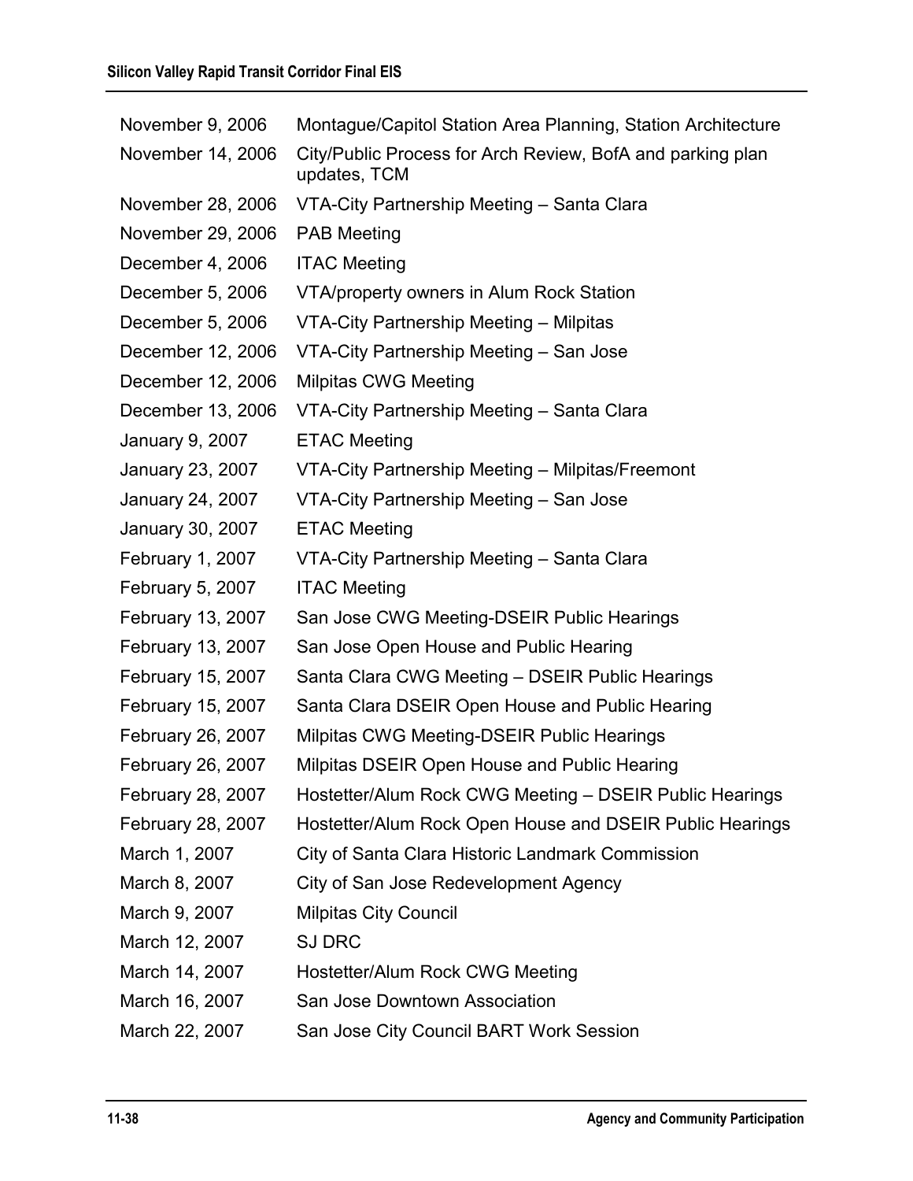| | |
|---|---|
| November 9, 2006 | Montague/Capitol Station Area Planning, Station Architecture |
| November 14, 2006 | City/Public Process for Arch Review, BofA and parking plan updates, TCM |
| November 28, 2006 | VTA-City Partnership Meeting – Santa Clara |
| November 29, 2006 | PAB Meeting |
| December 4, 2006 | ITAC Meeting |
| December 5, 2006 | VTA/property owners in Alum Rock Station |
| December 5, 2006 | VTA-City Partnership Meeting – Milpitas |
| December 12, 2006 | VTA-City Partnership Meeting – San Jose |
| December 12, 2006 | Milpitas CWG Meeting |
| December 13, 2006 | VTA-City Partnership Meeting – Santa Clara |
| January 9, 2007 | ETAC Meeting |
| January 23, 2007 | VTA-City Partnership Meeting – Milpitas/Freemont |
| January 24, 2007 | VTA-City Partnership Meeting – San Jose |
| January 30, 2007 | ETAC Meeting |
| February 1, 2007 | VTA-City Partnership Meeting – Santa Clara |
| February 5, 2007 | ITAC Meeting |
| February 13, 2007 | San Jose CWG Meeting-DSEIR Public Hearings |
| February 13, 2007 | San Jose Open House and Public Hearing |
| February 15, 2007 | Santa Clara CWG Meeting – DSEIR Public Hearings |
| February 15, 2007 | Santa Clara DSEIR Open House and Public Hearing |
| February 26, 2007 | Milpitas CWG Meeting-DSEIR Public Hearings |
| February 26, 2007 | Milpitas DSEIR Open House and Public Hearing |
| February 28, 2007 | Hostetter/Alum Rock CWG Meeting – DSEIR Public Hearings |
| February 28, 2007 | Hostetter/Alum Rock Open House and DSEIR Public Hearings |
| March 1, 2007 | City of Santa Clara Historic Landmark Commission |
| March 8, 2007 | City of San Jose Redevelopment Agency |
| March 9, 2007 | Milpitas City Council |
| March 12, 2007 | SJ DRC |
| March 14, 2007 | Hostetter/Alum Rock CWG Meeting |
| March 16, 2007 | San Jose Downtown Association |
| March 22, 2007 | San Jose City Council BART Work Session |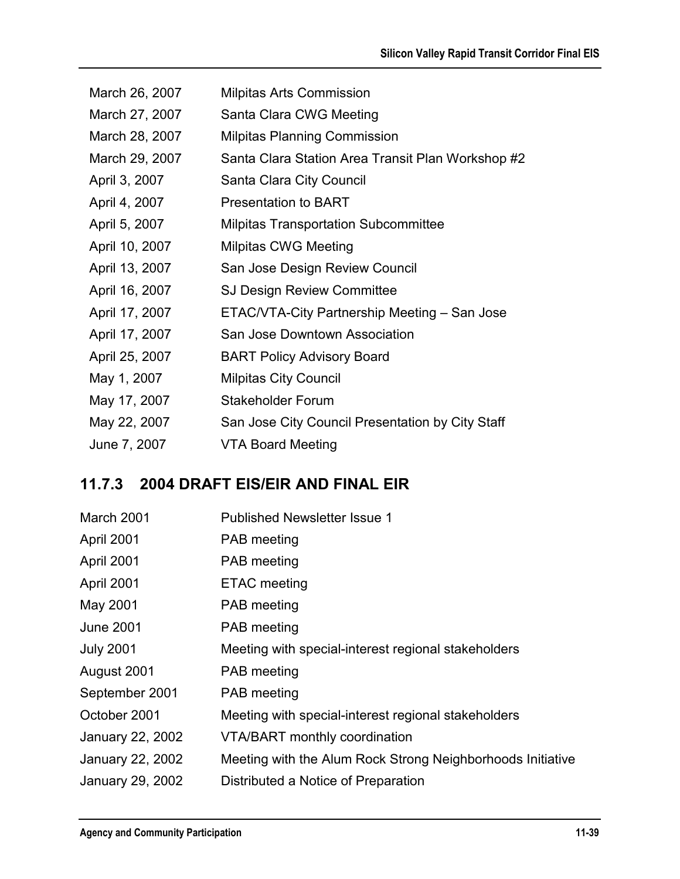| | |
|---|---|
| March 26, 2007 | Milpitas Arts Commission |
| March 27, 2007 | Santa Clara CWG Meeting |
| March 28, 2007 | Milpitas Planning Commission |
| March 29, 2007 | Santa Clara Station Area Transit Plan Workshop #2 |
| April 3, 2007 | Santa Clara City Council |
| April 4, 2007 | Presentation to BART |
| April 5, 2007 | Milpitas Transportation Subcommittee |
| April 10, 2007 | Milpitas CWG Meeting |
| April 13, 2007 | San Jose Design Review Council |
| April 16, 2007 | SJ Design Review Committee |
| April 17, 2007 | ETAC/VTA-City Partnership Meeting – San Jose |
| April 17, 2007 | San Jose Downtown Association |
| April 25, 2007 | BART Policy Advisory Board |
| May 1, 2007 | Milpitas City Council |
| May 17, 2007 | Stakeholder Forum |
| May 22, 2007 | San Jose City Council Presentation by City Staff |
| June 7, 2007 | VTA Board Meeting |

### 11.7.3 2004 DRAFT EIS/EIR AND FINAL EIR

| | |
|---|---|
| March 2001 | Published Newsletter Issue 1 |
| April 2001 | PAB meeting |
| April 2001 | PAB meeting |
| April 2001 | ETAC meeting |
| May 2001 | PAB meeting |
| June 2001 | PAB meeting |
| July 2001 | Meeting with special-interest regional stakeholders |
| August 2001 | PAB meeting |
| September 2001 | PAB meeting |
| October 2001 | Meeting with special-interest regional stakeholders |
| January 22, 2002 | VTA/BART monthly coordination |
| January 22, 2002 | Meeting with the Alum Rock Strong Neighborhoods Initiative |
| January 29, 2002 | Distributed a Notice of Preparation |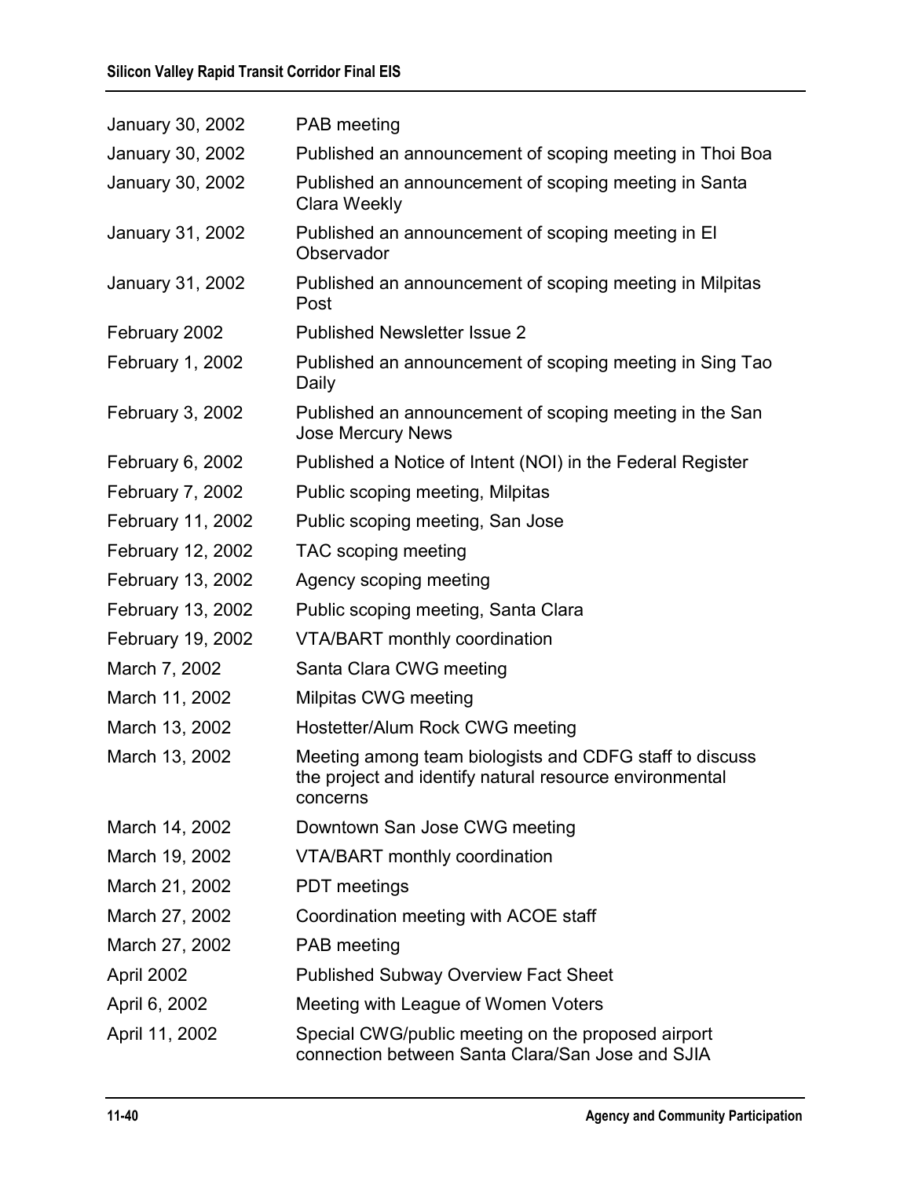| | |
|---|---|
| January 30, 2002 | PAB meeting |
| January 30, 2002 | Published an announcement of scoping meeting in Thoi Boa |
| January 30, 2002 | Published an announcement of scoping meeting in Santa Clara Weekly |
| January 31, 2002 | Published an announcement of scoping meeting in El Observador |
| January 31, 2002 | Published an announcement of scoping meeting in Milpitas Post |
| February 2002 | Published Newsletter Issue 2 |
| February 1, 2002 | Published an announcement of scoping meeting in Sing Tao Daily |
| February 3, 2002 | Published an announcement of scoping meeting in the San Jose Mercury News |
| February 6, 2002 | Published a Notice of Intent (NOI) in the Federal Register |
| February 7, 2002 | Public scoping meeting, Milpitas |
| February 11, 2002 | Public scoping meeting, San Jose |
| February 12, 2002 | TAC scoping meeting |
| February 13, 2002 | Agency scoping meeting |
| February 13, 2002 | Public scoping meeting, Santa Clara |
| February 19, 2002 | VTA/BART monthly coordination |
| March 7, 2002 | Santa Clara CWG meeting |
| March 11, 2002 | Milpitas CWG meeting |
| March 13, 2002 | Hostetter/Alum Rock CWG meeting |
| March 13, 2002 | Meeting among team biologists and CDFG staff to discuss the project and identify natural resource environmental concerns |
| March 14, 2002 | Downtown San Jose CWG meeting |
| March 19, 2002 | VTA/BART monthly coordination |
| March 21, 2002 | PDT meetings |
| March 27, 2002 | Coordination meeting with ACOE staff |
| March 27, 2002 | PAB meeting |
| April 2002 | Published Subway Overview Fact Sheet |
| April 6, 2002 | Meeting with League of Women Voters |
| April 11, 2002 | Special CWG/public meeting on the proposed airport connection between Santa Clara/San Jose and SJIA |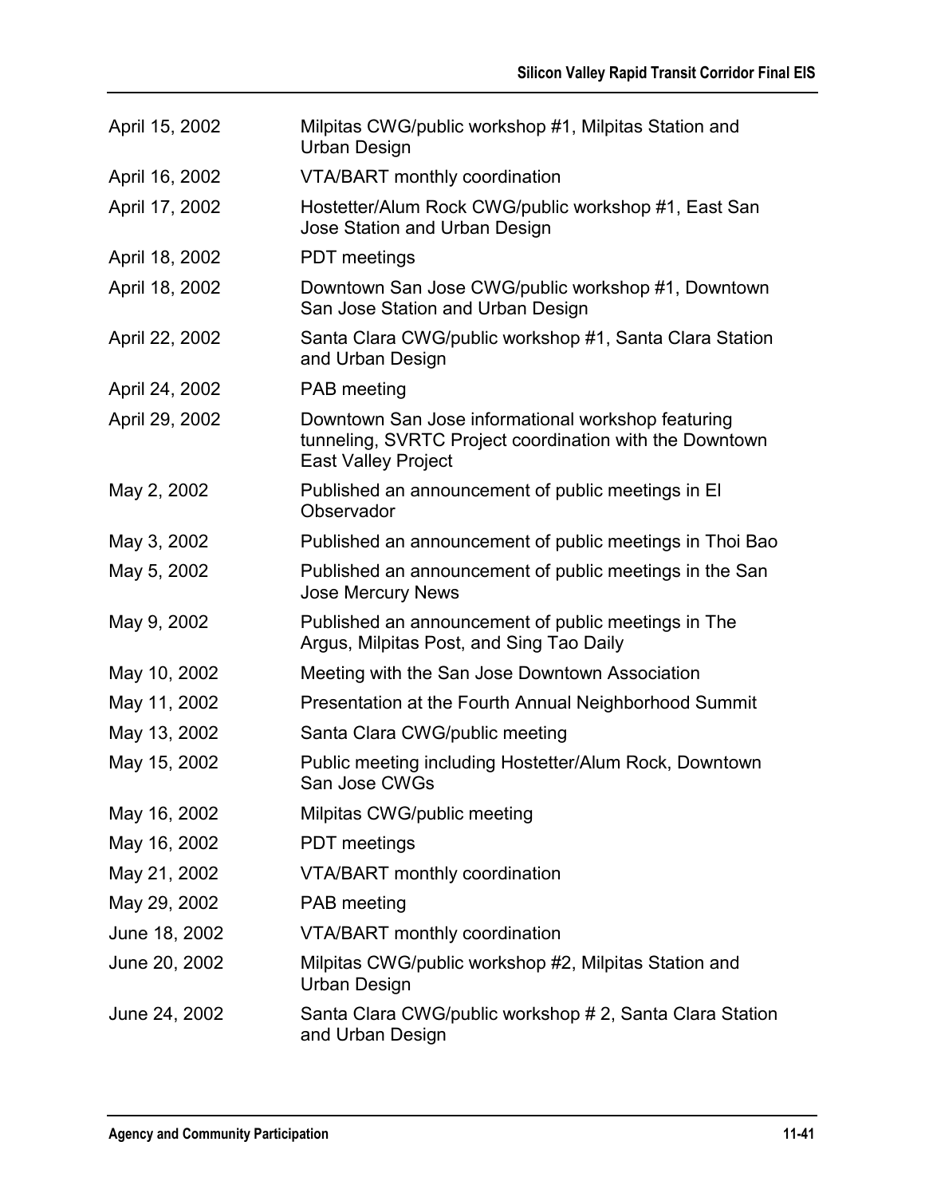| | |
|---|---|
| April 15, 2002 | Milpitas CWG/public workshop #1, Milpitas Station and Urban Design |
| April 16, 2002 | VTA/BART monthly coordination |
| April 17, 2002 | Hostetter/Alum Rock CWG/public workshop #1, East San Jose Station and Urban Design |
| April 18, 2002 | PDT meetings |
| April 18, 2002 | Downtown San Jose CWG/public workshop #1, Downtown San Jose Station and Urban Design |
| April 22, 2002 | Santa Clara CWG/public workshop #1, Santa Clara Station and Urban Design |
| April 24, 2002 | PAB meeting |
| April 29, 2002 | Downtown San Jose informational workshop featuring tunneling, SVRTC Project coordination with the Downtown East Valley Project |
| May 2, 2002 | Published an announcement of public meetings in El Observador |
| May 3, 2002 | Published an announcement of public meetings in Thoi Bao |
| May 5, 2002 | Published an announcement of public meetings in the San Jose Mercury News |
| May 9, 2002 | Published an announcement of public meetings in The Argus, Milpitas Post, and Sing Tao Daily |
| May 10, 2002 | Meeting with the San Jose Downtown Association |
| May 11, 2002 | Presentation at the Fourth Annual Neighborhood Summit |
| May 13, 2002 | Santa Clara CWG/public meeting |
| May 15, 2002 | Public meeting including Hostetter/Alum Rock, Downtown San Jose CWGs |
| May 16, 2002 | Milpitas CWG/public meeting |
| May 16, 2002 | PDT meetings |
| May 21, 2002 | VTA/BART monthly coordination |
| May 29, 2002 | PAB meeting |
| June 18, 2002 | VTA/BART monthly coordination |
| June 20, 2002 | Milpitas CWG/public workshop #2, Milpitas Station and Urban Design |
| June 24, 2002 | Santa Clara CWG/public workshop # 2, Santa Clara Station and Urban Design |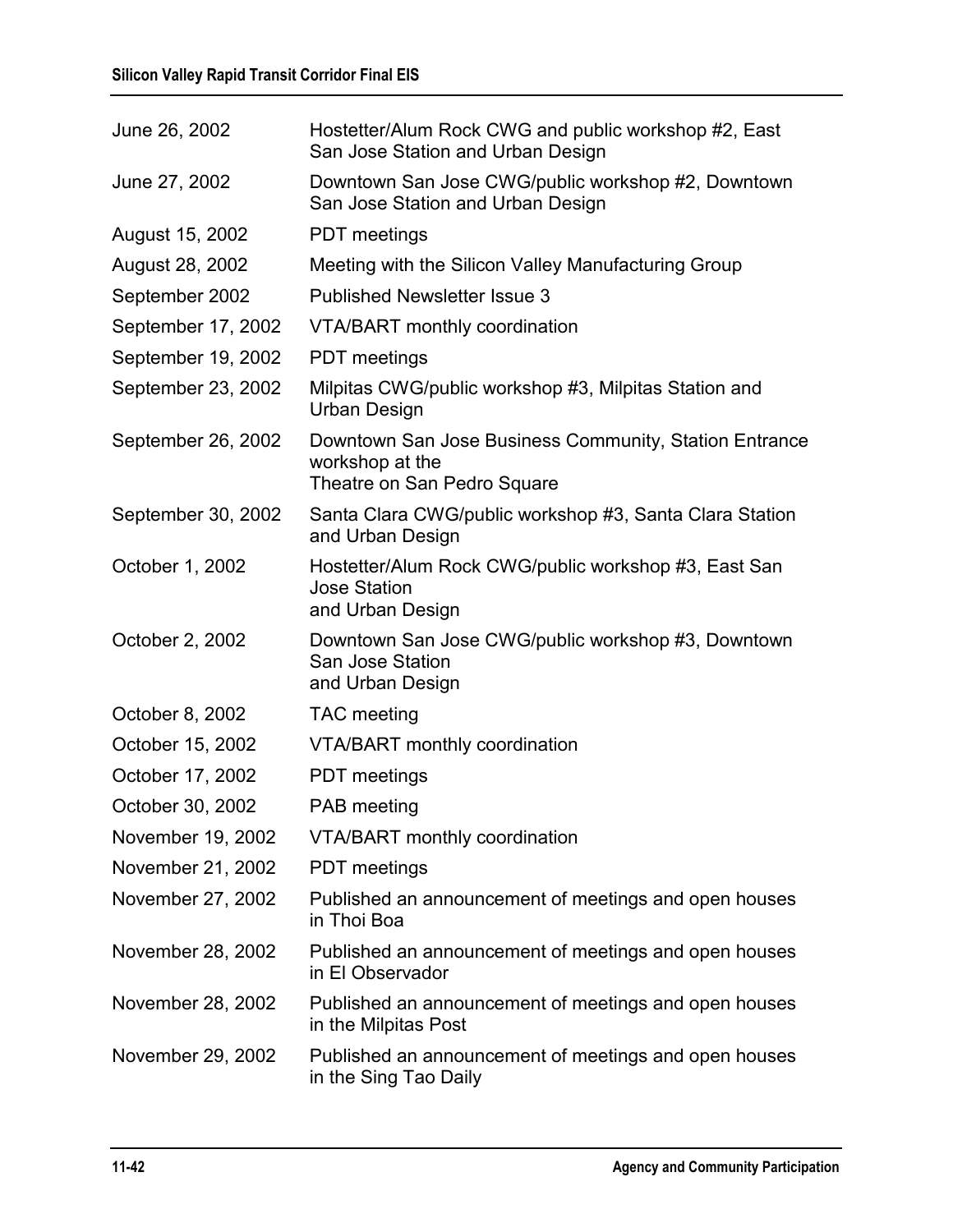| | |
|---|---|
| June 26, 2002 | Hostetter/Alum Rock CWG and public workshop #2, East San Jose Station and Urban Design |
| June 27, 2002 | Downtown San Jose CWG/public workshop #2, Downtown San Jose Station and Urban Design |
| August 15, 2002 | PDT meetings |
| August 28, 2002 | Meeting with the Silicon Valley Manufacturing Group |
| September 2002 | Published Newsletter Issue 3 |
| September 17, 2002 | VTA/BART monthly coordination |
| September 19, 2002 | PDT meetings |
| September 23, 2002 | Milpitas CWG/public workshop #3, Milpitas Station and Urban Design |
| September 26, 2002 | Downtown San Jose Business Community, Station Entrance workshop at the Theatre on San Pedro Square |
| September 30, 2002 | Santa Clara CWG/public workshop #3, Santa Clara Station and Urban Design |
| October 1, 2002 | Hostetter/Alum Rock CWG/public workshop #3, East San Jose Station and Urban Design |
| October 2, 2002 | Downtown San Jose CWG/public workshop #3, Downtown San Jose Station and Urban Design |
| October 8, 2002 | TAC meeting |
| October 15, 2002 | VTA/BART monthly coordination |
| October 17, 2002 | PDT meetings |
| October 30, 2002 | PAB meeting |
| November 19, 2002 | VTA/BART monthly coordination |
| November 21, 2002 | PDT meetings |
| November 27, 2002 | Published an announcement of meetings and open houses in Thoi Boa |
| November 28, 2002 | Published an announcement of meetings and open houses in El Observador |
| November 28, 2002 | Published an announcement of meetings and open houses in the Milpitas Post |
| November 29, 2002 | Published an announcement of meetings and open houses in the Sing Tao Daily |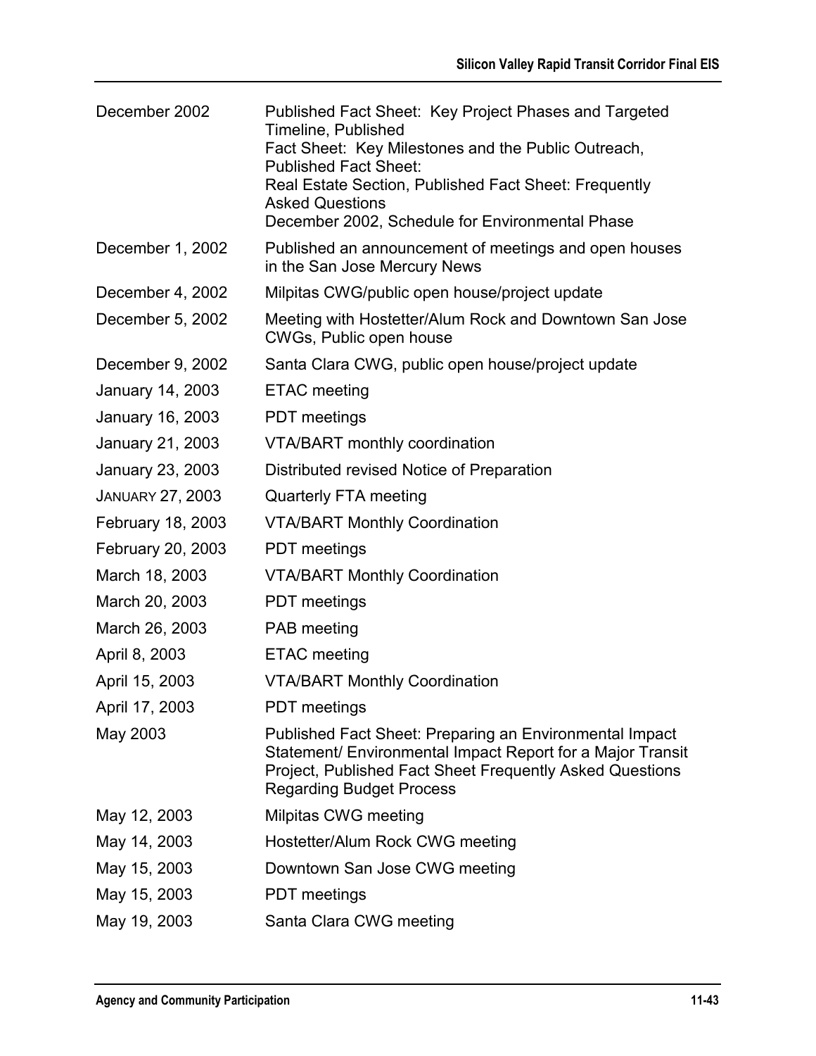| | |
|---|---|
| December 2002 | Published Fact Sheet: Key Project Phases and Targeted Timeline, Published Fact Sheet: Key Milestones and the Public Outreach, Published Fact Sheet: Real Estate Section, Published Fact Sheet: Frequently Asked Questions December 2002, Schedule for Environmental Phase |
| December 1, 2002 | Published an announcement of meetings and open houses in the San Jose Mercury News |
| December 4, 2002 | Milpitas CWG/public open house/project update |
| December 5, 2002 | Meeting with Hostetter/Alum Rock and Downtown San Jose CWGs, Public open house |
| December 9, 2002 | Santa Clara CWG, public open house/project update |
| January 14, 2003 | ETAC meeting |
| January 16, 2003 | PDT meetings |
| January 21, 2003 | VTA/BART monthly coordination |
| January 23, 2003 | Distributed revised Notice of Preparation |
| January 27, 2003 | Quarterly FTA meeting |
| February 18, 2003 | VTA/BART Monthly Coordination |
| February 20, 2003 | PDT meetings |
| March 18, 2003 | VTA/BART Monthly Coordination |
| March 20, 2003 | PDT meetings |
| March 26, 2003 | PAB meeting |
| April 8, 2003 | ETAC meeting |
| April 15, 2003 | VTA/BART Monthly Coordination |
| April 17, 2003 | PDT meetings |
| May 2003 | Published Fact Sheet: Preparing an Environmental Impact Statement/ Environmental Impact Report for a Major Transit Project, Published Fact Sheet Frequently Asked Questions Regarding Budget Process |
| May 12, 2003 | Milpitas CWG meeting |
| May 14, 2003 | Hostetter/Alum Rock CWG meeting |
| May 15, 2003 | Downtown San Jose CWG meeting |
| May 15, 2003 | PDT meetings |
| May 19, 2003 | Santa Clara CWG meeting |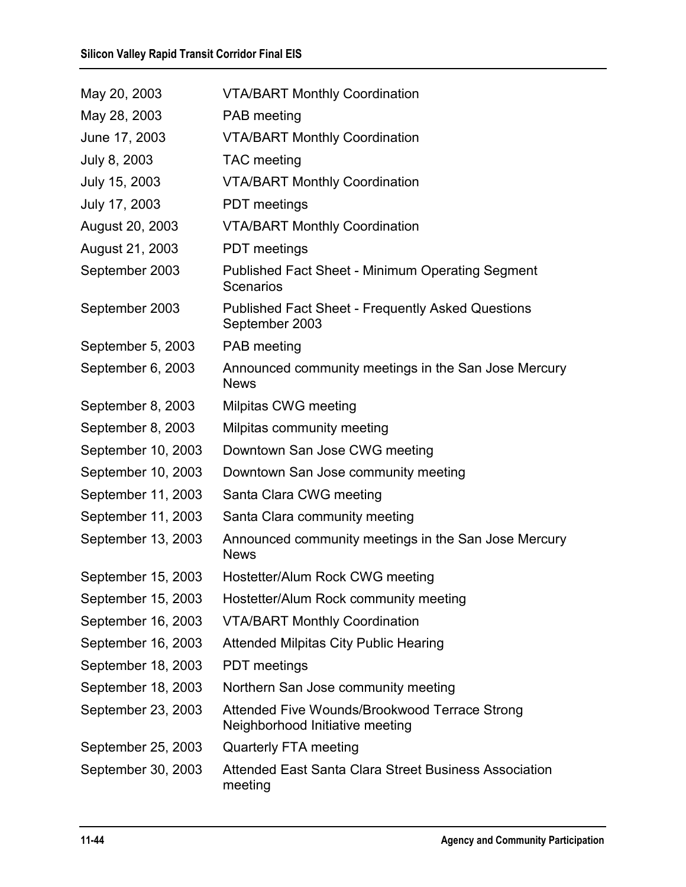| | |
|---|---|
| May 20, 2003 | VTA/BART Monthly Coordination |
| May 28, 2003 | PAB meeting |
| June 17, 2003 | VTA/BART Monthly Coordination |
| July 8, 2003 | TAC meeting |
| July 15, 2003 | VTA/BART Monthly Coordination |
| July 17, 2003 | PDT meetings |
| August 20, 2003 | VTA/BART Monthly Coordination |
| August 21, 2003 | PDT meetings |
| September 2003 | Published Fact Sheet - Minimum Operating Segment Scenarios |
| September 2003 | Published Fact Sheet - Frequently Asked Questions September 2003 |
| September 5, 2003 | PAB meeting |
| September 6, 2003 | Announced community meetings in the San Jose Mercury News |
| September 8, 2003 | Milpitas CWG meeting |
| September 8, 2003 | Milpitas community meeting |
| September 10, 2003 | Downtown San Jose CWG meeting |
| September 10, 2003 | Downtown San Jose community meeting |
| September 11, 2003 | Santa Clara CWG meeting |
| September 11, 2003 | Santa Clara community meeting |
| September 13, 2003 | Announced community meetings in the San Jose Mercury News |
| September 15, 2003 | Hostetter/Alum Rock CWG meeting |
| September 15, 2003 | Hostetter/Alum Rock community meeting |
| September 16, 2003 | VTA/BART Monthly Coordination |
| September 16, 2003 | Attended Milpitas City Public Hearing |
| September 18, 2003 | PDT meetings |
| September 18, 2003 | Northern San Jose community meeting |
| September 23, 2003 | Attended Five Wounds/Brookwood Terrace Strong Neighborhood Initiative meeting |
| September 25, 2003 | Quarterly FTA meeting |
| September 30, 2003 | Attended East Santa Clara Street Business Association meeting |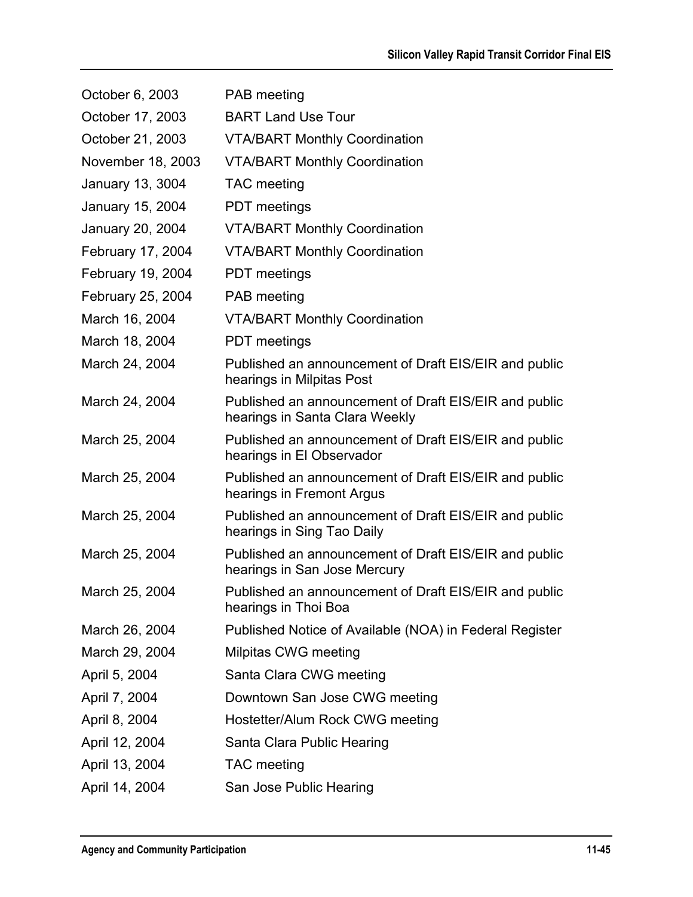| | |
|---|---|
| October 6, 2003 | PAB meeting |
| October 17, 2003 | BART Land Use Tour |
| October 21, 2003 | VTA/BART Monthly Coordination |
| November 18, 2003 | VTA/BART Monthly Coordination |
| January 13, 3004 | TAC meeting |
| January 15, 2004 | PDT meetings |
| January 20, 2004 | VTA/BART Monthly Coordination |
| February 17, 2004 | VTA/BART Monthly Coordination |
| February 19, 2004 | PDT meetings |
| February 25, 2004 | PAB meeting |
| March 16, 2004 | VTA/BART Monthly Coordination |
| March 18, 2004 | PDT meetings |
| March 24, 2004 | Published an announcement of Draft EIS/EIR and public hearings in Milpitas Post |
| March 24, 2004 | Published an announcement of Draft EIS/EIR and public hearings in Santa Clara Weekly |
| March 25, 2004 | Published an announcement of Draft EIS/EIR and public hearings in El Observador |
| March 25, 2004 | Published an announcement of Draft EIS/EIR and public hearings in Fremont Argus |
| March 25, 2004 | Published an announcement of Draft EIS/EIR and public hearings in Sing Tao Daily |
| March 25, 2004 | Published an announcement of Draft EIS/EIR and public hearings in San Jose Mercury |
| March 25, 2004 | Published an announcement of Draft EIS/EIR and public hearings in Thoi Boa |
| March 26, 2004 | Published Notice of Available (NOA) in Federal Register |
| March 29, 2004 | Milpitas CWG meeting |
| April 5, 2004 | Santa Clara CWG meeting |
| April 7, 2004 | Downtown San Jose CWG meeting |
| April 8, 2004 | Hostetter/Alum Rock CWG meeting |
| April 12, 2004 | Santa Clara Public Hearing |
| April 13, 2004 | TAC meeting |
| April 14, 2004 | San Jose Public Hearing |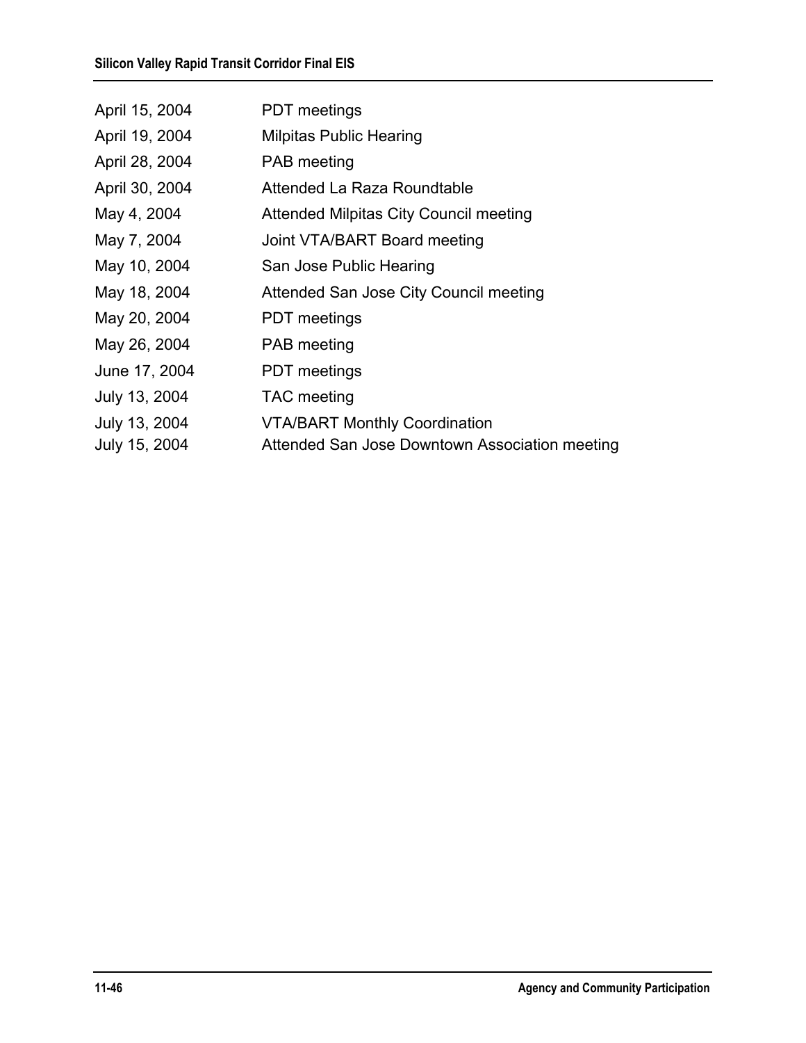| | |
|---|---|
| April 15, 2004 | PDT meetings |
| April 19, 2004 | Milpitas Public Hearing |
| April 28, 2004 | PAB meeting |
| April 30, 2004 | Attended La Raza Roundtable |
| May 4, 2004 | Attended Milpitas City Council meeting |
| May 7, 2004 | Joint VTA/BART Board meeting |
| May 10, 2004 | San Jose Public Hearing |
| May 18, 2004 | Attended San Jose City Council meeting |
| May 20, 2004 | PDT meetings |
| May 26, 2004 | PAB meeting |
| June 17, 2004 | PDT meetings |
| July 13, 2004 | TAC meeting |
| July 13, 2004 | VTA/BART Monthly Coordination |
| July 15, 2004 | Attended San Jose Downtown Association meeting |